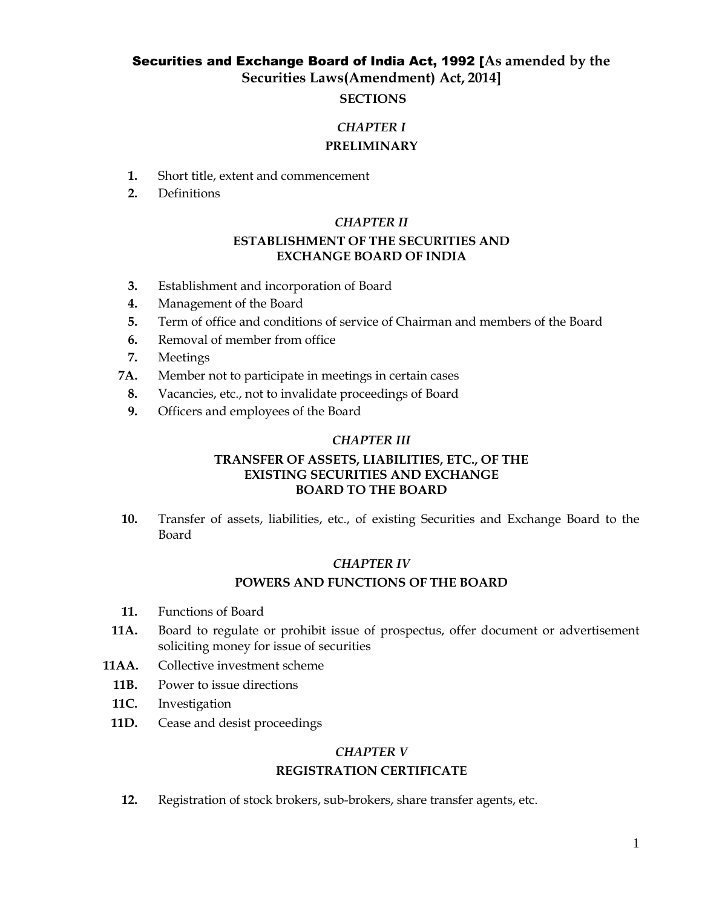# Securities and Exchange Board of India Act, 1992 [As amended by the Securities Laws(Amendment) Act, 2014]

## SECTIONS

### *CHAPTER I*

### PRELIMINARY

**1.** Short title, extent and commencement

**2.** Definitions

### *CHAPTER II*

### ESTABLISHMENT OF THE SECURITIES AND EXCHANGE BOARD OF INDIA

**3.** Establishment and incorporation of Board

**4.** Management of the Board

**5.** Term of office and conditions of service of Chairman and members of the Board

**6.** Removal of member from office

**7.** Meetings

**7A.** Member not to participate in meetings in certain cases

**8.** Vacancies, etc., not to invalidate proceedings of Board

**9.** Officers and employees of the Board

### *CHAPTER III*

### TRANSFER OF ASSETS, LIABILITIES, ETC., OF THE EXISTING SECURITIES AND EXCHANGE BOARD TO THE BOARD

**10.** Transfer of assets, liabilities, etc., of existing Securities and Exchange Board to the Board

### *CHAPTER IV*

### POWERS AND FUNCTIONS OF THE BOARD

**11.** Functions of Board

**11A.** Board to regulate or prohibit issue of prospectus, offer document or advertisement soliciting money for issue of securities

**11AA.** Collective investment scheme

**11B.** Power to issue directions

**11C.** Investigation

**11D.** Cease and desist proceedings

### *CHAPTER V*

### REGISTRATION CERTIFICATE

**12.** Registration of stock brokers, sub-brokers, share transfer agents, etc.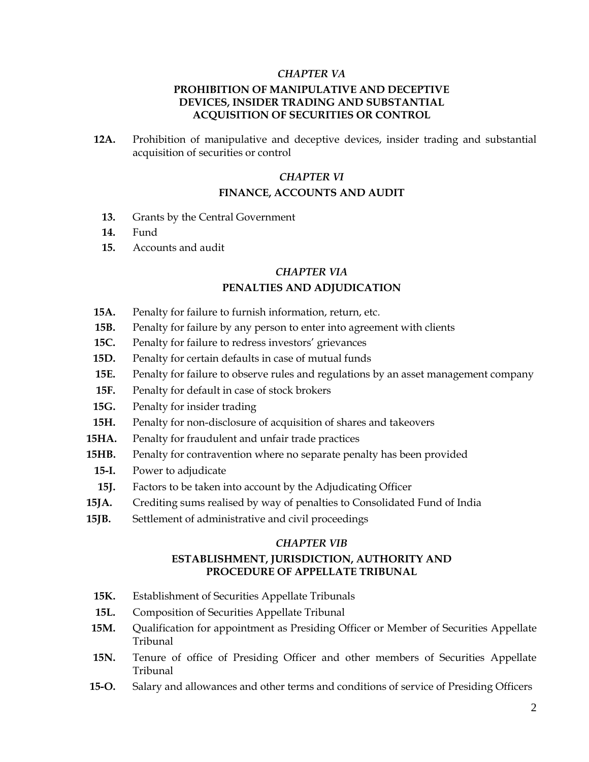*CHAPTER VA*

**PROHIBITION OF MANIPULATIVE AND DECEPTIVE DEVICES, INSIDER TRADING AND SUBSTANTIAL ACQUISITION OF SECURITIES OR CONTROL**

**12A.** Prohibition of manipulative and deceptive devices, insider trading and substantial acquisition of securities or control

*CHAPTER VI*

**FINANCE, ACCOUNTS AND AUDIT**

**13.** Grants by the Central Government

**14.** Fund

**15.** Accounts and audit

*CHAPTER VIA*

**PENALTIES AND ADJUDICATION**

**15A.** Penalty for failure to furnish information, return, etc.

**15B.** Penalty for failure by any person to enter into agreement with clients

**15C.** Penalty for failure to redress investors' grievances

**15D.** Penalty for certain defaults in case of mutual funds

**15E.** Penalty for failure to observe rules and regulations by an asset management company

**15F.** Penalty for default in case of stock brokers

**15G.** Penalty for insider trading

**15H.** Penalty for non-disclosure of acquisition of shares and takeovers

**15HA.** Penalty for fraudulent and unfair trade practices

**15HB.** Penalty for contravention where no separate penalty has been provided

**15-I.** Power to adjudicate

**15J.** Factors to be taken into account by the Adjudicating Officer

**15JA.** Crediting sums realised by way of penalties to Consolidated Fund of India

**15JB.** Settlement of administrative and civil proceedings

*CHAPTER VIB*

**ESTABLISHMENT, JURISDICTION, AUTHORITY AND PROCEDURE OF APPELLATE TRIBUNAL**

**15K.** Establishment of Securities Appellate Tribunals

**15L.** Composition of Securities Appellate Tribunal

**15M.** Qualification for appointment as Presiding Officer or Member of Securities Appellate Tribunal

**15N.** Tenure of office of Presiding Officer and other members of Securities Appellate Tribunal

**15-O.** Salary and allowances and other terms and conditions of service of Presiding Officers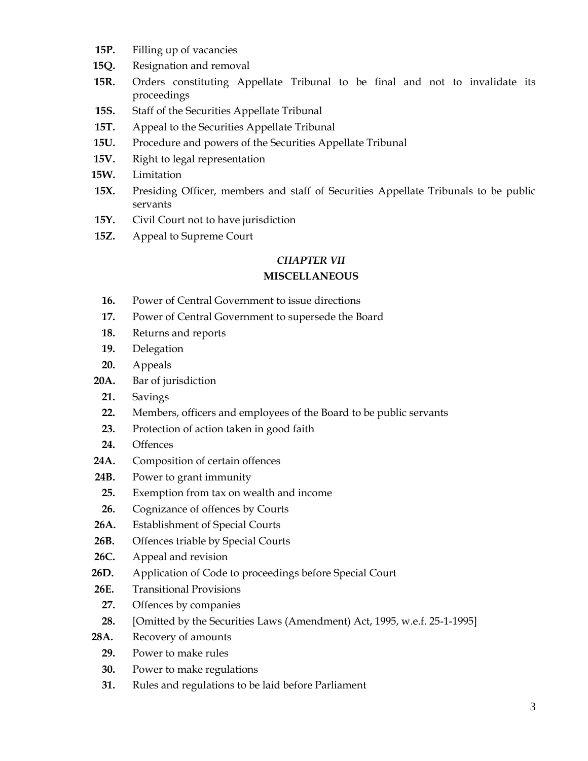**15P.** Filling up of vacancies

**15Q.** Resignation and removal

**15R.** Orders constituting Appellate Tribunal to be final and not to invalidate its proceedings

**15S.** Staff of the Securities Appellate Tribunal

**15T.** Appeal to the Securities Appellate Tribunal

**15U.** Procedure and powers of the Securities Appellate Tribunal

**15V.** Right to legal representation

**15W.** Limitation

**15X.** Presiding Officer, members and staff of Securities Appellate Tribunals to be public servants

**15Y.** Civil Court not to have jurisdiction

**15Z.** Appeal to Supreme Court

## *CHAPTER VII*

## MISCELLANEOUS

**16.** Power of Central Government to issue directions

**17.** Power of Central Government to supersede the Board

**18.** Returns and reports

**19.** Delegation

**20.** Appeals

**20A.** Bar of jurisdiction

**21.** Savings

**22.** Members, officers and employees of the Board to be public servants

**23.** Protection of action taken in good faith

**24.** Offences

**24A.** Composition of certain offences

**24B.** Power to grant immunity

**25.** Exemption from tax on wealth and income

**26.** Cognizance of offences by Courts

**26A.** Establishment of Special Courts

**26B.** Offences triable by Special Courts

**26C.** Appeal and revision

**26D.** Application of Code to proceedings before Special Court

**26E.** Transitional Provisions

**27.** Offences by companies

**28.** [Omitted by the Securities Laws (Amendment) Act, 1995, w.e.f. 25-1-1995]

**28A.** Recovery of amounts

**29.** Power to make rules

**30.** Power to make regulations

**31.** Rules and regulations to be laid before Parliament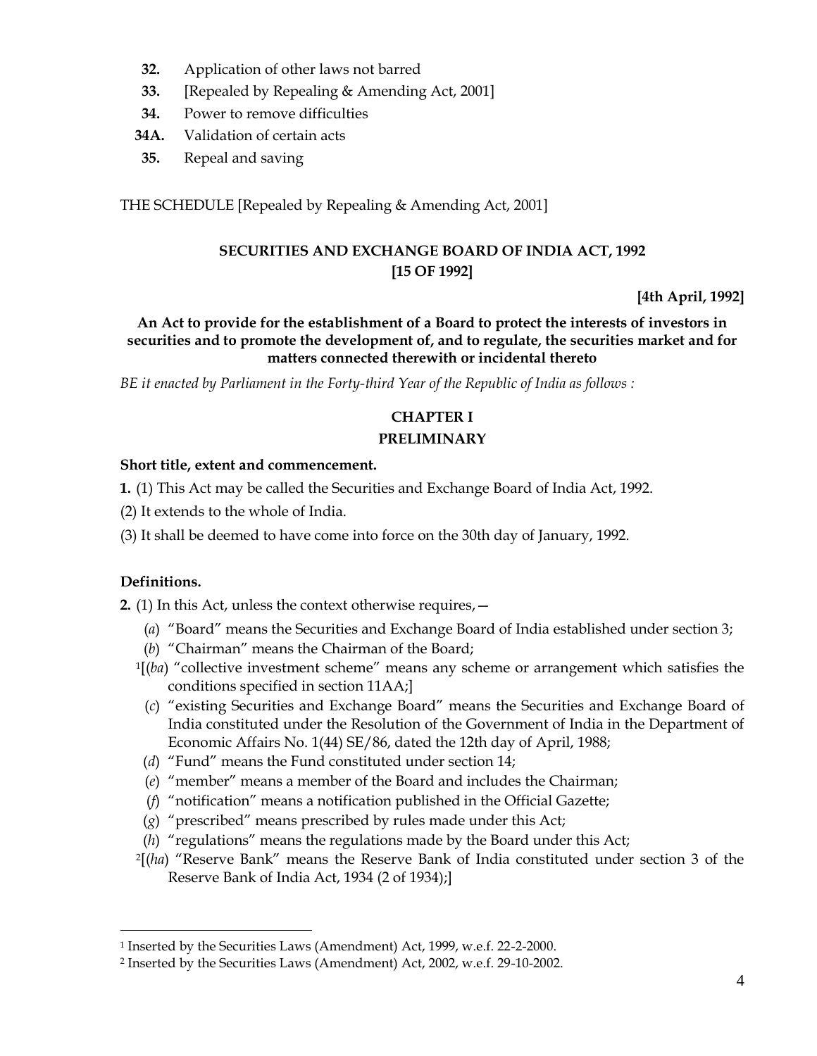**32.** Application of other laws not barred

**33.** [Repealed by Repealing & Amending Act, 2001]

**34.** Power to remove difficulties

**34A.** Validation of certain acts

**35.** Repeal and saving

THE SCHEDULE [Repealed by Repealing & Amending Act, 2001]

## SECURITIES AND EXCHANGE BOARD OF INDIA ACT, 1992
## [15 OF 1992]

**[4th April, 1992]**

**An Act to provide for the establishment of a Board to protect the interests of investors in securities and to promote the development of, and to regulate, the securities market and for matters connected therewith or incidental thereto**

*BE it enacted by Parliament in the Forty-third Year of the Republic of India as follows :*

## CHAPTER I
## PRELIMINARY

**Short title, extent and commencement.**

**1.** (1) This Act may be called the Securities and Exchange Board of India Act, 1992.

(2) It extends to the whole of India.

(3) It shall be deemed to have come into force on the 30th day of January, 1992.

**Definitions.**

**2.** (1) In this Act, unless the context otherwise requires,—

(*a*) "Board" means the Securities and Exchange Board of India established under section 3;

(*b*) "Chairman" means the Chairman of the Board;

[1][(*ba*) "collective investment scheme" means any scheme or arrangement which satisfies the conditions specified in section 11AA;]

(*c*) "existing Securities and Exchange Board" means the Securities and Exchange Board of India constituted under the Resolution of the Government of India in the Department of Economic Affairs No. 1(44) SE/86, dated the 12th day of April, 1988;

(*d*) "Fund" means the Fund constituted under section 14;

(*e*) "member" means a member of the Board and includes the Chairman;

(*f*) "notification" means a notification published in the Official Gazette;

(*g*) "prescribed" means prescribed by rules made under this Act;

(*h*) "regulations" means the regulations made by the Board under this Act;

[2][(*ha*) "Reserve Bank" means the Reserve Bank of India constituted under section 3 of the Reserve Bank of India Act, 1934 (2 of 1934);]

---

[1] Inserted by the Securities Laws (Amendment) Act, 1999, w.e.f. 22-2-2000.

[2] Inserted by the Securities Laws (Amendment) Act, 2002, w.e.f. 29-10-2002.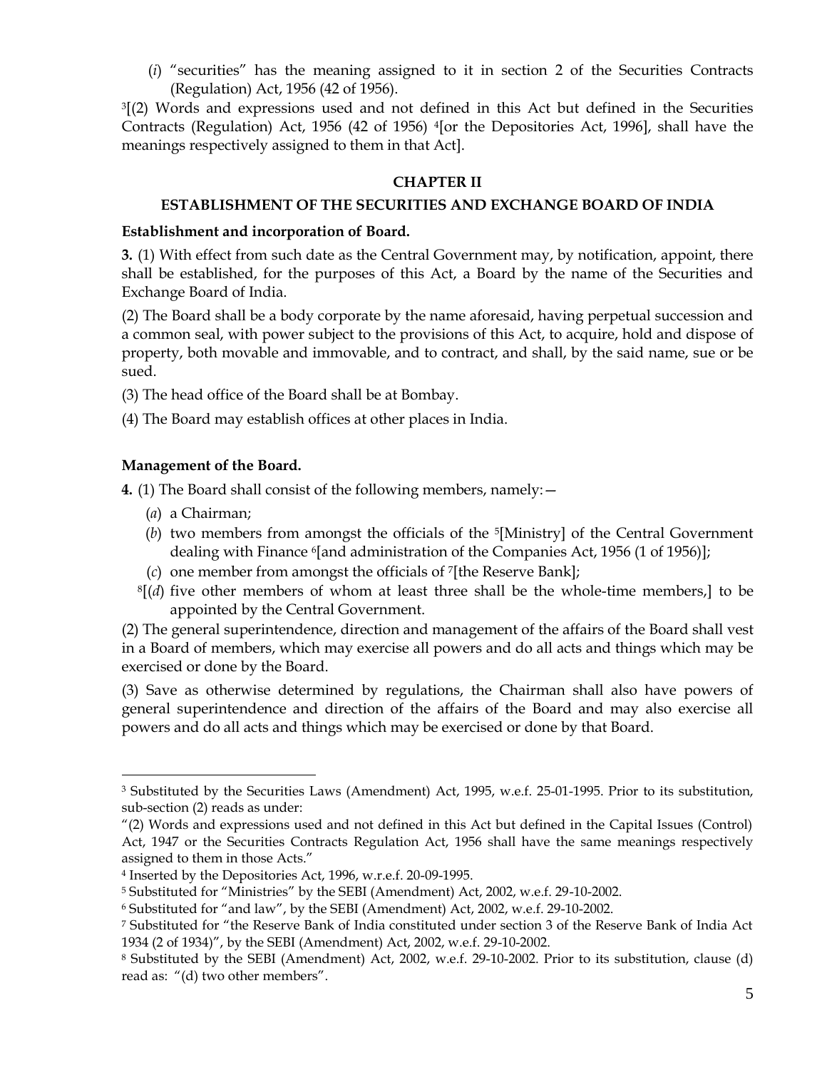(*i*) "securities" has the meaning assigned to it in section 2 of the Securities Contracts (Regulation) Act, 1956 (42 of 1956).

[3][(2) Words and expressions used and not defined in this Act but defined in the Securities Contracts (Regulation) Act, 1956 (42 of 1956) [4][or the Depositories Act, 1996], shall have the meanings respectively assigned to them in that Act].

## CHAPTER II

## ESTABLISHMENT OF THE SECURITIES AND EXCHANGE BOARD OF INDIA

**Establishment and incorporation of Board.**

**3.** (1) With effect from such date as the Central Government may, by notification, appoint, there shall be established, for the purposes of this Act, a Board by the name of the Securities and Exchange Board of India.

(2) The Board shall be a body corporate by the name aforesaid, having perpetual succession and a common seal, with power subject to the provisions of this Act, to acquire, hold and dispose of property, both movable and immovable, and to contract, and shall, by the said name, sue or be sued.

(3) The head office of the Board shall be at Bombay.

(4) The Board may establish offices at other places in India.

**Management of the Board.**

**4.** (1) The Board shall consist of the following members, namely:—

(*a*) a Chairman;

(*b*) two members from amongst the officials of the [5][Ministry] of the Central Government dealing with Finance [6][and administration of the Companies Act, 1956 (1 of 1956)];

(*c*) one member from amongst the officials of [7][the Reserve Bank];

[8][(*d*) five other members of whom at least three shall be the whole-time members,] to be appointed by the Central Government.

(2) The general superintendence, direction and management of the affairs of the Board shall vest in a Board of members, which may exercise all powers and do all acts and things which may be exercised or done by the Board.

(3) Save as otherwise determined by regulations, the Chairman shall also have powers of general superintendence and direction of the affairs of the Board and may also exercise all powers and do all acts and things which may be exercised or done by that Board.

---

[3] Substituted by the Securities Laws (Amendment) Act, 1995, w.e.f. 25-01-1995. Prior to its substitution, sub-section (2) reads as under:

"(2) Words and expressions used and not defined in this Act but defined in the Capital Issues (Control) Act, 1947 or the Securities Contracts Regulation Act, 1956 shall have the same meanings respectively assigned to them in those Acts."

[4] Inserted by the Depositories Act, 1996, w.r.e.f. 20-09-1995.

[5] Substituted for "Ministries" by the SEBI (Amendment) Act, 2002, w.e.f. 29-10-2002.

[6] Substituted for "and law", by the SEBI (Amendment) Act, 2002, w.e.f. 29-10-2002.

[7] Substituted for "the Reserve Bank of India constituted under section 3 of the Reserve Bank of India Act 1934 (2 of 1934)", by the SEBI (Amendment) Act, 2002, w.e.f. 29-10-2002.

[8] Substituted by the SEBI (Amendment) Act, 2002, w.e.f. 29-10-2002. Prior to its substitution, clause (d) read as: "(d) two other members".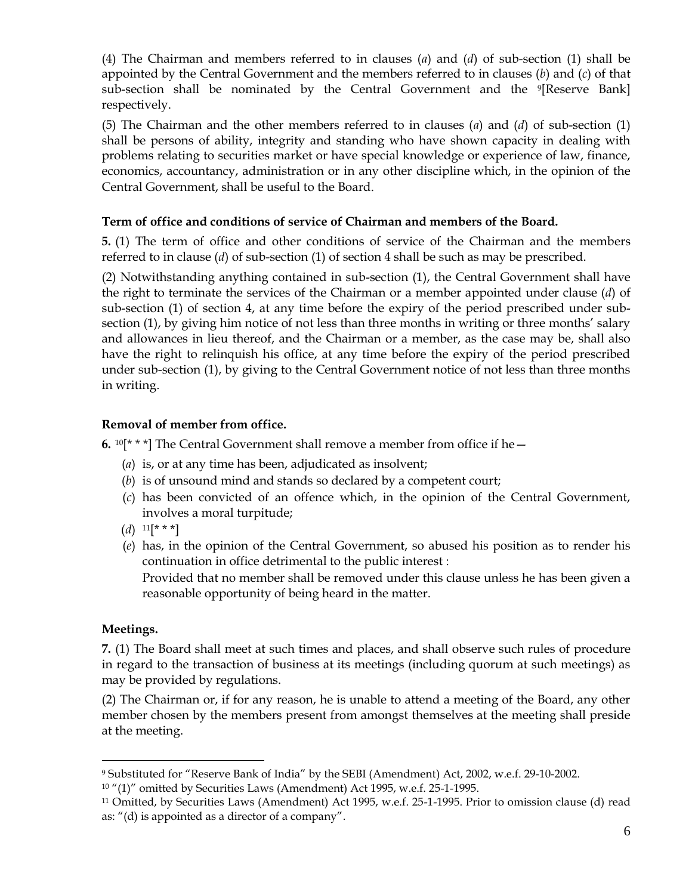(4) The Chairman and members referred to in clauses (*a*) and (*d*) of sub-section (1) shall be appointed by the Central Government and the members referred to in clauses (*b*) and (*c*) of that sub-section shall be nominated by the Central Government and the [9][Reserve Bank] respectively.

(5) The Chairman and the other members referred to in clauses (*a*) and (*d*) of sub-section (1) shall be persons of ability, integrity and standing who have shown capacity in dealing with problems relating to securities market or have special knowledge or experience of law, finance, economics, accountancy, administration or in any other discipline which, in the opinion of the Central Government, shall be useful to the Board.

**Term of office and conditions of service of Chairman and members of the Board.**

**5.** (1) The term of office and other conditions of service of the Chairman and the members referred to in clause (*d*) of sub-section (1) of section 4 shall be such as may be prescribed.

(2) Notwithstanding anything contained in sub-section (1), the Central Government shall have the right to terminate the services of the Chairman or a member appointed under clause (*d*) of sub-section (1) of section 4, at any time before the expiry of the period prescribed under sub-section (1), by giving him notice of not less than three months in writing or three months' salary and allowances in lieu thereof, and the Chairman or a member, as the case may be, shall also have the right to relinquish his office, at any time before the expiry of the period prescribed under sub-section (1), by giving to the Central Government notice of not less than three months in writing.

**Removal of member from office.**

**6.** [10][* * *] The Central Government shall remove a member from office if he—

(*a*) is, or at any time has been, adjudicated as insolvent;

(*b*) is of unsound mind and stands so declared by a competent court;

(*c*) has been convicted of an offence which, in the opinion of the Central Government, involves a moral turpitude;

(*d*) [11][* * *]

(*e*) has, in the opinion of the Central Government, so abused his position as to render his continuation in office detrimental to the public interest :

Provided that no member shall be removed under this clause unless he has been given a reasonable opportunity of being heard in the matter.

**Meetings.**

**7.** (1) The Board shall meet at such times and places, and shall observe such rules of procedure in regard to the transaction of business at its meetings (including quorum at such meetings) as may be provided by regulations.

(2) The Chairman or, if for any reason, he is unable to attend a meeting of the Board, any other member chosen by the members present from amongst themselves at the meeting shall preside at the meeting.

---

[9] Substituted for "Reserve Bank of India" by the SEBI (Amendment) Act, 2002, w.e.f. 29-10-2002.

[10] "(1)" omitted by Securities Laws (Amendment) Act 1995, w.e.f. 25-1-1995.

[11] Omitted, by Securities Laws (Amendment) Act 1995, w.e.f. 25-1-1995. Prior to omission clause (d) read as: "(d) is appointed as a director of a company".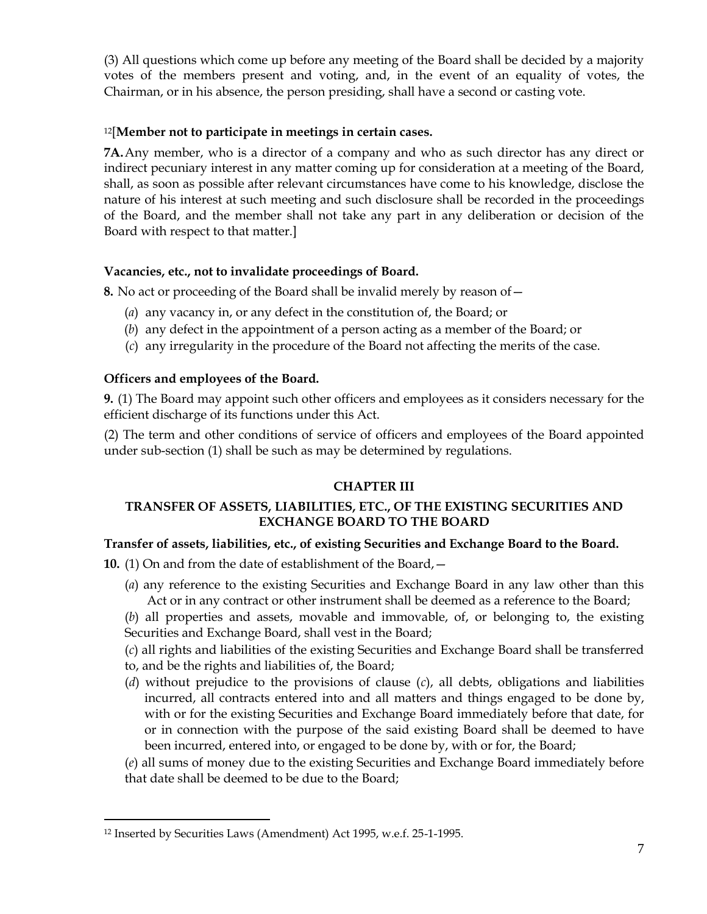(3) All questions which come up before any meeting of the Board shall be decided by a majority votes of the members present and voting, and, in the event of an equality of votes, the Chairman, or in his absence, the person presiding, shall have a second or casting vote.

[12][**Member not to participate in meetings in certain cases.**

**7A.** Any member, who is a director of a company and who as such director has any direct or indirect pecuniary interest in any matter coming up for consideration at a meeting of the Board, shall, as soon as possible after relevant circumstances have come to his knowledge, disclose the nature of his interest at such meeting and such disclosure shall be recorded in the proceedings of the Board, and the member shall not take any part in any deliberation or decision of the Board with respect to that matter.]

**Vacancies, etc., not to invalidate proceedings of Board.**

**8.** No act or proceeding of the Board shall be invalid merely by reason of—

(*a*) any vacancy in, or any defect in the constitution of, the Board; or

(*b*) any defect in the appointment of a person acting as a member of the Board; or

(*c*) any irregularity in the procedure of the Board not affecting the merits of the case.

**Officers and employees of the Board.**

**9.** (1) The Board may appoint such other officers and employees as it considers necessary for the efficient discharge of its functions under this Act.

(2) The term and other conditions of service of officers and employees of the Board appointed under sub-section (1) shall be such as may be determined by regulations.

## CHAPTER III

## TRANSFER OF ASSETS, LIABILITIES, ETC., OF THE EXISTING SECURITIES AND EXCHANGE BOARD TO THE BOARD

**Transfer of assets, liabilities, etc., of existing Securities and Exchange Board to the Board.**

**10.** (1) On and from the date of establishment of the Board,—

(*a*) any reference to the existing Securities and Exchange Board in any law other than this Act or in any contract or other instrument shall be deemed as a reference to the Board;

(*b*) all properties and assets, movable and immovable, of, or belonging to, the existing Securities and Exchange Board, shall vest in the Board;

(*c*) all rights and liabilities of the existing Securities and Exchange Board shall be transferred to, and be the rights and liabilities of, the Board;

(*d*) without prejudice to the provisions of clause (*c*), all debts, obligations and liabilities incurred, all contracts entered into and all matters and things engaged to be done by, with or for the existing Securities and Exchange Board immediately before that date, for or in connection with the purpose of the said existing Board shall be deemed to have been incurred, entered into, or engaged to be done by, with or for, the Board;

(*e*) all sums of money due to the existing Securities and Exchange Board immediately before that date shall be deemed to be due to the Board;

---

[12] Inserted by Securities Laws (Amendment) Act 1995, w.e.f. 25-1-1995.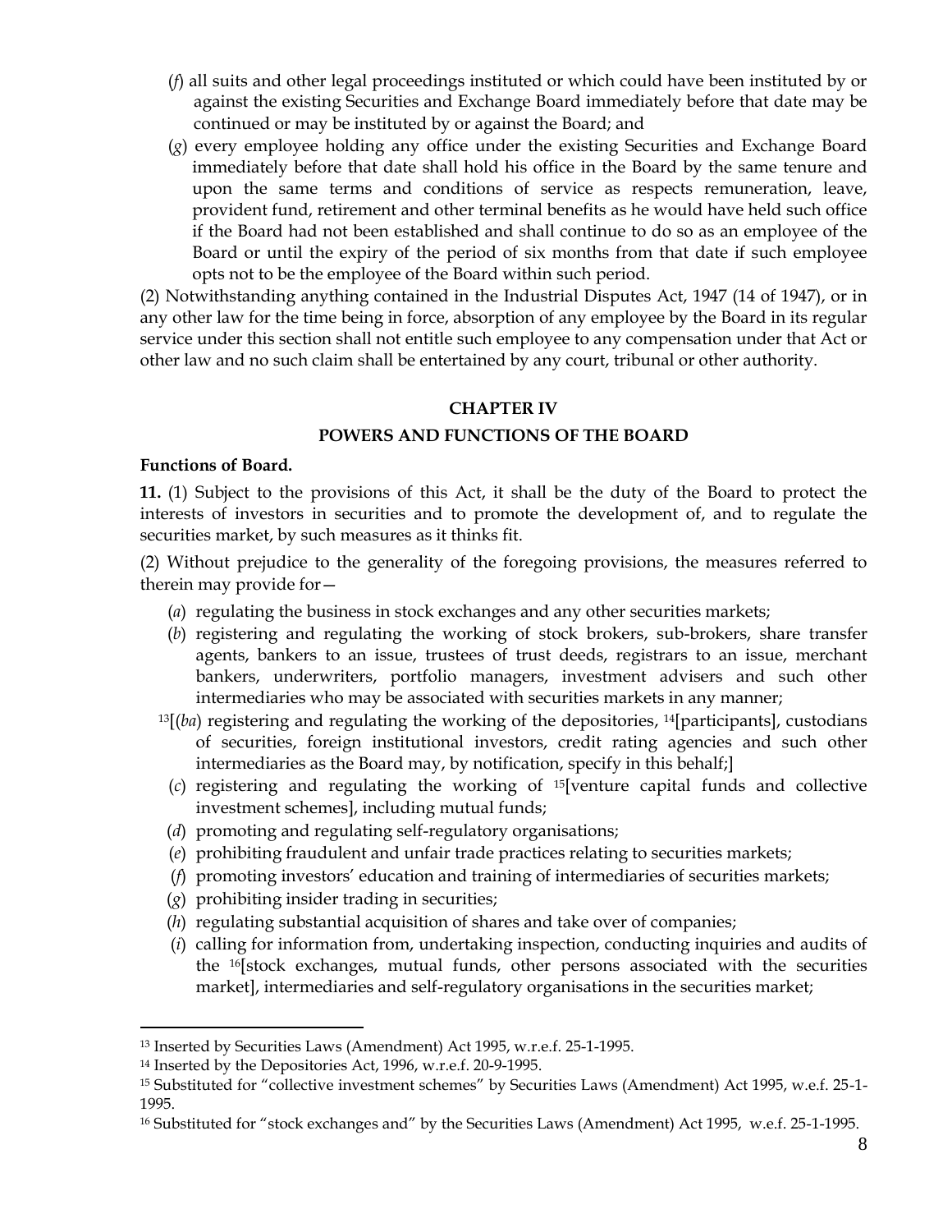(*f*) all suits and other legal proceedings instituted or which could have been instituted by or against the existing Securities and Exchange Board immediately before that date may be continued or may be instituted by or against the Board; and

(*g*) every employee holding any office under the existing Securities and Exchange Board immediately before that date shall hold his office in the Board by the same tenure and upon the same terms and conditions of service as respects remuneration, leave, provident fund, retirement and other terminal benefits as he would have held such office if the Board had not been established and shall continue to do so as an employee of the Board or until the expiry of the period of six months from that date if such employee opts not to be the employee of the Board within such period.

(2) Notwithstanding anything contained in the Industrial Disputes Act, 1947 (14 of 1947), or in any other law for the time being in force, absorption of any employee by the Board in its regular service under this section shall not entitle such employee to any compensation under that Act or other law and no such claim shall be entertained by any court, tribunal or other authority.

## CHAPTER IV

## POWERS AND FUNCTIONS OF THE BOARD

**Functions of Board.**

**11.** (1) Subject to the provisions of this Act, it shall be the duty of the Board to protect the interests of investors in securities and to promote the development of, and to regulate the securities market, by such measures as it thinks fit.

(2) Without prejudice to the generality of the foregoing provisions, the measures referred to therein may provide for—

(*a*) regulating the business in stock exchanges and any other securities markets;

(*b*) registering and regulating the working of stock brokers, sub-brokers, share transfer agents, bankers to an issue, trustees of trust deeds, registrars to an issue, merchant bankers, underwriters, portfolio managers, investment advisers and such other intermediaries who may be associated with securities markets in any manner;

[13][(*ba*) registering and regulating the working of the depositories, [14][participants], custodians of securities, foreign institutional investors, credit rating agencies and such other intermediaries as the Board may, by notification, specify in this behalf;]

(*c*) registering and regulating the working of [15][venture capital funds and collective investment schemes], including mutual funds;

(*d*) promoting and regulating self-regulatory organisations;

(*e*) prohibiting fraudulent and unfair trade practices relating to securities markets;

(*f*) promoting investors' education and training of intermediaries of securities markets;

(*g*) prohibiting insider trading in securities;

(*h*) regulating substantial acquisition of shares and take over of companies;

(*i*) calling for information from, undertaking inspection, conducting inquiries and audits of the [16][stock exchanges, mutual funds, other persons associated with the securities market], intermediaries and self-regulatory organisations in the securities market;

---

[13] Inserted by Securities Laws (Amendment) Act 1995, w.r.e.f. 25-1-1995.

[14] Inserted by the Depositories Act, 1996, w.r.e.f. 20-9-1995.

[15] Substituted for "collective investment schemes" by Securities Laws (Amendment) Act 1995, w.e.f. 25-1-1995.

[16] Substituted for "stock exchanges and" by the Securities Laws (Amendment) Act 1995, w.e.f. 25-1-1995.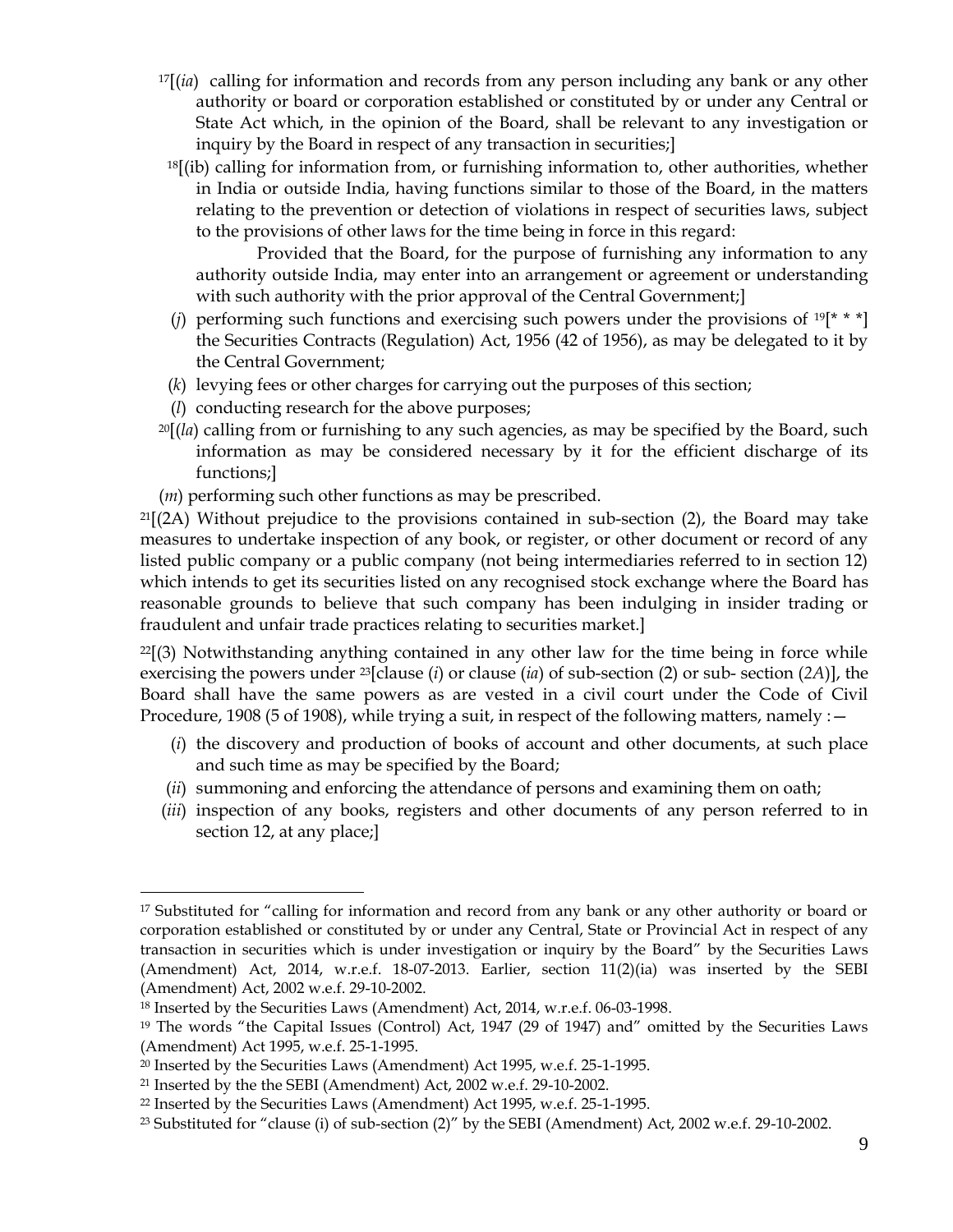[17][(*ia*) calling for information and records from any person including any bank or any other authority or board or corporation established or constituted by or under any Central or State Act which, in the opinion of the Board, shall be relevant to any investigation or inquiry by the Board in respect of any transaction in securities;]

[18][(ib) calling for information from, or furnishing information to, other authorities, whether in India or outside India, having functions similar to those of the Board, in the matters relating to the prevention or detection of violations in respect of securities laws, subject to the provisions of other laws for the time being in force in this regard:

Provided that the Board, for the purpose of furnishing any information to any authority outside India, may enter into an arrangement or agreement or understanding with such authority with the prior approval of the Central Government;]

(*j*) performing such functions and exercising such powers under the provisions of [19][* * *] the Securities Contracts (Regulation) Act, 1956 (42 of 1956), as may be delegated to it by the Central Government;

(*k*) levying fees or other charges for carrying out the purposes of this section;

(*l*) conducting research for the above purposes;

[20][(*la*) calling from or furnishing to any such agencies, as may be specified by the Board, such information as may be considered necessary by it for the efficient discharge of its functions;]

(*m*) performing such other functions as may be prescribed.

[21][(2A) Without prejudice to the provisions contained in sub-section (2), the Board may take measures to undertake inspection of any book, or register, or other document or record of any listed public company or a public company (not being intermediaries referred to in section 12) which intends to get its securities listed on any recognised stock exchange where the Board has reasonable grounds to believe that such company has been indulging in insider trading or fraudulent and unfair trade practices relating to securities market.]

[22][(3) Notwithstanding anything contained in any other law for the time being in force while exercising the powers under [23][clause (*i*) or clause (*ia*) of sub-section (2) or sub- section (*2A*)], the Board shall have the same powers as are vested in a civil court under the Code of Civil Procedure, 1908 (5 of 1908), while trying a suit, in respect of the following matters, namely :—

(*i*) the discovery and production of books of account and other documents, at such place and such time as may be specified by the Board;

(*ii*) summoning and enforcing the attendance of persons and examining them on oath;

(*iii*) inspection of any books, registers and other documents of any person referred to in section 12, at any place;]

---

[17] Substituted for "calling for information and record from any bank or any other authority or board or corporation established or constituted by or under any Central, State or Provincial Act in respect of any transaction in securities which is under investigation or inquiry by the Board" by the Securities Laws (Amendment) Act, 2014, w.r.e.f. 18-07-2013. Earlier, section 11(2)(ia) was inserted by the SEBI (Amendment) Act, 2002 w.e.f. 29-10-2002.

[18] Inserted by the Securities Laws (Amendment) Act, 2014, w.r.e.f. 06-03-1998.

[19] The words "the Capital Issues (Control) Act, 1947 (29 of 1947) and" omitted by the Securities Laws (Amendment) Act 1995, w.e.f. 25-1-1995.

[20] Inserted by the Securities Laws (Amendment) Act 1995, w.e.f. 25-1-1995.

[21] Inserted by the the SEBI (Amendment) Act, 2002 w.e.f. 29-10-2002.

[22] Inserted by the Securities Laws (Amendment) Act 1995, w.e.f. 25-1-1995.

[23] Substituted for "clause (i) of sub-section (2)" by the SEBI (Amendment) Act, 2002 w.e.f. 29-10-2002.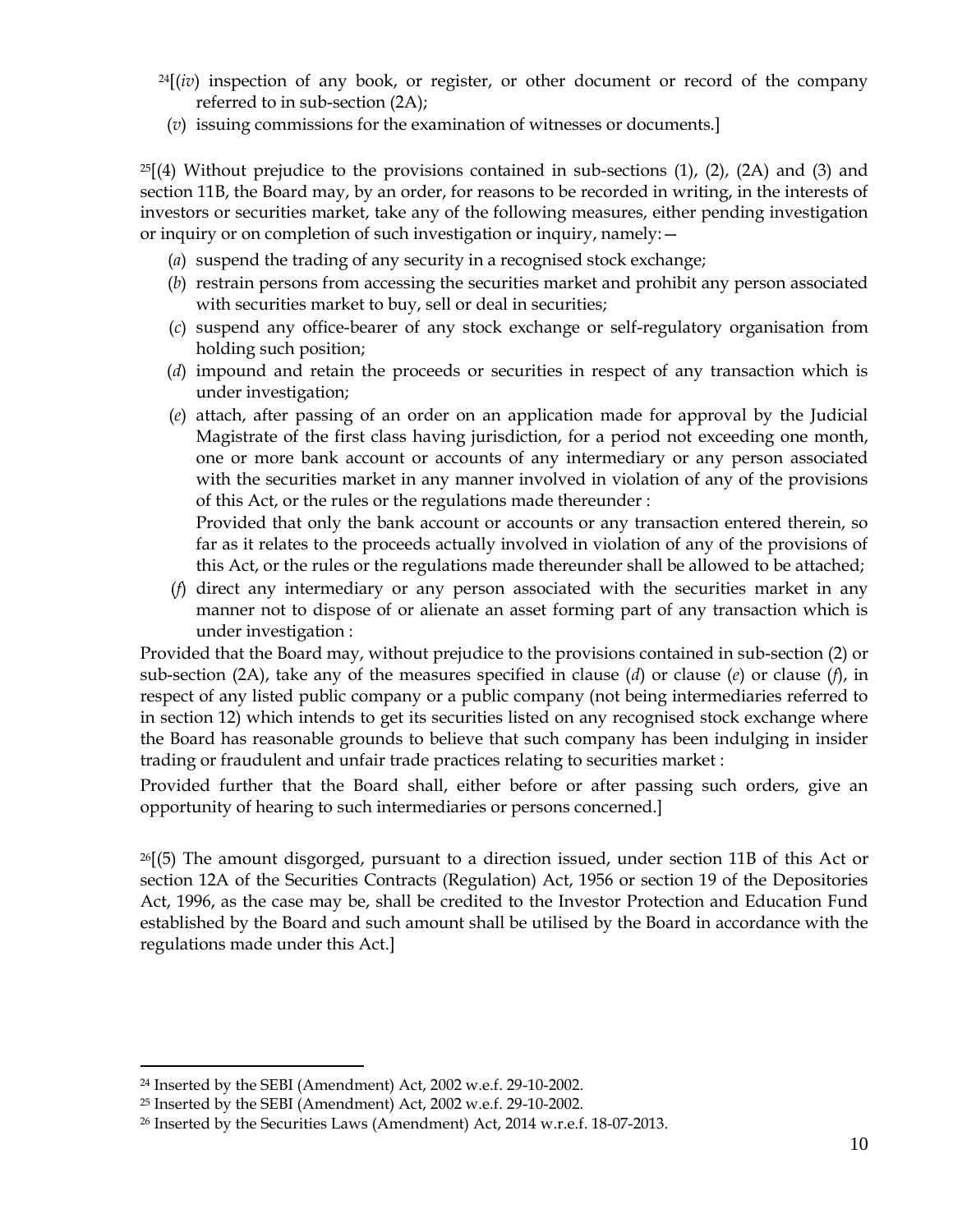[24][(*iv*) inspection of any book, or register, or other document or record of the company referred to in sub-section (2A);

(*v*) issuing commissions for the examination of witnesses or documents.]

[25][(4) Without prejudice to the provisions contained in sub-sections (1), (2), (2A) and (3) and section 11B, the Board may, by an order, for reasons to be recorded in writing, in the interests of investors or securities market, take any of the following measures, either pending investigation or inquiry or on completion of such investigation or inquiry, namely:—

(*a*) suspend the trading of any security in a recognised stock exchange;

(*b*) restrain persons from accessing the securities market and prohibit any person associated with securities market to buy, sell or deal in securities;

(*c*) suspend any office-bearer of any stock exchange or self-regulatory organisation from holding such position;

(*d*) impound and retain the proceeds or securities in respect of any transaction which is under investigation;

(*e*) attach, after passing of an order on an application made for approval by the Judicial Magistrate of the first class having jurisdiction, for a period not exceeding one month, one or more bank account or accounts of any intermediary or any person associated with the securities market in any manner involved in violation of any of the provisions of this Act, or the rules or the regulations made thereunder :

Provided that only the bank account or accounts or any transaction entered therein, so far as it relates to the proceeds actually involved in violation of any of the provisions of this Act, or the rules or the regulations made thereunder shall be allowed to be attached;

(*f*) direct any intermediary or any person associated with the securities market in any manner not to dispose of or alienate an asset forming part of any transaction which is under investigation :

Provided that the Board may, without prejudice to the provisions contained in sub-section (2) or sub-section (2A), take any of the measures specified in clause (*d*) or clause (*e*) or clause (*f*), in respect of any listed public company or a public company (not being intermediaries referred to in section 12) which intends to get its securities listed on any recognised stock exchange where the Board has reasonable grounds to believe that such company has been indulging in insider trading or fraudulent and unfair trade practices relating to securities market :

Provided further that the Board shall, either before or after passing such orders, give an opportunity of hearing to such intermediaries or persons concerned.]

[26][(5) The amount disgorged, pursuant to a direction issued, under section 11B of this Act or section 12A of the Securities Contracts (Regulation) Act, 1956 or section 19 of the Depositories Act, 1996, as the case may be, shall be credited to the Investor Protection and Education Fund established by the Board and such amount shall be utilised by the Board in accordance with the regulations made under this Act.]

---

[24] Inserted by the SEBI (Amendment) Act, 2002 w.e.f. 29-10-2002.

[25] Inserted by the SEBI (Amendment) Act, 2002 w.e.f. 29-10-2002.

[26] Inserted by the Securities Laws (Amendment) Act, 2014 w.r.e.f. 18-07-2013.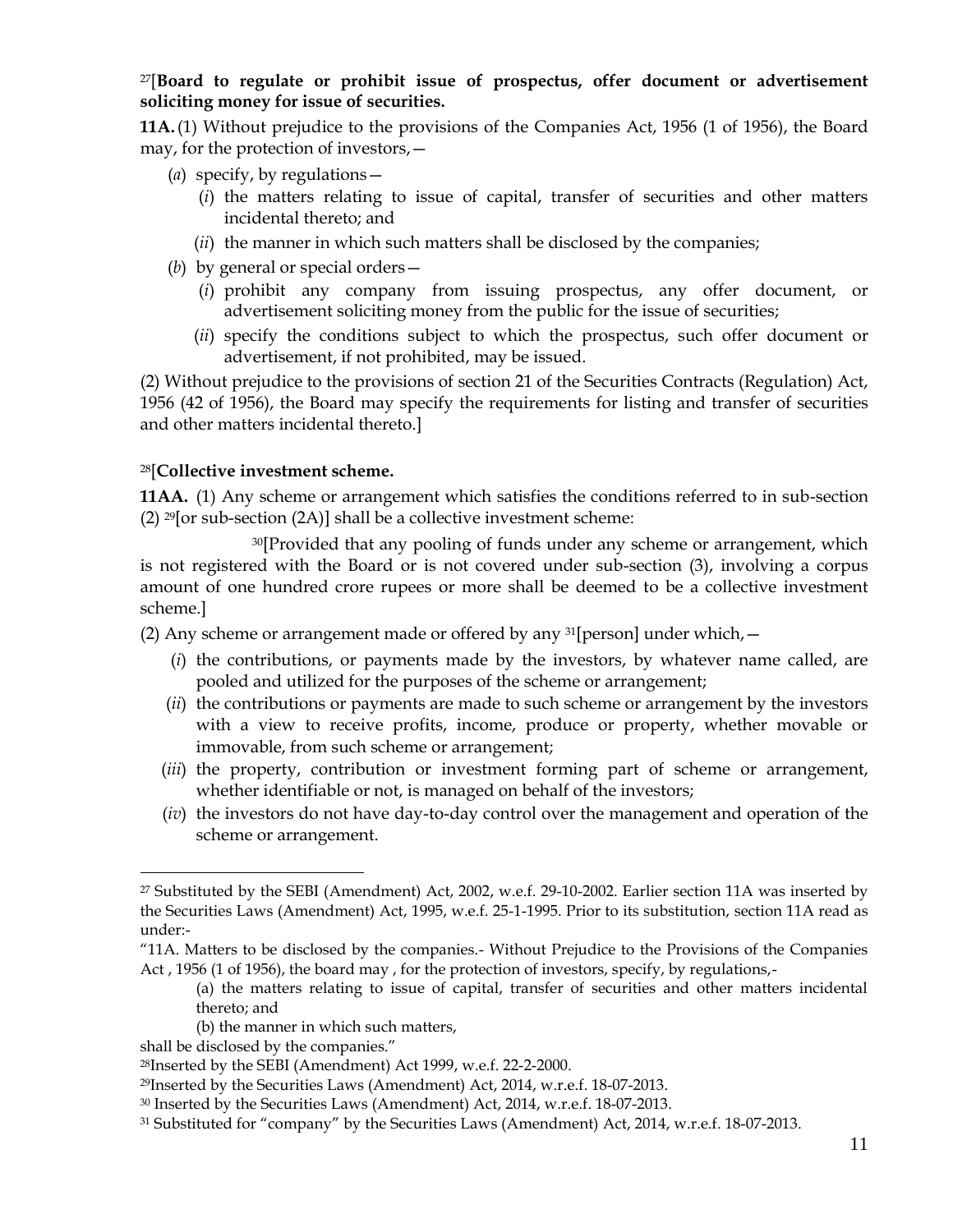[27][**Board to regulate or prohibit issue of prospectus, offer document or advertisement soliciting money for issue of securities.**

**11A.** (1) Without prejudice to the provisions of the Companies Act, 1956 (1 of 1956), the Board may, for the protection of investors,—

(*a*) specify, by regulations—

(*i*) the matters relating to issue of capital, transfer of securities and other matters incidental thereto; and

(*ii*) the manner in which such matters shall be disclosed by the companies;

(*b*) by general or special orders—

(*i*) prohibit any company from issuing prospectus, any offer document, or advertisement soliciting money from the public for the issue of securities;

(*ii*) specify the conditions subject to which the prospectus, such offer document or advertisement, if not prohibited, may be issued.

(2) Without prejudice to the provisions of section 21 of the Securities Contracts (Regulation) Act, 1956 (42 of 1956), the Board may specify the requirements for listing and transfer of securities and other matters incidental thereto.]

[28][**Collective investment scheme.**

**11AA.** (1) Any scheme or arrangement which satisfies the conditions referred to in sub-section (2) [29][or sub-section (2A)] shall be a collective investment scheme:

[30][Provided that any pooling of funds under any scheme or arrangement, which is not registered with the Board or is not covered under sub-section (3), involving a corpus amount of one hundred crore rupees or more shall be deemed to be a collective investment scheme.]

(2) Any scheme or arrangement made or offered by any [31][person] under which,—

(*i*) the contributions, or payments made by the investors, by whatever name called, are pooled and utilized for the purposes of the scheme or arrangement;

(*ii*) the contributions or payments are made to such scheme or arrangement by the investors with a view to receive profits, income, produce or property, whether movable or immovable, from such scheme or arrangement;

(*iii*) the property, contribution or investment forming part of scheme or arrangement, whether identifiable or not, is managed on behalf of the investors;

(*iv*) the investors do not have day-to-day control over the management and operation of the scheme or arrangement.

---

[27] Substituted by the SEBI (Amendment) Act, 2002, w.e.f. 29-10-2002. Earlier section 11A was inserted by the Securities Laws (Amendment) Act, 1995, w.e.f. 25-1-1995. Prior to its substitution, section 11A read as under:-

"11A. Matters to be disclosed by the companies.- Without Prejudice to the Provisions of the Companies Act , 1956 (1 of 1956), the board may , for the protection of investors, specify, by regulations,-

(a) the matters relating to issue of capital, transfer of securities and other matters incidental thereto; and

(b) the manner in which such matters,

shall be disclosed by the companies."

[28] Inserted by the SEBI (Amendment) Act 1999, w.e.f. 22-2-2000.

[29] Inserted by the Securities Laws (Amendment) Act, 2014, w.r.e.f. 18-07-2013.

[30] Inserted by the Securities Laws (Amendment) Act, 2014, w.r.e.f. 18-07-2013.

[31] Substituted for "company" by the Securities Laws (Amendment) Act, 2014, w.r.e.f. 18-07-2013.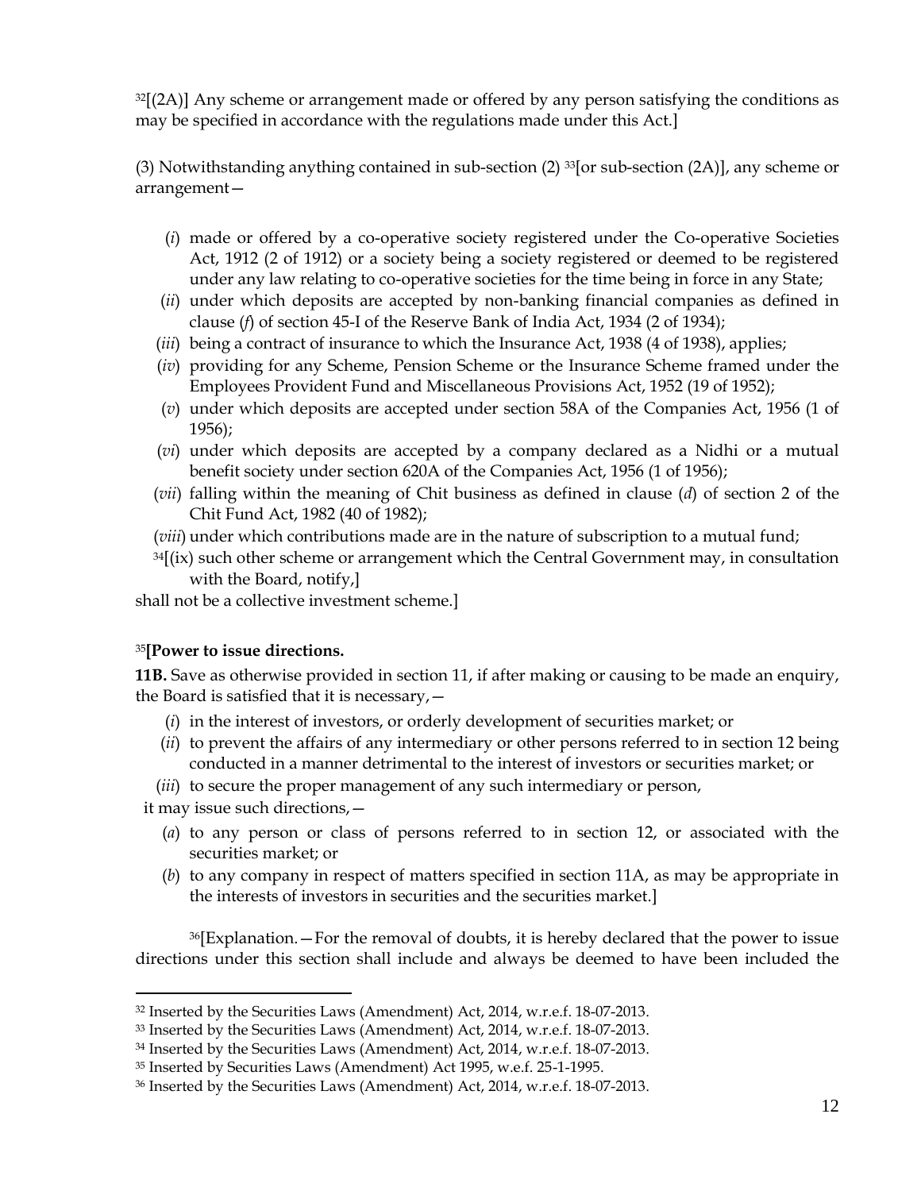[32][(2A)] Any scheme or arrangement made or offered by any person satisfying the conditions as may be specified in accordance with the regulations made under this Act.]

(3) Notwithstanding anything contained in sub-section (2) [33][or sub-section (2A)], any scheme or arrangement—

(*i*) made or offered by a co-operative society registered under the Co-operative Societies Act, 1912 (2 of 1912) or a society being a society registered or deemed to be registered under any law relating to co-operative societies for the time being in force in any State;

(*ii*) under which deposits are accepted by non-banking financial companies as defined in clause (*f*) of section 45-I of the Reserve Bank of India Act, 1934 (2 of 1934);

(*iii*) being a contract of insurance to which the Insurance Act, 1938 (4 of 1938), applies;

(*iv*) providing for any Scheme, Pension Scheme or the Insurance Scheme framed under the Employees Provident Fund and Miscellaneous Provisions Act, 1952 (19 of 1952);

(*v*) under which deposits are accepted under section 58A of the Companies Act, 1956 (1 of 1956);

(*vi*) under which deposits are accepted by a company declared as a Nidhi or a mutual benefit society under section 620A of the Companies Act, 1956 (1 of 1956);

(*vii*) falling within the meaning of Chit business as defined in clause (*d*) of section 2 of the Chit Fund Act, 1982 (40 of 1982);

(*viii*) under which contributions made are in the nature of subscription to a mutual fund;

[34][(ix) such other scheme or arrangement which the Central Government may, in consultation with the Board, notify,]

shall not be a collective investment scheme.]

[35]**[Power to issue directions.**

**11B.** Save as otherwise provided in section 11, if after making or causing to be made an enquiry, the Board is satisfied that it is necessary,—

(*i*) in the interest of investors, or orderly development of securities market; or

(*ii*) to prevent the affairs of any intermediary or other persons referred to in section 12 being conducted in a manner detrimental to the interest of investors or securities market; or

(*iii*) to secure the proper management of any such intermediary or person,

it may issue such directions,—

(*a*) to any person or class of persons referred to in section 12, or associated with the securities market; or

(*b*) to any company in respect of matters specified in section 11A, as may be appropriate in the interests of investors in securities and the securities market.]

[36][Explanation.—For the removal of doubts, it is hereby declared that the power to issue directions under this section shall include and always be deemed to have been included the

---

[32] Inserted by the Securities Laws (Amendment) Act, 2014, w.r.e.f. 18-07-2013.

[33] Inserted by the Securities Laws (Amendment) Act, 2014, w.r.e.f. 18-07-2013.

[34] Inserted by the Securities Laws (Amendment) Act, 2014, w.r.e.f. 18-07-2013.

[35] Inserted by Securities Laws (Amendment) Act 1995, w.e.f. 25-1-1995.

[36] Inserted by the Securities Laws (Amendment) Act, 2014, w.r.e.f. 18-07-2013.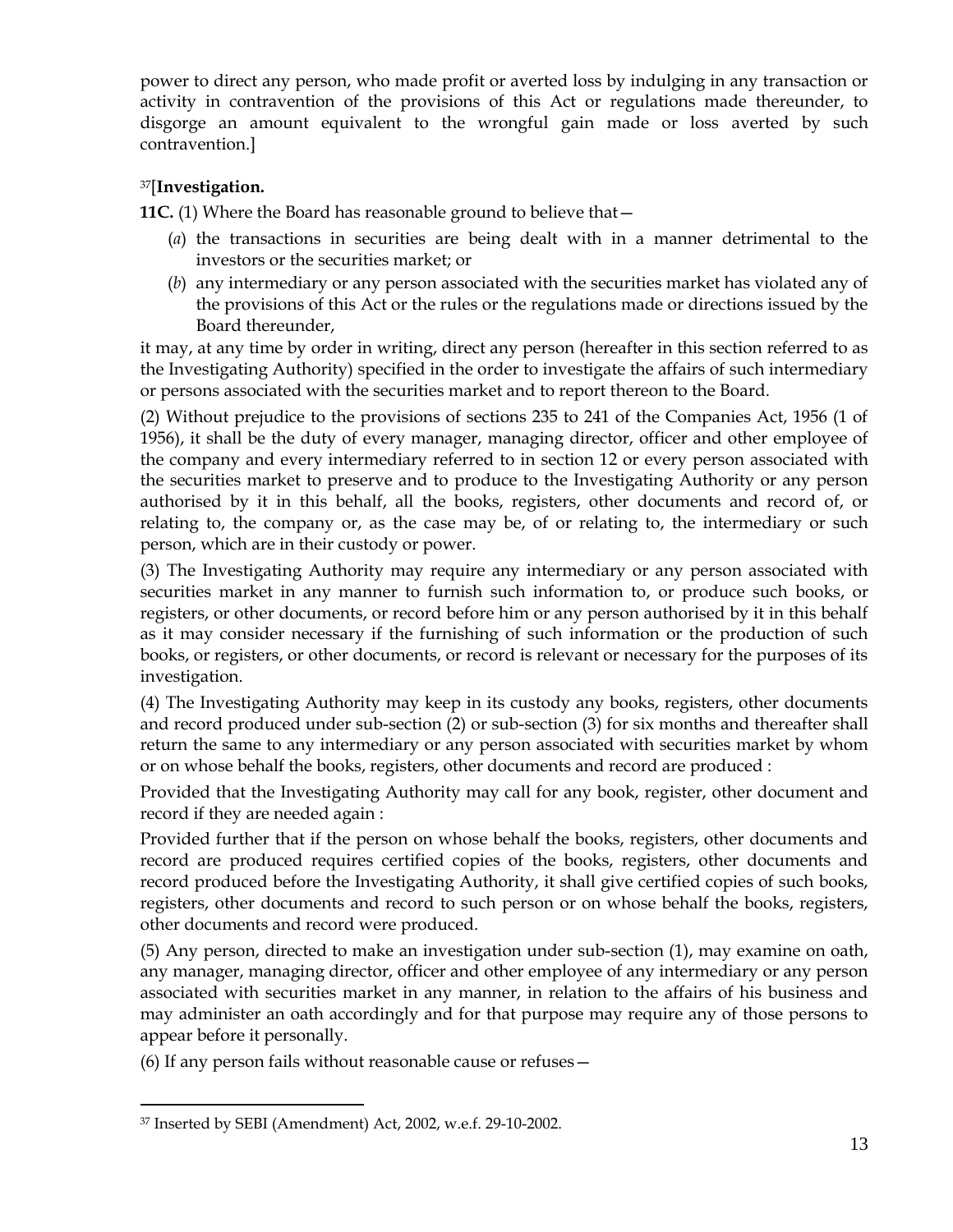power to direct any person, who made profit or averted loss by indulging in any transaction or activity in contravention of the provisions of this Act or regulations made thereunder, to disgorge an amount equivalent to the wrongful gain made or loss averted by such contravention.]

[37][**Investigation.**

**11C.** (1) Where the Board has reasonable ground to believe that—

(*a*) the transactions in securities are being dealt with in a manner detrimental to the investors or the securities market; or

(*b*) any intermediary or any person associated with the securities market has violated any of the provisions of this Act or the rules or the regulations made or directions issued by the Board thereunder,

it may, at any time by order in writing, direct any person (hereafter in this section referred to as the Investigating Authority) specified in the order to investigate the affairs of such intermediary or persons associated with the securities market and to report thereon to the Board.

(2) Without prejudice to the provisions of sections 235 to 241 of the Companies Act, 1956 (1 of 1956), it shall be the duty of every manager, managing director, officer and other employee of the company and every intermediary referred to in section 12 or every person associated with the securities market to preserve and to produce to the Investigating Authority or any person authorised by it in this behalf, all the books, registers, other documents and record of, or relating to, the company or, as the case may be, of or relating to, the intermediary or such person, which are in their custody or power.

(3) The Investigating Authority may require any intermediary or any person associated with securities market in any manner to furnish such information to, or produce such books, or registers, or other documents, or record before him or any person authorised by it in this behalf as it may consider necessary if the furnishing of such information or the production of such books, or registers, or other documents, or record is relevant or necessary for the purposes of its investigation.

(4) The Investigating Authority may keep in its custody any books, registers, other documents and record produced under sub-section (2) or sub-section (3) for six months and thereafter shall return the same to any intermediary or any person associated with securities market by whom or on whose behalf the books, registers, other documents and record are produced :

Provided that the Investigating Authority may call for any book, register, other document and record if they are needed again :

Provided further that if the person on whose behalf the books, registers, other documents and record are produced requires certified copies of the books, registers, other documents and record produced before the Investigating Authority, it shall give certified copies of such books, registers, other documents and record to such person or on whose behalf the books, registers, other documents and record were produced.

(5) Any person, directed to make an investigation under sub-section (1), may examine on oath, any manager, managing director, officer and other employee of any intermediary or any person associated with securities market in any manner, in relation to the affairs of his business and may administer an oath accordingly and for that purpose may require any of those persons to appear before it personally.

(6) If any person fails without reasonable cause or refuses—

---

[37] Inserted by SEBI (Amendment) Act, 2002, w.e.f. 29-10-2002.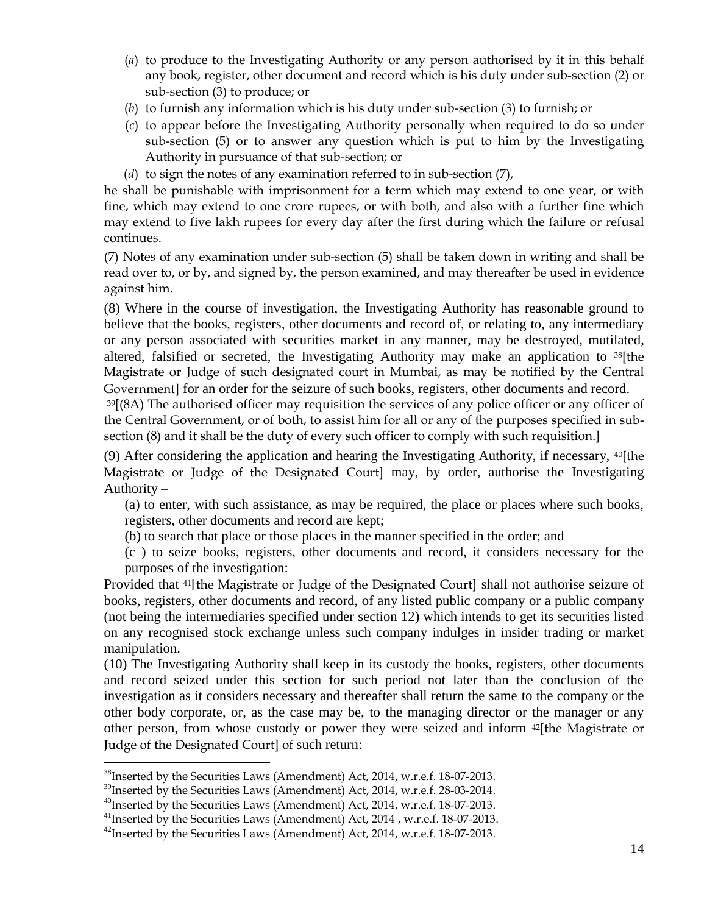(*a*) to produce to the Investigating Authority or any person authorised by it in this behalf any book, register, other document and record which is his duty under sub-section (2) or sub-section (3) to produce; or

(*b*) to furnish any information which is his duty under sub-section (3) to furnish; or

(*c*) to appear before the Investigating Authority personally when required to do so under sub-section (5) or to answer any question which is put to him by the Investigating Authority in pursuance of that sub-section; or

(*d*) to sign the notes of any examination referred to in sub-section (7),

he shall be punishable with imprisonment for a term which may extend to one year, or with fine, which may extend to one crore rupees, or with both, and also with a further fine which may extend to five lakh rupees for every day after the first during which the failure or refusal continues.

(7) Notes of any examination under sub-section (5) shall be taken down in writing and shall be read over to, or by, and signed by, the person examined, and may thereafter be used in evidence against him.

(8) Where in the course of investigation, the Investigating Authority has reasonable ground to believe that the books, registers, other documents and record of, or relating to, any intermediary or any person associated with securities market in any manner, may be destroyed, mutilated, altered, falsified or secreted, the Investigating Authority may make an application to [38][the Magistrate or Judge of such designated court in Mumbai, as may be notified by the Central Government] for an order for the seizure of such books, registers, other documents and record.

[39][(8A) The authorised officer may requisition the services of any police officer or any officer of the Central Government, or of both, to assist him for all or any of the purposes specified in sub-section (8) and it shall be the duty of every such officer to comply with such requisition.]

(9) After considering the application and hearing the Investigating Authority, if necessary, [40][the Magistrate or Judge of the Designated Court] may, by order, authorise the Investigating Authority –

(a) to enter, with such assistance, as may be required, the place or places where such books, registers, other documents and record are kept;

(b) to search that place or those places in the manner specified in the order; and

(c ) to seize books, registers, other documents and record, it considers necessary for the purposes of the investigation:

Provided that [41][the Magistrate or Judge of the Designated Court] shall not authorise seizure of books, registers, other documents and record, of any listed public company or a public company (not being the intermediaries specified under section 12) which intends to get its securities listed on any recognised stock exchange unless such company indulges in insider trading or market manipulation.

(10) The Investigating Authority shall keep in its custody the books, registers, other documents and record seized under this section for such period not later than the conclusion of the investigation as it considers necessary and thereafter shall return the same to the company or the other body corporate, or, as the case may be, to the managing director or the manager or any other person, from whose custody or power they were seized and inform [42][the Magistrate or Judge of the Designated Court] of such return:

---

[38] Inserted by the Securities Laws (Amendment) Act, 2014, w.r.e.f. 18-07-2013.

[39] Inserted by the Securities Laws (Amendment) Act, 2014, w.r.e.f. 28-03-2014.

[40] Inserted by the Securities Laws (Amendment) Act, 2014, w.r.e.f. 18-07-2013.

[41] Inserted by the Securities Laws (Amendment) Act, 2014 , w.r.e.f. 18-07-2013.

[42] Inserted by the Securities Laws (Amendment) Act, 2014, w.r.e.f. 18-07-2013.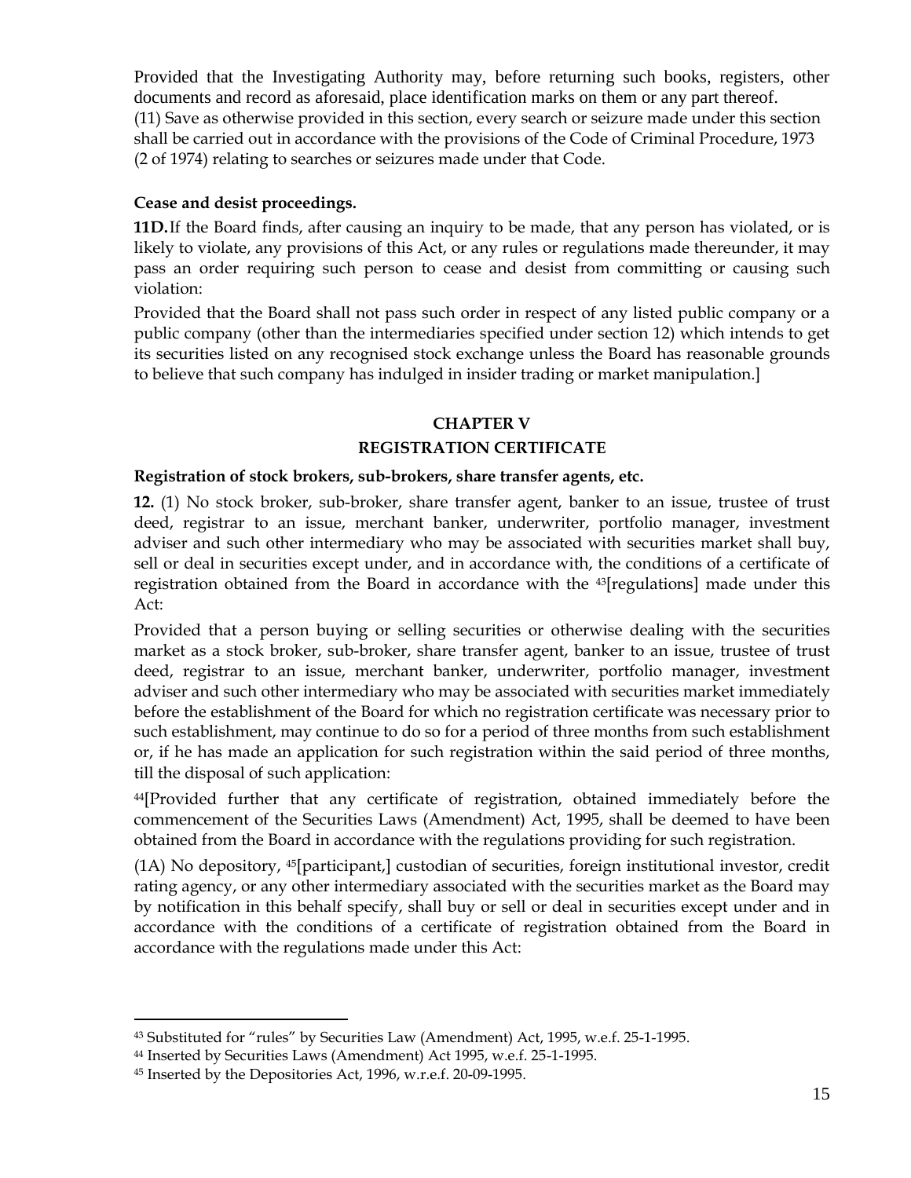Provided that the Investigating Authority may, before returning such books, registers, other documents and record as aforesaid, place identification marks on them or any part thereof.

(11) Save as otherwise provided in this section, every search or seizure made under this section shall be carried out in accordance with the provisions of the Code of Criminal Procedure, 1973 (2 of 1974) relating to searches or seizures made under that Code.

**Cease and desist proceedings.**

**11D.** If the Board finds, after causing an inquiry to be made, that any person has violated, or is likely to violate, any provisions of this Act, or any rules or regulations made thereunder, it may pass an order requiring such person to cease and desist from committing or causing such violation:

Provided that the Board shall not pass such order in respect of any listed public company or a public company (other than the intermediaries specified under section 12) which intends to get its securities listed on any recognised stock exchange unless the Board has reasonable grounds to believe that such company has indulged in insider trading or market manipulation.]

## CHAPTER V

## REGISTRATION CERTIFICATE

**Registration of stock brokers, sub-brokers, share transfer agents, etc.**

**12.** (1) No stock broker, sub-broker, share transfer agent, banker to an issue, trustee of trust deed, registrar to an issue, merchant banker, underwriter, portfolio manager, investment adviser and such other intermediary who may be associated with securities market shall buy, sell or deal in securities except under, and in accordance with, the conditions of a certificate of registration obtained from the Board in accordance with the [43][regulations] made under this Act:

Provided that a person buying or selling securities or otherwise dealing with the securities market as a stock broker, sub-broker, share transfer agent, banker to an issue, trustee of trust deed, registrar to an issue, merchant banker, underwriter, portfolio manager, investment adviser and such other intermediary who may be associated with securities market immediately before the establishment of the Board for which no registration certificate was necessary prior to such establishment, may continue to do so for a period of three months from such establishment or, if he has made an application for such registration within the said period of three months, till the disposal of such application:

[44][Provided further that any certificate of registration, obtained immediately before the commencement of the Securities Laws (Amendment) Act, 1995, shall be deemed to have been obtained from the Board in accordance with the regulations providing for such registration.

(1A) No depository, [45][participant,] custodian of securities, foreign institutional investor, credit rating agency, or any other intermediary associated with the securities market as the Board may by notification in this behalf specify, shall buy or sell or deal in securities except under and in accordance with the conditions of a certificate of registration obtained from the Board in accordance with the regulations made under this Act:

---

[43] Substituted for "rules" by Securities Law (Amendment) Act, 1995, w.e.f. 25-1-1995.

[44] Inserted by Securities Laws (Amendment) Act 1995, w.e.f. 25-1-1995.

[45] Inserted by the Depositories Act, 1996, w.r.e.f. 20-09-1995.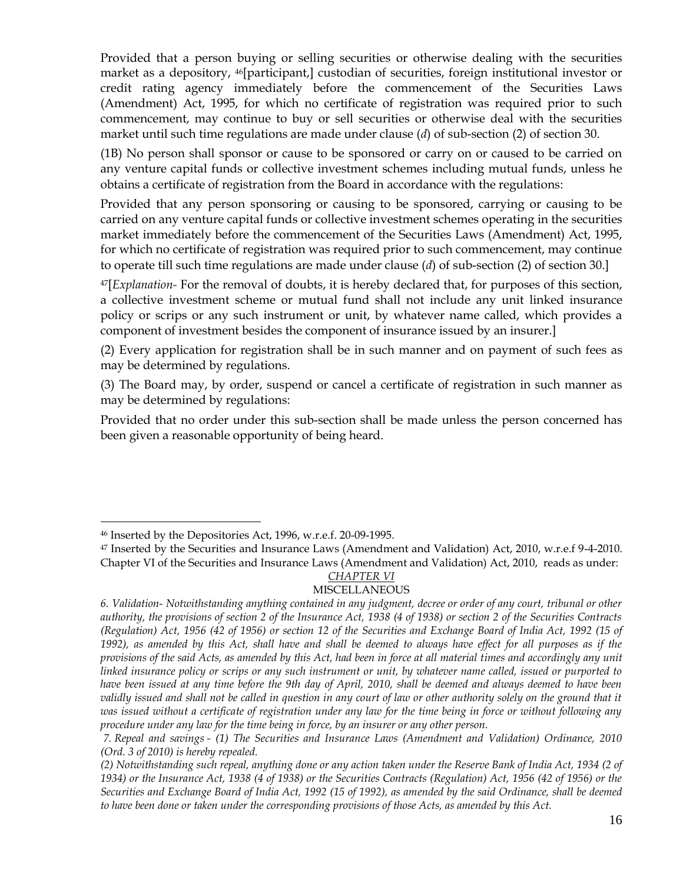Provided that a person buying or selling securities or otherwise dealing with the securities market as a depository, [46][participant,] custodian of securities, foreign institutional investor or credit rating agency immediately before the commencement of the Securities Laws (Amendment) Act, 1995, for which no certificate of registration was required prior to such commencement, may continue to buy or sell securities or otherwise deal with the securities market until such time regulations are made under clause (*d*) of sub-section (2) of section 30.

(1B) No person shall sponsor or cause to be sponsored or carry on or caused to be carried on any venture capital funds or collective investment schemes including mutual funds, unless he obtains a certificate of registration from the Board in accordance with the regulations:

Provided that any person sponsoring or causing to be sponsored, carrying or causing to be carried on any venture capital funds or collective investment schemes operating in the securities market immediately before the commencement of the Securities Laws (Amendment) Act, 1995, for which no certificate of registration was required prior to such commencement, may continue to operate till such time regulations are made under clause (*d*) of sub-section (2) of section 30.]

[47][*Explanation-* For the removal of doubts, it is hereby declared that, for purposes of this section, a collective investment scheme or mutual fund shall not include any unit linked insurance policy or scrips or any such instrument or unit, by whatever name called, which provides a component of investment besides the component of insurance issued by an insurer.]

(2) Every application for registration shall be in such manner and on payment of such fees as may be determined by regulations.

(3) The Board may, by order, suspend or cancel a certificate of registration in such manner as may be determined by regulations:

Provided that no order under this sub-section shall be made unless the person concerned has been given a reasonable opportunity of being heard.

---

[46] Inserted by the Depositories Act, 1996, w.r.e.f. 20-09-1995.

[47] Inserted by the Securities and Insurance Laws (Amendment and Validation) Act, 2010, w.r.e.f 9-4-2010. Chapter VI of the Securities and Insurance Laws (Amendment and Validation) Act, 2010, reads as under:

*CHAPTER VI*

MISCELLANEOUS

*6. Validation- Notwithstanding anything contained in any judgment, decree or order of any court, tribunal or other authority, the provisions of section 2 of the Insurance Act, 1938 (4 of 1938) or section 2 of the Securities Contracts (Regulation) Act, 1956 (42 of 1956) or section 12 of the Securities and Exchange Board of India Act, 1992 (15 of 1992), as amended by this Act, shall have and shall be deemed to always have effect for all purposes as if the provisions of the said Acts, as amended by this Act, had been in force at all material times and accordingly any unit linked insurance policy or scrips or any such instrument or unit, by whatever name called, issued or purported to have been issued at any time before the 9th day of April, 2010, shall be deemed and always deemed to have been validly issued and shall not be called in question in any court of law or other authority solely on the ground that it was issued without a certificate of registration under any law for the time being in force or without following any procedure under any law for the time being in force, by an insurer or any other person.*

*7. Repeal and savings - (1) The Securities and Insurance Laws (Amendment and Validation) Ordinance, 2010 (Ord. 3 of 2010) is hereby repealed.*

*(2) Notwithstanding such repeal, anything done or any action taken under the Reserve Bank of India Act, 1934 (2 of 1934) or the Insurance Act, 1938 (4 of 1938) or the Securities Contracts (Regulation) Act, 1956 (42 of 1956) or the Securities and Exchange Board of India Act, 1992 (15 of 1992), as amended by the said Ordinance, shall be deemed to have been done or taken under the corresponding provisions of those Acts, as amended by this Act.*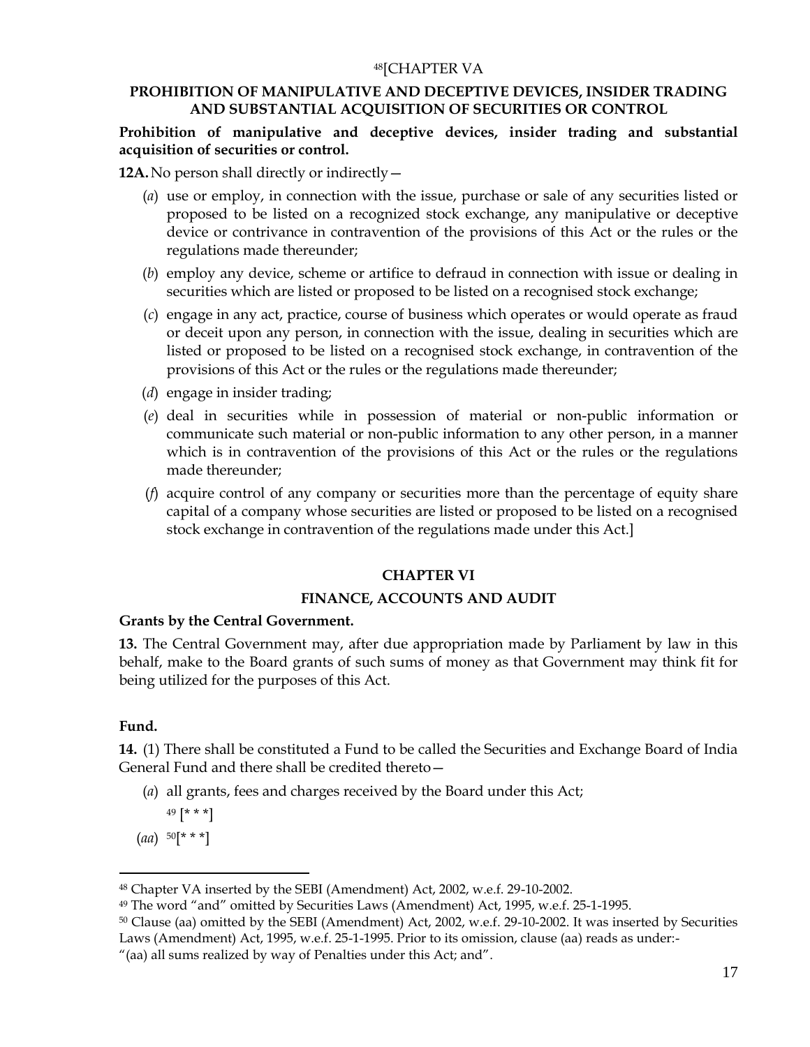[48][CHAPTER VA

**PROHIBITION OF MANIPULATIVE AND DECEPTIVE DEVICES, INSIDER TRADING AND SUBSTANTIAL ACQUISITION OF SECURITIES OR CONTROL**

**Prohibition of manipulative and deceptive devices, insider trading and substantial acquisition of securities or control.**

**12A.** No person shall directly or indirectly—

(*a*) use or employ, in connection with the issue, purchase or sale of any securities listed or proposed to be listed on a recognized stock exchange, any manipulative or deceptive device or contrivance in contravention of the provisions of this Act or the rules or the regulations made thereunder;

(*b*) employ any device, scheme or artifice to defraud in connection with issue or dealing in securities which are listed or proposed to be listed on a recognised stock exchange;

(*c*) engage in any act, practice, course of business which operates or would operate as fraud or deceit upon any person, in connection with the issue, dealing in securities which are listed or proposed to be listed on a recognised stock exchange, in contravention of the provisions of this Act or the rules or the regulations made thereunder;

(*d*) engage in insider trading;

(*e*) deal in securities while in possession of material or non-public information or communicate such material or non-public information to any other person, in a manner which is in contravention of the provisions of this Act or the rules or the regulations made thereunder;

(*f*) acquire control of any company or securities more than the percentage of equity share capital of a company whose securities are listed or proposed to be listed on a recognised stock exchange in contravention of the regulations made under this Act.]

## CHAPTER VI

## FINANCE, ACCOUNTS AND AUDIT

**Grants by the Central Government.**

**13.** The Central Government may, after due appropriation made by Parliament by law in this behalf, make to the Board grants of such sums of money as that Government may think fit for being utilized for the purposes of this Act.

**Fund.**

**14.** (1) There shall be constituted a Fund to be called the Securities and Exchange Board of India General Fund and there shall be credited thereto—

(*a*) all grants, fees and charges received by the Board under this Act;

[49] [* * *]

(*aa*) [50][* * *]

---

[48] Chapter VA inserted by the SEBI (Amendment) Act, 2002, w.e.f. 29-10-2002.

[49] The word "and" omitted by Securities Laws (Amendment) Act, 1995, w.e.f. 25-1-1995.

[50] Clause (aa) omitted by the SEBI (Amendment) Act, 2002, w.e.f. 29-10-2002. It was inserted by Securities Laws (Amendment) Act, 1995, w.e.f. 25-1-1995. Prior to its omission, clause (aa) reads as under:-

"(aa) all sums realized by way of Penalties under this Act; and".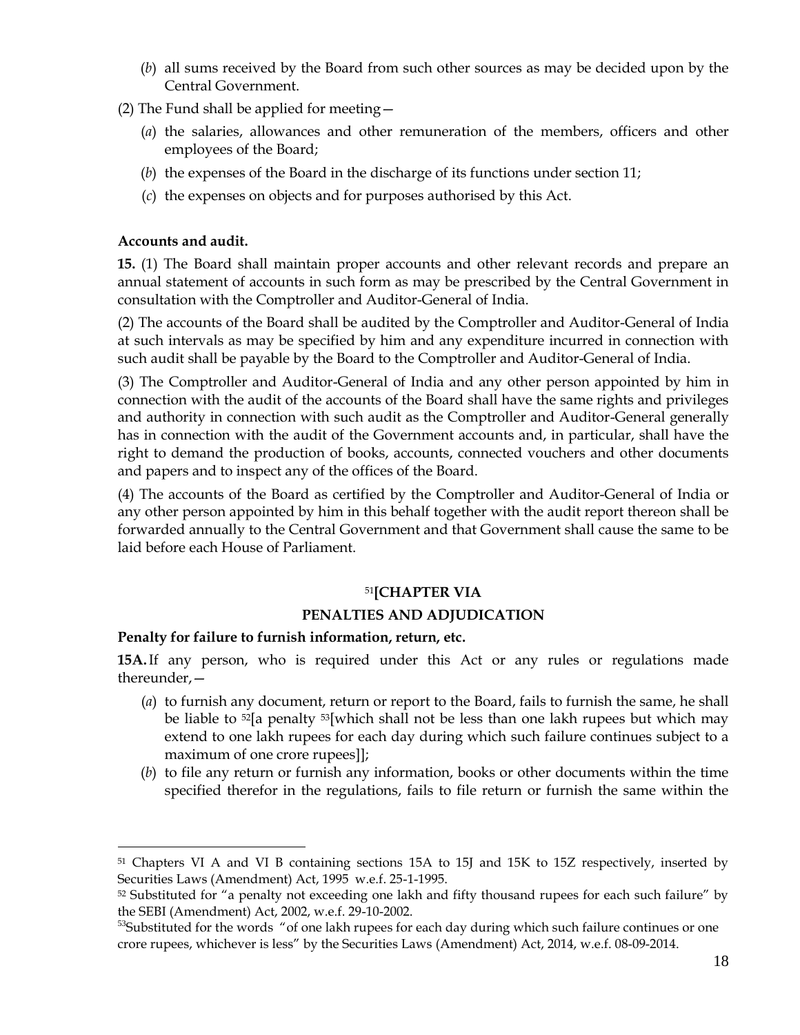(*b*) all sums received by the Board from such other sources as may be decided upon by the Central Government.

(2) The Fund shall be applied for meeting—

(*a*) the salaries, allowances and other remuneration of the members, officers and other employees of the Board;

(*b*) the expenses of the Board in the discharge of its functions under section 11;

(*c*) the expenses on objects and for purposes authorised by this Act.

**Accounts and audit.**

**15.** (1) The Board shall maintain proper accounts and other relevant records and prepare an annual statement of accounts in such form as may be prescribed by the Central Government in consultation with the Comptroller and Auditor-General of India.

(2) The accounts of the Board shall be audited by the Comptroller and Auditor-General of India at such intervals as may be specified by him and any expenditure incurred in connection with such audit shall be payable by the Board to the Comptroller and Auditor-General of India.

(3) The Comptroller and Auditor-General of India and any other person appointed by him in connection with the audit of the accounts of the Board shall have the same rights and privileges and authority in connection with such audit as the Comptroller and Auditor-General generally has in connection with the audit of the Government accounts and, in particular, shall have the right to demand the production of books, accounts, connected vouchers and other documents and papers and to inspect any of the offices of the Board.

(4) The accounts of the Board as certified by the Comptroller and Auditor-General of India or any other person appointed by him in this behalf together with the audit report thereon shall be forwarded annually to the Central Government and that Government shall cause the same to be laid before each House of Parliament.

## [51][CHAPTER VIA

## PENALTIES AND ADJUDICATION

**Penalty for failure to furnish information, return, etc.**

**15A.** If any person, who is required under this Act or any rules or regulations made thereunder,—

(*a*) to furnish any document, return or report to the Board, fails to furnish the same, he shall be liable to [52][a penalty [53][which shall not be less than one lakh rupees but which may extend to one lakh rupees for each day during which such failure continues subject to a maximum of one crore rupees]];

(*b*) to file any return or furnish any information, books or other documents within the time specified therefor in the regulations, fails to file return or furnish the same within the

---

[51] Chapters VI A and VI B containing sections 15A to 15J and 15K to 15Z respectively, inserted by Securities Laws (Amendment) Act, 1995 w.e.f. 25-1-1995.

[52] Substituted for "a penalty not exceeding one lakh and fifty thousand rupees for each such failure" by the SEBI (Amendment) Act, 2002, w.e.f. 29-10-2002.

[53] Substituted for the words "of one lakh rupees for each day during which such failure continues or one crore rupees, whichever is less" by the Securities Laws (Amendment) Act, 2014, w.e.f. 08-09-2014.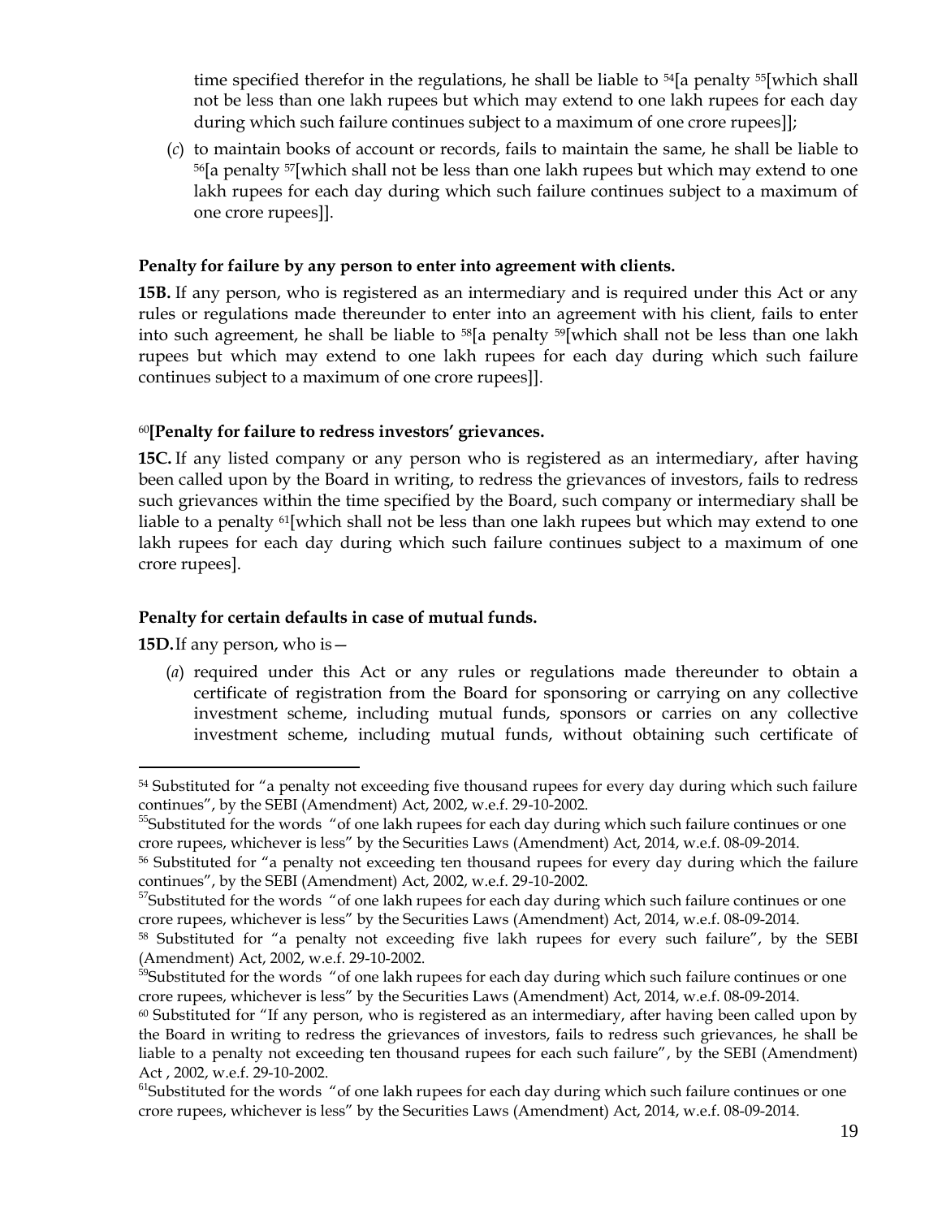time specified therefor in the regulations, he shall be liable to [54][a penalty [55][which shall not be less than one lakh rupees but which may extend to one lakh rupees for each day during which such failure continues subject to a maximum of one crore rupees]];

(*c*) to maintain books of account or records, fails to maintain the same, he shall be liable to [56][a penalty [57][which shall not be less than one lakh rupees but which may extend to one lakh rupees for each day during which such failure continues subject to a maximum of one crore rupees]].

**Penalty for failure by any person to enter into agreement with clients.**

**15B.** If any person, who is registered as an intermediary and is required under this Act or any rules or regulations made thereunder to enter into an agreement with his client, fails to enter into such agreement, he shall be liable to [58][a penalty [59][which shall not be less than one lakh rupees but which may extend to one lakh rupees for each day during which such failure continues subject to a maximum of one crore rupees]].

[60]**[Penalty for failure to redress investors' grievances.**

**15C.** If any listed company or any person who is registered as an intermediary, after having been called upon by the Board in writing, to redress the grievances of investors, fails to redress such grievances within the time specified by the Board, such company or intermediary shall be liable to a penalty [61][which shall not be less than one lakh rupees but which may extend to one lakh rupees for each day during which such failure continues subject to a maximum of one crore rupees].

**Penalty for certain defaults in case of mutual funds.**

**15D.** If any person, who is—

(*a*) required under this Act or any rules or regulations made thereunder to obtain a certificate of registration from the Board for sponsoring or carrying on any collective investment scheme, including mutual funds, sponsors or carries on any collective investment scheme, including mutual funds, without obtaining such certificate of

---

[54] Substituted for "a penalty not exceeding five thousand rupees for every day during which such failure continues", by the SEBI (Amendment) Act, 2002, w.e.f. 29-10-2002.

[55] Substituted for the words "of one lakh rupees for each day during which such failure continues or one crore rupees, whichever is less" by the Securities Laws (Amendment) Act, 2014, w.e.f. 08-09-2014.

[56] Substituted for "a penalty not exceeding ten thousand rupees for every day during which the failure continues", by the SEBI (Amendment) Act, 2002, w.e.f. 29-10-2002.

[57] Substituted for the words "of one lakh rupees for each day during which such failure continues or one crore rupees, whichever is less" by the Securities Laws (Amendment) Act, 2014, w.e.f. 08-09-2014.

[58] Substituted for "a penalty not exceeding five lakh rupees for every such failure", by the SEBI (Amendment) Act, 2002, w.e.f. 29-10-2002.

[59] Substituted for the words "of one lakh rupees for each day during which such failure continues or one crore rupees, whichever is less" by the Securities Laws (Amendment) Act, 2014, w.e.f. 08-09-2014.

[60] Substituted for "If any person, who is registered as an intermediary, after having been called upon by the Board in writing to redress the grievances of investors, fails to redress such grievances, he shall be liable to a penalty not exceeding ten thousand rupees for each such failure", by the SEBI (Amendment) Act , 2002, w.e.f. 29-10-2002.

[61] Substituted for the words "of one lakh rupees for each day during which such failure continues or one crore rupees, whichever is less" by the Securities Laws (Amendment) Act, 2014, w.e.f. 08-09-2014.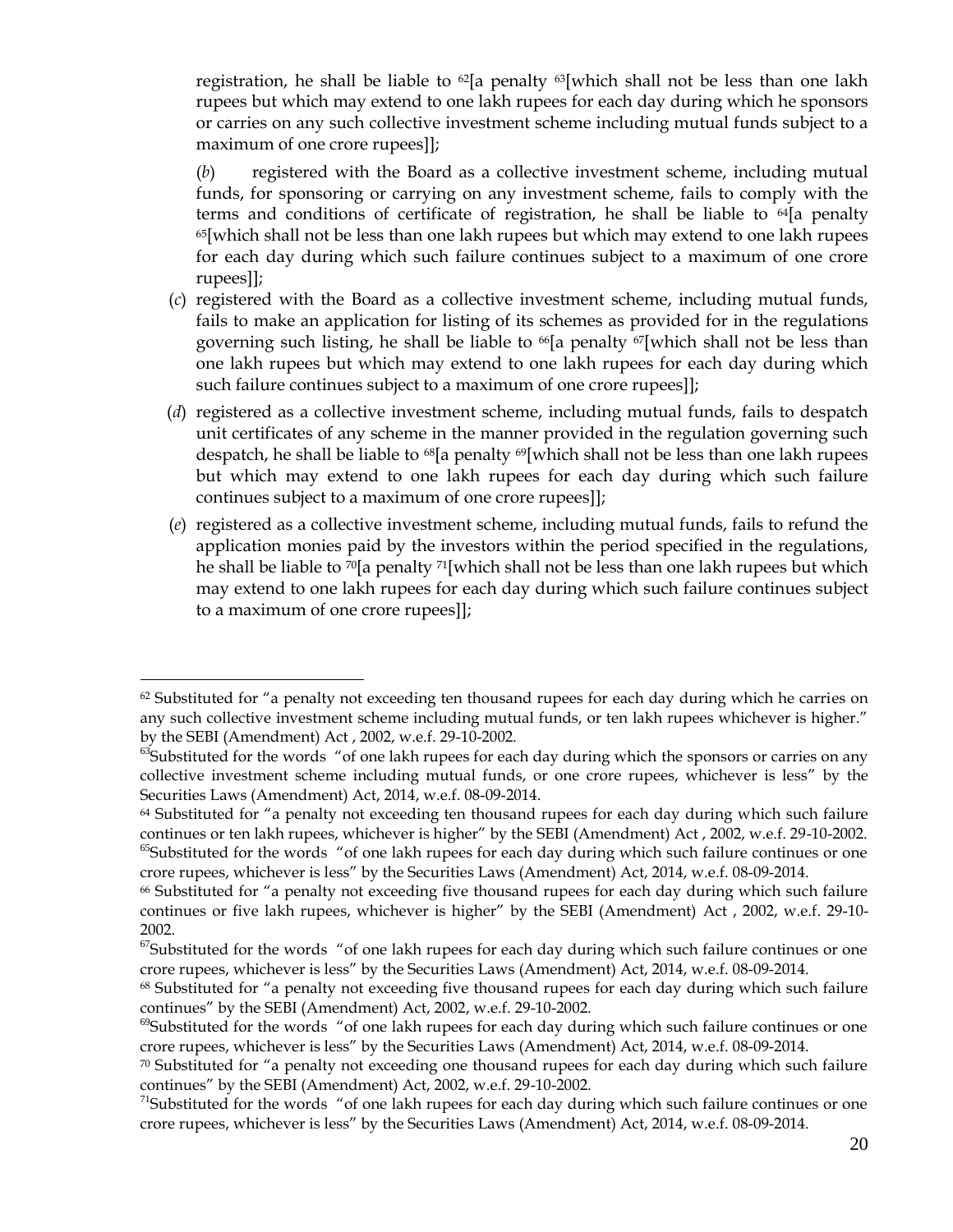registration, he shall be liable to [62][a penalty [63][which shall not be less than one lakh rupees but which may extend to one lakh rupees for each day during which he sponsors or carries on any such collective investment scheme including mutual funds subject to a maximum of one crore rupees]];

(*b*) registered with the Board as a collective investment scheme, including mutual funds, for sponsoring or carrying on any investment scheme, fails to comply with the terms and conditions of certificate of registration, he shall be liable to [64][a penalty [65][which shall not be less than one lakh rupees but which may extend to one lakh rupees for each day during which such failure continues subject to a maximum of one crore rupees]];

(*c*) registered with the Board as a collective investment scheme, including mutual funds, fails to make an application for listing of its schemes as provided for in the regulations governing such listing, he shall be liable to [66][a penalty [67][which shall not be less than one lakh rupees but which may extend to one lakh rupees for each day during which such failure continues subject to a maximum of one crore rupees]];

(*d*) registered as a collective investment scheme, including mutual funds, fails to despatch unit certificates of any scheme in the manner provided in the regulation governing such despatch, he shall be liable to [68][a penalty [69][which shall not be less than one lakh rupees but which may extend to one lakh rupees for each day during which such failure continues subject to a maximum of one crore rupees]];

(*e*) registered as a collective investment scheme, including mutual funds, fails to refund the application monies paid by the investors within the period specified in the regulations, he shall be liable to [70][a penalty [71][which shall not be less than one lakh rupees but which may extend to one lakh rupees for each day during which such failure continues subject to a maximum of one crore rupees]];

---

[62] Substituted for "a penalty not exceeding ten thousand rupees for each day during which he carries on any such collective investment scheme including mutual funds, or ten lakh rupees whichever is higher." by the SEBI (Amendment) Act , 2002, w.e.f. 29-10-2002.

[63] Substituted for the words "of one lakh rupees for each day during which the sponsors or carries on any collective investment scheme including mutual funds, or one crore rupees, whichever is less" by the Securities Laws (Amendment) Act, 2014, w.e.f. 08-09-2014.

[64] Substituted for "a penalty not exceeding ten thousand rupees for each day during which such failure continues or ten lakh rupees, whichever is higher" by the SEBI (Amendment) Act , 2002, w.e.f. 29-10-2002.

[65] Substituted for the words "of one lakh rupees for each day during which such failure continues or one crore rupees, whichever is less" by the Securities Laws (Amendment) Act, 2014, w.e.f. 08-09-2014.

[66] Substituted for "a penalty not exceeding five thousand rupees for each day during which such failure continues or five lakh rupees, whichever is higher" by the SEBI (Amendment) Act , 2002, w.e.f. 29-10-2002.

[67] Substituted for the words "of one lakh rupees for each day during which such failure continues or one crore rupees, whichever is less" by the Securities Laws (Amendment) Act, 2014, w.e.f. 08-09-2014.

[68] Substituted for "a penalty not exceeding five thousand rupees for each day during which such failure continues" by the SEBI (Amendment) Act, 2002, w.e.f. 29-10-2002.

[69] Substituted for the words "of one lakh rupees for each day during which such failure continues or one crore rupees, whichever is less" by the Securities Laws (Amendment) Act, 2014, w.e.f. 08-09-2014.

[70] Substituted for "a penalty not exceeding one thousand rupees for each day during which such failure continues" by the SEBI (Amendment) Act, 2002, w.e.f. 29-10-2002.

[71] Substituted for the words "of one lakh rupees for each day during which such failure continues or one crore rupees, whichever is less" by the Securities Laws (Amendment) Act, 2014, w.e.f. 08-09-2014.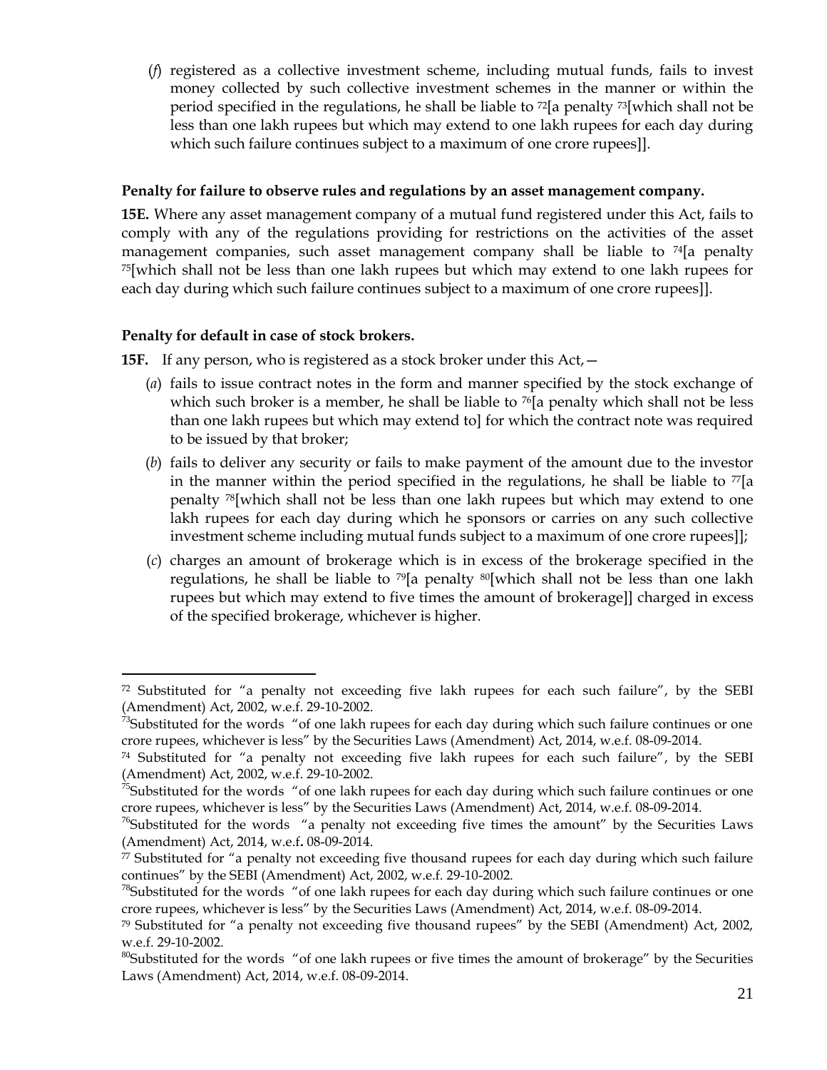(*f*) registered as a collective investment scheme, including mutual funds, fails to invest money collected by such collective investment schemes in the manner or within the period specified in the regulations, he shall be liable to [72][a penalty [73][which shall not be less than one lakh rupees but which may extend to one lakh rupees for each day during which such failure continues subject to a maximum of one crore rupees]].

**Penalty for failure to observe rules and regulations by an asset management company.**

**15E.** Where any asset management company of a mutual fund registered under this Act, fails to comply with any of the regulations providing for restrictions on the activities of the asset management companies, such asset management company shall be liable to [74][a penalty [75][which shall not be less than one lakh rupees but which may extend to one lakh rupees for each day during which such failure continues subject to a maximum of one crore rupees]].

**Penalty for default in case of stock brokers.**

**15F.** If any person, who is registered as a stock broker under this Act,—

(*a*) fails to issue contract notes in the form and manner specified by the stock exchange of which such broker is a member, he shall be liable to [76][a penalty which shall not be less than one lakh rupees but which may extend to] for which the contract note was required to be issued by that broker;

(*b*) fails to deliver any security or fails to make payment of the amount due to the investor in the manner within the period specified in the regulations, he shall be liable to [77][a penalty [78][which shall not be less than one lakh rupees but which may extend to one lakh rupees for each day during which he sponsors or carries on any such collective investment scheme including mutual funds subject to a maximum of one crore rupees]];

(*c*) charges an amount of brokerage which is in excess of the brokerage specified in the regulations, he shall be liable to [79][a penalty [80][which shall not be less than one lakh rupees but which may extend to five times the amount of brokerage]] charged in excess of the specified brokerage, whichever is higher.

---

[72] Substituted for "a penalty not exceeding five lakh rupees for each such failure", by the SEBI (Amendment) Act, 2002, w.e.f. 29-10-2002.

[73] Substituted for the words "of one lakh rupees for each day during which such failure continues or one crore rupees, whichever is less" by the Securities Laws (Amendment) Act, 2014, w.e.f. 08-09-2014.

[74] Substituted for "a penalty not exceeding five lakh rupees for each such failure", by the SEBI (Amendment) Act, 2002, w.e.f. 29-10-2002.

[75] Substituted for the words "of one lakh rupees for each day during which such failure continues or one crore rupees, whichever is less" by the Securities Laws (Amendment) Act, 2014, w.e.f. 08-09-2014.

[76] Substituted for the words "a penalty not exceeding five times the amount" by the Securities Laws (Amendment) Act, 2014, w.e.f**.** 08-09-2014.

[77] Substituted for "a penalty not exceeding five thousand rupees for each day during which such failure continues" by the SEBI (Amendment) Act, 2002, w.e.f. 29-10-2002.

[78] Substituted for the words "of one lakh rupees for each day during which such failure continues or one crore rupees, whichever is less" by the Securities Laws (Amendment) Act, 2014, w.e.f. 08-09-2014.

[79] Substituted for "a penalty not exceeding five thousand rupees" by the SEBI (Amendment) Act, 2002, w.e.f. 29-10-2002.

[80] Substituted for the words "of one lakh rupees or five times the amount of brokerage" by the Securities Laws (Amendment) Act, 2014, w.e.f. 08-09-2014.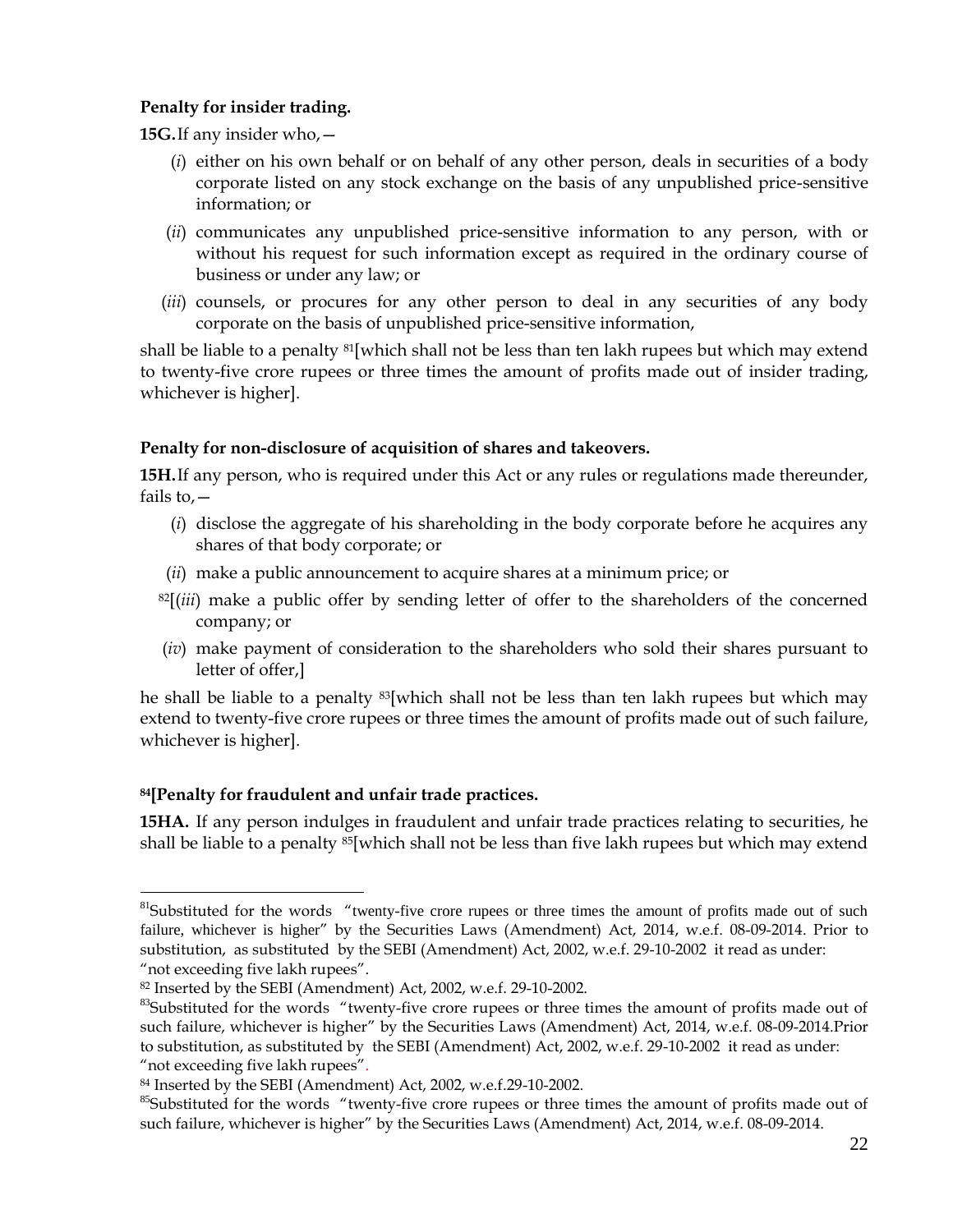**Penalty for insider trading.**

**15G.** If any insider who,—

(*i*) either on his own behalf or on behalf of any other person, deals in securities of a body corporate listed on any stock exchange on the basis of any unpublished price-sensitive information; or

(*ii*) communicates any unpublished price-sensitive information to any person, with or without his request for such information except as required in the ordinary course of business or under any law; or

(*iii*) counsels, or procures for any other person to deal in any securities of any body corporate on the basis of unpublished price-sensitive information,

shall be liable to a penalty [81][which shall not be less than ten lakh rupees but which may extend to twenty-five crore rupees or three times the amount of profits made out of insider trading, whichever is higher].

**Penalty for non-disclosure of acquisition of shares and takeovers.**

**15H.** If any person, who is required under this Act or any rules or regulations made thereunder, fails to,—

(*i*) disclose the aggregate of his shareholding in the body corporate before he acquires any shares of that body corporate; or

(*ii*) make a public announcement to acquire shares at a minimum price; or

[82][(*iii*) make a public offer by sending letter of offer to the shareholders of the concerned company; or

(*iv*) make payment of consideration to the shareholders who sold their shares pursuant to letter of offer,]

he shall be liable to a penalty [83][which shall not be less than ten lakh rupees but which may extend to twenty-five crore rupees or three times the amount of profits made out of such failure, whichever is higher].

**[84][Penalty for fraudulent and unfair trade practices.**

**15HA.** If any person indulges in fraudulent and unfair trade practices relating to securities, he shall be liable to a penalty [85][which shall not be less than five lakh rupees but which may extend

---

[81] Substituted for the words "twenty-five crore rupees or three times the amount of profits made out of such failure, whichever is higher" by the Securities Laws (Amendment) Act, 2014, w.e.f. 08-09-2014. Prior to substitution, as substituted by the SEBI (Amendment) Act, 2002, w.e.f. 29-10-2002 it read as under: "not exceeding five lakh rupees".

[82] Inserted by the SEBI (Amendment) Act, 2002, w.e.f. 29-10-2002.

[83] Substituted for the words "twenty-five crore rupees or three times the amount of profits made out of such failure, whichever is higher" by the Securities Laws (Amendment) Act, 2014, w.e.f. 08-09-2014. Prior to substitution, as substituted by the SEBI (Amendment) Act, 2002, w.e.f. 29-10-2002 it read as under: "not exceeding five lakh rupees".

[84] Inserted by the SEBI (Amendment) Act, 2002, w.e.f. 29-10-2002.

[85] Substituted for the words "twenty-five crore rupees or three times the amount of profits made out of such failure, whichever is higher" by the Securities Laws (Amendment) Act, 2014, w.e.f. 08-09-2014.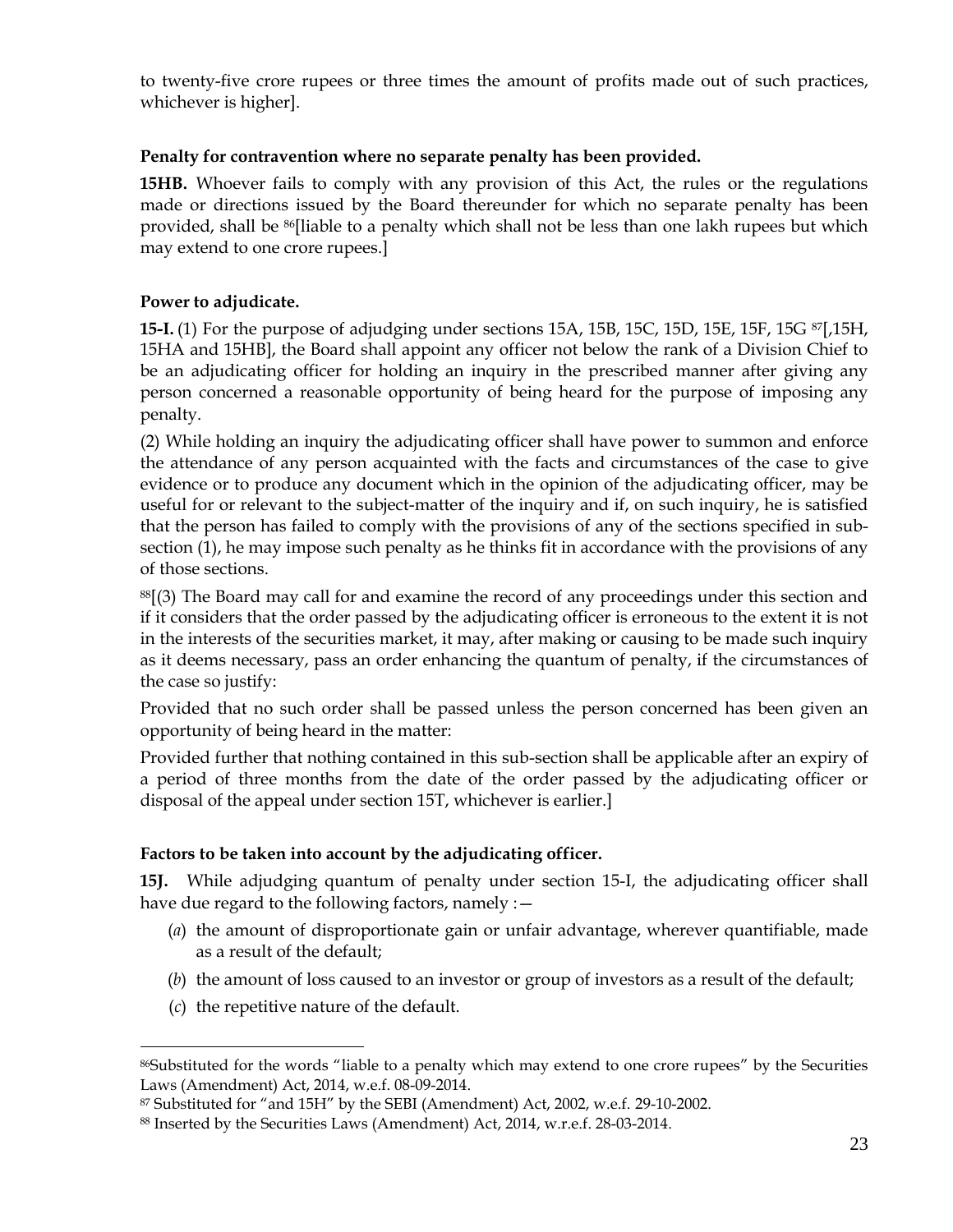to twenty-five crore rupees or three times the amount of profits made out of such practices, whichever is higher].

**Penalty for contravention where no separate penalty has been provided.**

**15HB.** Whoever fails to comply with any provision of this Act, the rules or the regulations made or directions issued by the Board thereunder for which no separate penalty has been provided, shall be [86][liable to a penalty which shall not be less than one lakh rupees but which may extend to one crore rupees.]

**Power to adjudicate.**

**15-I.** (1) For the purpose of adjudging under sections 15A, 15B, 15C, 15D, 15E, 15F, 15G [87][,15H, 15HA and 15HB], the Board shall appoint any officer not below the rank of a Division Chief to be an adjudicating officer for holding an inquiry in the prescribed manner after giving any person concerned a reasonable opportunity of being heard for the purpose of imposing any penalty.

(2) While holding an inquiry the adjudicating officer shall have power to summon and enforce the attendance of any person acquainted with the facts and circumstances of the case to give evidence or to produce any document which in the opinion of the adjudicating officer, may be useful for or relevant to the subject-matter of the inquiry and if, on such inquiry, he is satisfied that the person has failed to comply with the provisions of any of the sections specified in sub-section (1), he may impose such penalty as he thinks fit in accordance with the provisions of any of those sections.

[88][(3) The Board may call for and examine the record of any proceedings under this section and if it considers that the order passed by the adjudicating officer is erroneous to the extent it is not in the interests of the securities market, it may, after making or causing to be made such inquiry as it deems necessary, pass an order enhancing the quantum of penalty, if the circumstances of the case so justify:

Provided that no such order shall be passed unless the person concerned has been given an opportunity of being heard in the matter:

Provided further that nothing contained in this sub-section shall be applicable after an expiry of a period of three months from the date of the order passed by the adjudicating officer or disposal of the appeal under section 15T, whichever is earlier.]

**Factors to be taken into account by the adjudicating officer.**

**15J.** While adjudging quantum of penalty under section 15-I, the adjudicating officer shall have due regard to the following factors, namely :—

- (*a*) the amount of disproportionate gain or unfair advantage, wherever quantifiable, made as a result of the default;
- (*b*) the amount of loss caused to an investor or group of investors as a result of the default;
- (*c*) the repetitive nature of the default.

---

[86] Substituted for the words "liable to a penalty which may extend to one crore rupees" by the Securities Laws (Amendment) Act, 2014, w.e.f. 08-09-2014.

[87] Substituted for "and 15H" by the SEBI (Amendment) Act, 2002, w.e.f. 29-10-2002.

[88] Inserted by the Securities Laws (Amendment) Act, 2014, w.r.e.f. 28-03-2014.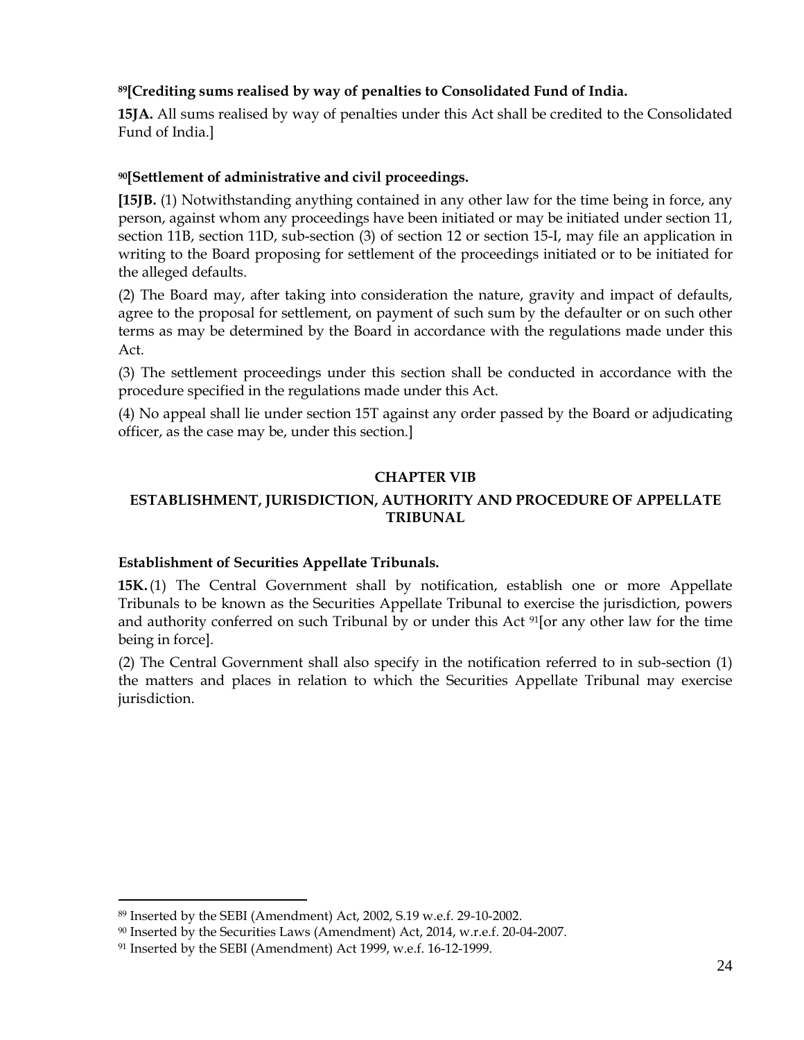**[89][Crediting sums realised by way of penalties to Consolidated Fund of India.**

**15JA.** All sums realised by way of penalties under this Act shall be credited to the Consolidated Fund of India.]

**[90][Settlement of administrative and civil proceedings.**

**[15JB.** (1) Notwithstanding anything contained in any other law for the time being in force, any person, against whom any proceedings have been initiated or may be initiated under section 11, section 11B, section 11D, sub-section (3) of section 12 or section 15-I, may file an application in writing to the Board proposing for settlement of the proceedings initiated or to be initiated for the alleged defaults.

(2) The Board may, after taking into consideration the nature, gravity and impact of defaults, agree to the proposal for settlement, on payment of such sum by the defaulter or on such other terms as may be determined by the Board in accordance with the regulations made under this Act.

(3) The settlement proceedings under this section shall be conducted in accordance with the procedure specified in the regulations made under this Act.

(4) No appeal shall lie under section 15T against any order passed by the Board or adjudicating officer, as the case may be, under this section.]

## CHAPTER VIB

## ESTABLISHMENT, JURISDICTION, AUTHORITY AND PROCEDURE OF APPELLATE TRIBUNAL

**Establishment of Securities Appellate Tribunals.**

**15K.** (1) The Central Government shall by notification, establish one or more Appellate Tribunals to be known as the Securities Appellate Tribunal to exercise the jurisdiction, powers and authority conferred on such Tribunal by or under this Act [91][or any other law for the time being in force].

(2) The Central Government shall also specify in the notification referred to in sub-section (1) the matters and places in relation to which the Securities Appellate Tribunal may exercise jurisdiction.

---

[89] Inserted by the SEBI (Amendment) Act, 2002, S.19 w.e.f. 29-10-2002.

[90] Inserted by the Securities Laws (Amendment) Act, 2014, w.r.e.f. 20-04-2007.

[91] Inserted by the SEBI (Amendment) Act 1999, w.e.f. 16-12-1999.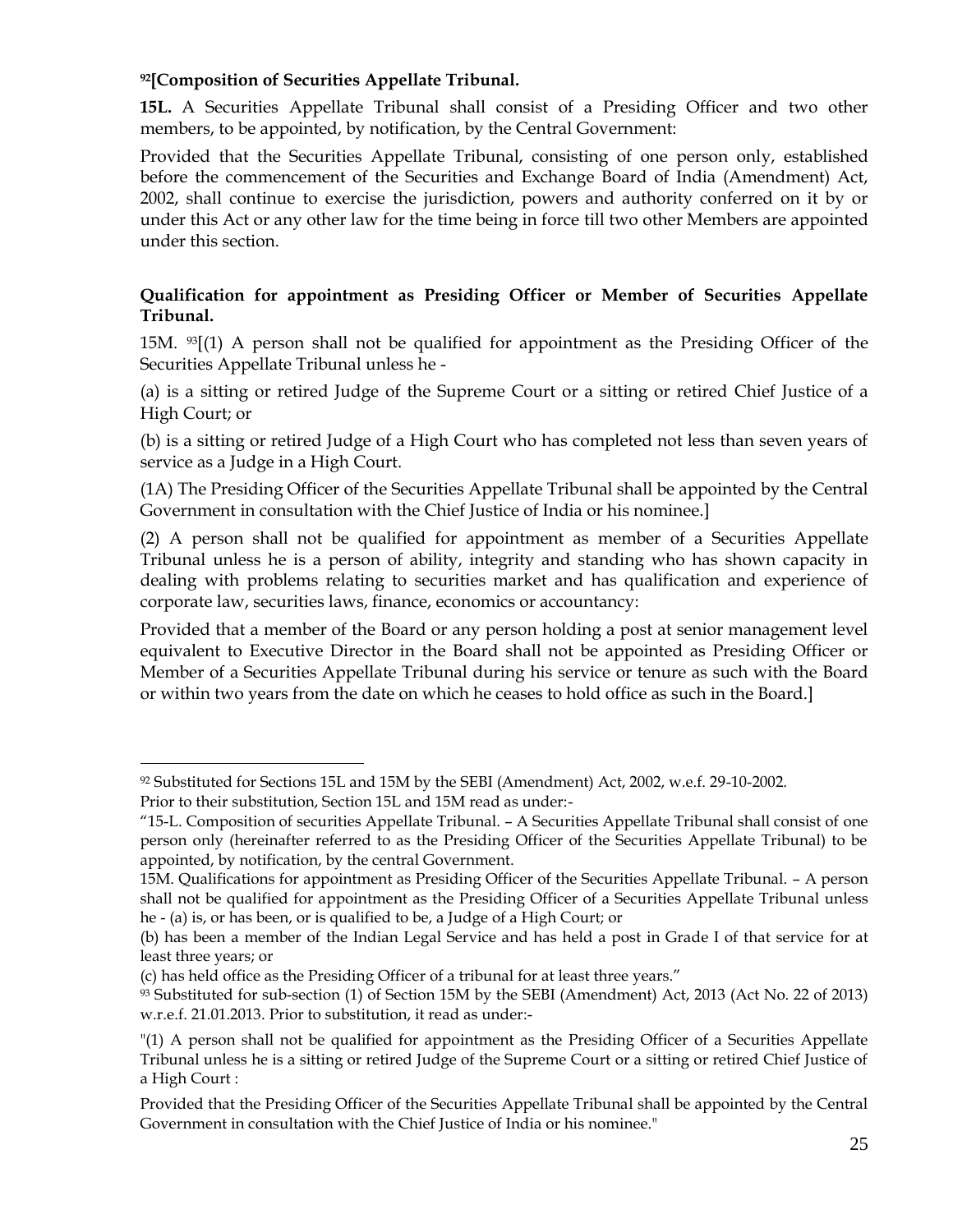**[92][Composition of Securities Appellate Tribunal.**

**15L.** A Securities Appellate Tribunal shall consist of a Presiding Officer and two other members, to be appointed, by notification, by the Central Government:

Provided that the Securities Appellate Tribunal, consisting of one person only, established before the commencement of the Securities and Exchange Board of India (Amendment) Act, 2002, shall continue to exercise the jurisdiction, powers and authority conferred on it by or under this Act or any other law for the time being in force till two other Members are appointed under this section.

**Qualification for appointment as Presiding Officer or Member of Securities Appellate Tribunal.**

15M. [93][(1) A person shall not be qualified for appointment as the Presiding Officer of the Securities Appellate Tribunal unless he -

(a) is a sitting or retired Judge of the Supreme Court or a sitting or retired Chief Justice of a High Court; or

(b) is a sitting or retired Judge of a High Court who has completed not less than seven years of service as a Judge in a High Court.

(1A) The Presiding Officer of the Securities Appellate Tribunal shall be appointed by the Central Government in consultation with the Chief Justice of India or his nominee.]

(2) A person shall not be qualified for appointment as member of a Securities Appellate Tribunal unless he is a person of ability, integrity and standing who has shown capacity in dealing with problems relating to securities market and has qualification and experience of corporate law, securities laws, finance, economics or accountancy:

Provided that a member of the Board or any person holding a post at senior management level equivalent to Executive Director in the Board shall not be appointed as Presiding Officer or Member of a Securities Appellate Tribunal during his service or tenure as such with the Board or within two years from the date on which he ceases to hold office as such in the Board.]

---

[92] Substituted for Sections 15L and 15M by the SEBI (Amendment) Act, 2002, w.e.f. 29-10-2002.

Prior to their substitution, Section 15L and 15M read as under:-

"15-L. Composition of securities Appellate Tribunal. – A Securities Appellate Tribunal shall consist of one person only (hereinafter referred to as the Presiding Officer of the Securities Appellate Tribunal) to be appointed, by notification, by the central Government.

15M. Qualifications for appointment as Presiding Officer of the Securities Appellate Tribunal. – A person shall not be qualified for appointment as the Presiding Officer of a Securities Appellate Tribunal unless he - (a) is, or has been, or is qualified to be, a Judge of a High Court; or

(b) has been a member of the Indian Legal Service and has held a post in Grade I of that service for at least three years; or

(c) has held office as the Presiding Officer of a tribunal for at least three years."

[93] Substituted for sub-section (1) of Section 15M by the SEBI (Amendment) Act, 2013 (Act No. 22 of 2013) w.r.e.f. 21.01.2013. Prior to substitution, it read as under:-

"(1) A person shall not be qualified for appointment as the Presiding Officer of a Securities Appellate Tribunal unless he is a sitting or retired Judge of the Supreme Court or a sitting or retired Chief Justice of a High Court :

Provided that the Presiding Officer of the Securities Appellate Tribunal shall be appointed by the Central Government in consultation with the Chief Justice of India or his nominee."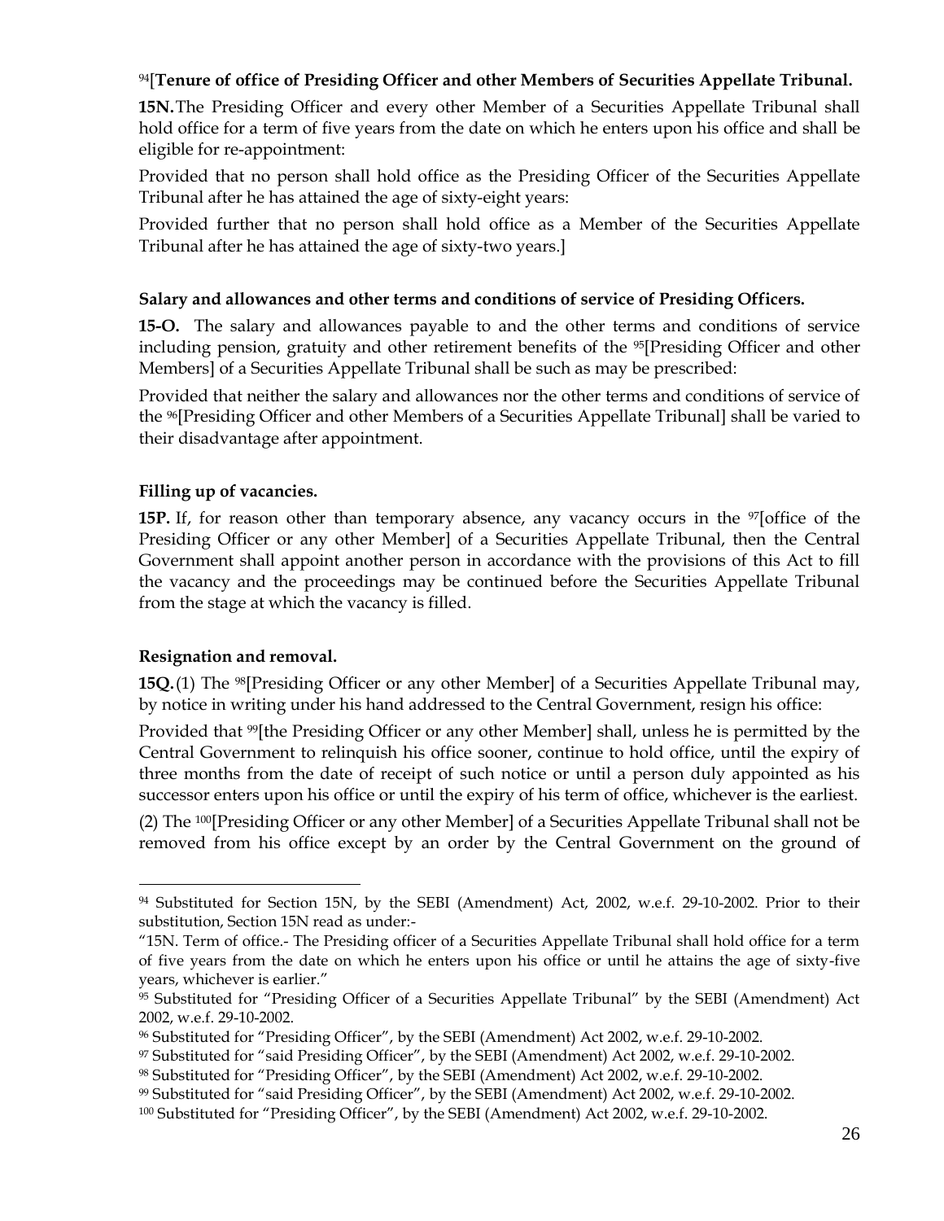[94][**Tenure of office of Presiding Officer and other Members of Securities Appellate Tribunal.**

**15N.** The Presiding Officer and every other Member of a Securities Appellate Tribunal shall hold office for a term of five years from the date on which he enters upon his office and shall be eligible for re-appointment:

Provided that no person shall hold office as the Presiding Officer of the Securities Appellate Tribunal after he has attained the age of sixty-eight years:

Provided further that no person shall hold office as a Member of the Securities Appellate Tribunal after he has attained the age of sixty-two years.]

**Salary and allowances and other terms and conditions of service of Presiding Officers.**

**15-O.** The salary and allowances payable to and the other terms and conditions of service including pension, gratuity and other retirement benefits of the [95][Presiding Officer and other Members] of a Securities Appellate Tribunal shall be such as may be prescribed:

Provided that neither the salary and allowances nor the other terms and conditions of service of the [96][Presiding Officer and other Members of a Securities Appellate Tribunal] shall be varied to their disadvantage after appointment.

**Filling up of vacancies.**

**15P.** If, for reason other than temporary absence, any vacancy occurs in the [97][office of the Presiding Officer or any other Member] of a Securities Appellate Tribunal, then the Central Government shall appoint another person in accordance with the provisions of this Act to fill the vacancy and the proceedings may be continued before the Securities Appellate Tribunal from the stage at which the vacancy is filled.

**Resignation and removal.**

**15Q.** (1) The [98][Presiding Officer or any other Member] of a Securities Appellate Tribunal may, by notice in writing under his hand addressed to the Central Government, resign his office:

Provided that [99][the Presiding Officer or any other Member] shall, unless he is permitted by the Central Government to relinquish his office sooner, continue to hold office, until the expiry of three months from the date of receipt of such notice or until a person duly appointed as his successor enters upon his office or until the expiry of his term of office, whichever is the earliest.

(2) The [100][Presiding Officer or any other Member] of a Securities Appellate Tribunal shall not be removed from his office except by an order by the Central Government on the ground of

---

[94] Substituted for Section 15N, by the SEBI (Amendment) Act, 2002, w.e.f. 29-10-2002. Prior to their substitution, Section 15N read as under:-

"15N. Term of office.- The Presiding officer of a Securities Appellate Tribunal shall hold office for a term of five years from the date on which he enters upon his office or until he attains the age of sixty-five years, whichever is earlier."

[95] Substituted for "Presiding Officer of a Securities Appellate Tribunal" by the SEBI (Amendment) Act 2002, w.e.f. 29-10-2002.

[96] Substituted for "Presiding Officer", by the SEBI (Amendment) Act 2002, w.e.f. 29-10-2002.

[97] Substituted for "said Presiding Officer", by the SEBI (Amendment) Act 2002, w.e.f. 29-10-2002.

[98] Substituted for "Presiding Officer", by the SEBI (Amendment) Act 2002, w.e.f. 29-10-2002.

[99] Substituted for "said Presiding Officer", by the SEBI (Amendment) Act 2002, w.e.f. 29-10-2002.

[100] Substituted for "Presiding Officer", by the SEBI (Amendment) Act 2002, w.e.f. 29-10-2002.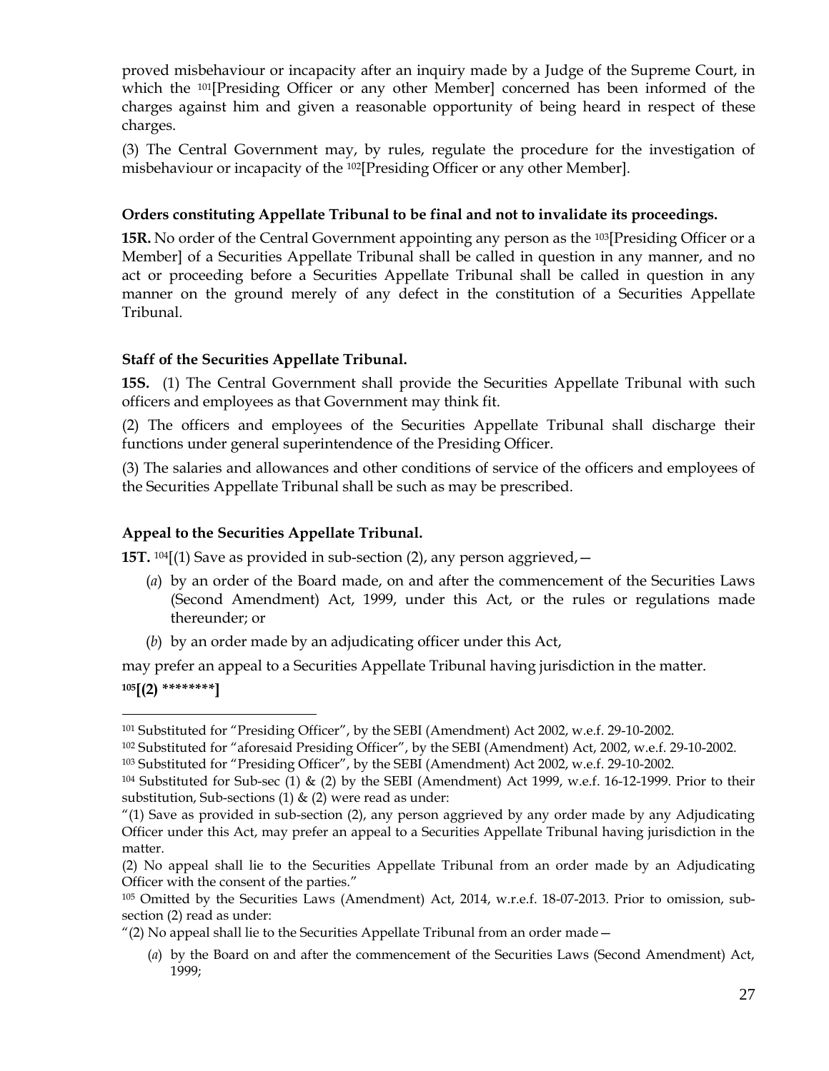proved misbehaviour or incapacity after an inquiry made by a Judge of the Supreme Court, in which the [101][Presiding Officer or any other Member] concerned has been informed of the charges against him and given a reasonable opportunity of being heard in respect of these charges.

(3) The Central Government may, by rules, regulate the procedure for the investigation of misbehaviour or incapacity of the [102][Presiding Officer or any other Member].

**Orders constituting Appellate Tribunal to be final and not to invalidate its proceedings.**

**15R.** No order of the Central Government appointing any person as the [103][Presiding Officer or a Member] of a Securities Appellate Tribunal shall be called in question in any manner, and no act or proceeding before a Securities Appellate Tribunal shall be called in question in any manner on the ground merely of any defect in the constitution of a Securities Appellate Tribunal.

**Staff of the Securities Appellate Tribunal.**

**15S.** (1) The Central Government shall provide the Securities Appellate Tribunal with such officers and employees as that Government may think fit.

(2) The officers and employees of the Securities Appellate Tribunal shall discharge their functions under general superintendence of the Presiding Officer.

(3) The salaries and allowances and other conditions of service of the officers and employees of the Securities Appellate Tribunal shall be such as may be prescribed.

**Appeal to the Securities Appellate Tribunal.**

**15T.** [104][(1) Save as provided in sub-section (2), any person aggrieved,—

- (*a*) by an order of the Board made, on and after the commencement of the Securities Laws (Second Amendment) Act, 1999, under this Act, or the rules or regulations made thereunder; or
- (*b*) by an order made by an adjudicating officer under this Act,

may prefer an appeal to a Securities Appellate Tribunal having jurisdiction in the matter.

**[105][(2) \*\*\*\*\*\*\*\*]**

---

[101] Substituted for "Presiding Officer", by the SEBI (Amendment) Act 2002, w.e.f. 29-10-2002.

[102] Substituted for "aforesaid Presiding Officer", by the SEBI (Amendment) Act, 2002, w.e.f. 29-10-2002.

[103] Substituted for "Presiding Officer", by the SEBI (Amendment) Act 2002, w.e.f. 29-10-2002.

[104] Substituted for Sub-sec (1) & (2) by the SEBI (Amendment) Act 1999, w.e.f. 16-12-1999. Prior to their substitution, Sub-sections (1) & (2) were read as under:

"(1) Save as provided in sub-section (2), any person aggrieved by any order made by any Adjudicating Officer under this Act, may prefer an appeal to a Securities Appellate Tribunal having jurisdiction in the matter.

(2) No appeal shall lie to the Securities Appellate Tribunal from an order made by an Adjudicating Officer with the consent of the parties."

[105] Omitted by the Securities Laws (Amendment) Act, 2014, w.r.e.f. 18-07-2013. Prior to omission, sub-section (2) read as under:

"(2) No appeal shall lie to the Securities Appellate Tribunal from an order made—

- (*a*) by the Board on and after the commencement of the Securities Laws (Second Amendment) Act, 1999;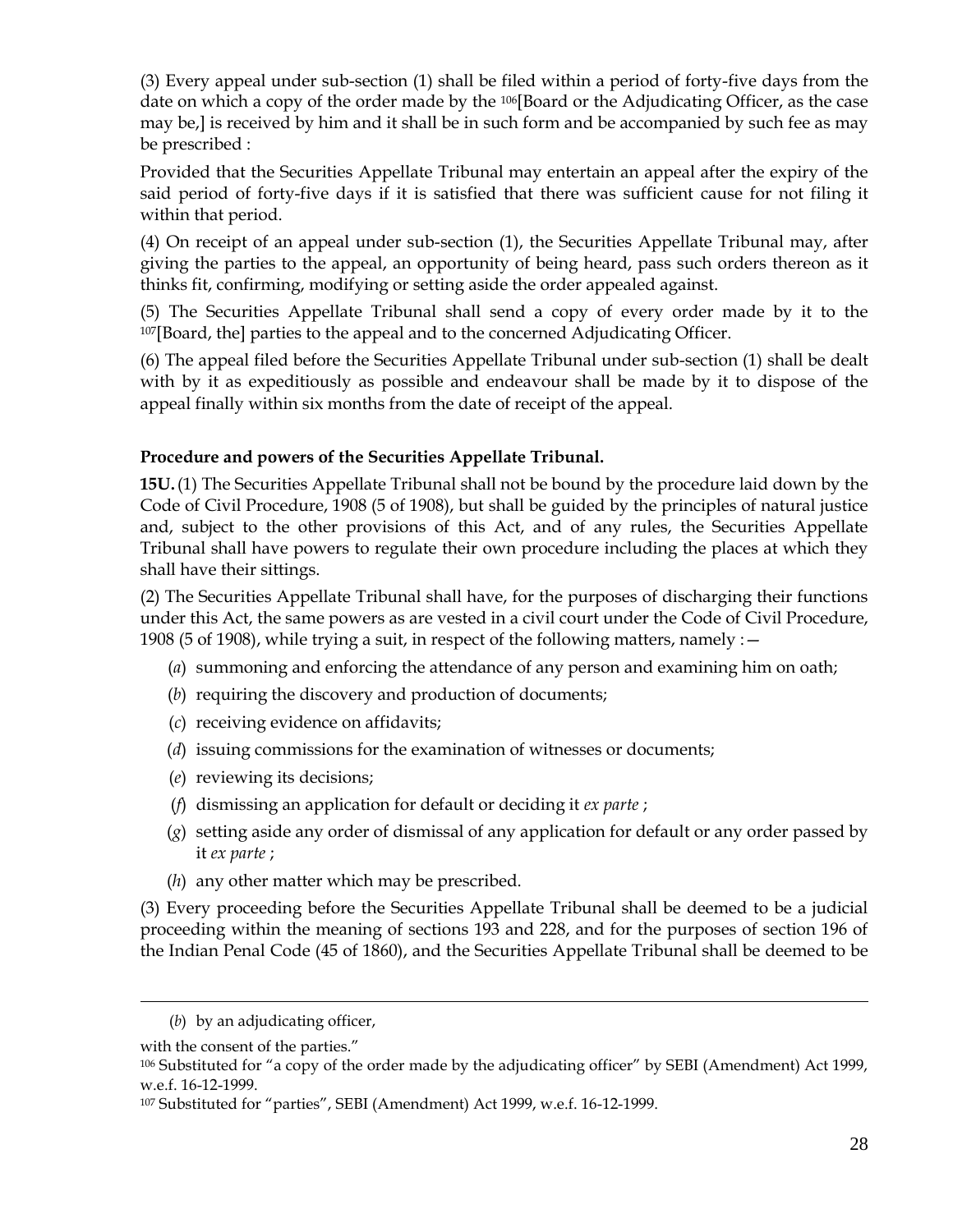(3) Every appeal under sub-section (1) shall be filed within a period of forty-five days from the date on which a copy of the order made by the [106][Board or the Adjudicating Officer, as the case may be,] is received by him and it shall be in such form and be accompanied by such fee as may be prescribed :

Provided that the Securities Appellate Tribunal may entertain an appeal after the expiry of the said period of forty-five days if it is satisfied that there was sufficient cause for not filing it within that period.

(4) On receipt of an appeal under sub-section (1), the Securities Appellate Tribunal may, after giving the parties to the appeal, an opportunity of being heard, pass such orders thereon as it thinks fit, confirming, modifying or setting aside the order appealed against.

(5) The Securities Appellate Tribunal shall send a copy of every order made by it to the [107][Board, the] parties to the appeal and to the concerned Adjudicating Officer.

(6) The appeal filed before the Securities Appellate Tribunal under sub-section (1) shall be dealt with by it as expeditiously as possible and endeavour shall be made by it to dispose of the appeal finally within six months from the date of receipt of the appeal.

**Procedure and powers of the Securities Appellate Tribunal.**

**15U.** (1) The Securities Appellate Tribunal shall not be bound by the procedure laid down by the Code of Civil Procedure, 1908 (5 of 1908), but shall be guided by the principles of natural justice and, subject to the other provisions of this Act, and of any rules, the Securities Appellate Tribunal shall have powers to regulate their own procedure including the places at which they shall have their sittings.

(2) The Securities Appellate Tribunal shall have, for the purposes of discharging their functions under this Act, the same powers as are vested in a civil court under the Code of Civil Procedure, 1908 (5 of 1908), while trying a suit, in respect of the following matters, namely :—

(*a*) summoning and enforcing the attendance of any person and examining him on oath;

(*b*) requiring the discovery and production of documents;

(*c*) receiving evidence on affidavits;

(*d*) issuing commissions for the examination of witnesses or documents;

(*e*) reviewing its decisions;

(*f*) dismissing an application for default or deciding it *ex parte* ;

(*g*) setting aside any order of dismissal of any application for default or any order passed by it *ex parte* ;

(*h*) any other matter which may be prescribed.

(3) Every proceeding before the Securities Appellate Tribunal shall be deemed to be a judicial proceeding within the meaning of sections 193 and 228, and for the purposes of section 196 of the Indian Penal Code (45 of 1860), and the Securities Appellate Tribunal shall be deemed to be

---

(*b*) by an adjudicating officer,

with the consent of the parties."

[106] Substituted for "a copy of the order made by the adjudicating officer" by SEBI (Amendment) Act 1999, w.e.f. 16-12-1999.

[107] Substituted for "parties", SEBI (Amendment) Act 1999, w.e.f. 16-12-1999.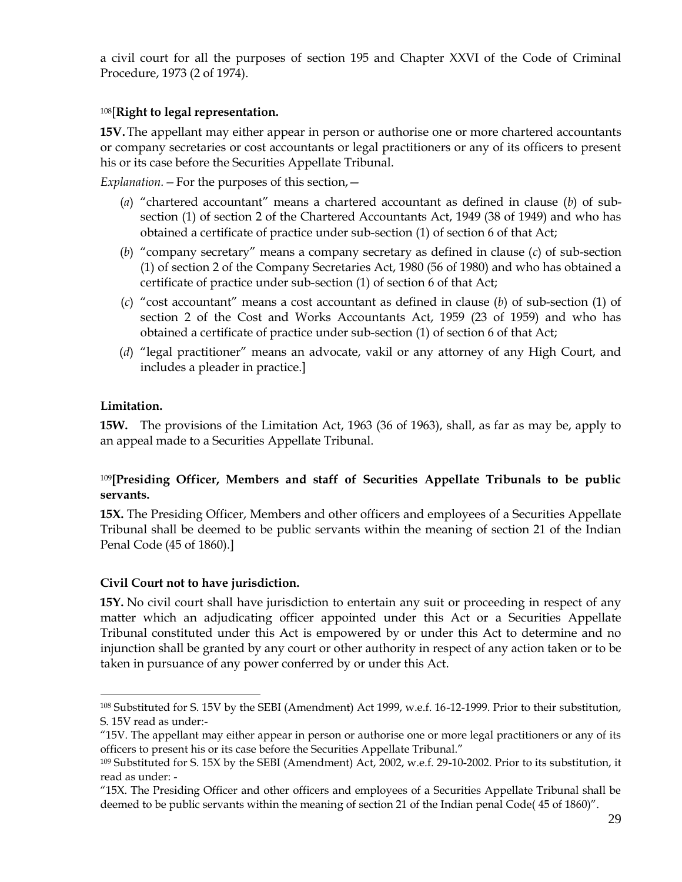a civil court for all the purposes of section 195 and Chapter XXVI of the Code of Criminal Procedure, 1973 (2 of 1974).

[108][**Right to legal representation.**

**15V.** The appellant may either appear in person or authorise one or more chartered accountants or company secretaries or cost accountants or legal practitioners or any of its officers to present his or its case before the Securities Appellate Tribunal.

*Explanation.*—For the purposes of this section,—

(*a*) "chartered accountant" means a chartered accountant as defined in clause (*b*) of sub-section (1) of section 2 of the Chartered Accountants Act, 1949 (38 of 1949) and who has obtained a certificate of practice under sub-section (1) of section 6 of that Act;

(*b*) "company secretary" means a company secretary as defined in clause (*c*) of sub-section (1) of section 2 of the Company Secretaries Act, 1980 (56 of 1980) and who has obtained a certificate of practice under sub-section (1) of section 6 of that Act;

(*c*) "cost accountant" means a cost accountant as defined in clause (*b*) of sub-section (1) of section 2 of the Cost and Works Accountants Act, 1959 (23 of 1959) and who has obtained a certificate of practice under sub-section (1) of section 6 of that Act;

(*d*) "legal practitioner" means an advocate, vakil or any attorney of any High Court, and includes a pleader in practice.]

**Limitation.**

**15W.** The provisions of the Limitation Act, 1963 (36 of 1963), shall, as far as may be, apply to an appeal made to a Securities Appellate Tribunal.

[109]**[Presiding Officer, Members and staff of Securities Appellate Tribunals to be public servants.**

**15X.** The Presiding Officer, Members and other officers and employees of a Securities Appellate Tribunal shall be deemed to be public servants within the meaning of section 21 of the Indian Penal Code (45 of 1860).]

**Civil Court not to have jurisdiction.**

**15Y.** No civil court shall have jurisdiction to entertain any suit or proceeding in respect of any matter which an adjudicating officer appointed under this Act or a Securities Appellate Tribunal constituted under this Act is empowered by or under this Act to determine and no injunction shall be granted by any court or other authority in respect of any action taken or to be taken in pursuance of any power conferred by or under this Act.

---

[108] Substituted for S. 15V by the SEBI (Amendment) Act 1999, w.e.f. 16-12-1999. Prior to their substitution, S. 15V read as under:-

"15V. The appellant may either appear in person or authorise one or more legal practitioners or any of its officers to present his or its case before the Securities Appellate Tribunal."

[109] Substituted for S. 15X by the SEBI (Amendment) Act, 2002, w.e.f. 29-10-2002. Prior to its substitution, it read as under: -

"15X. The Presiding Officer and other officers and employees of a Securities Appellate Tribunal shall be deemed to be public servants within the meaning of section 21 of the Indian penal Code( 45 of 1860)".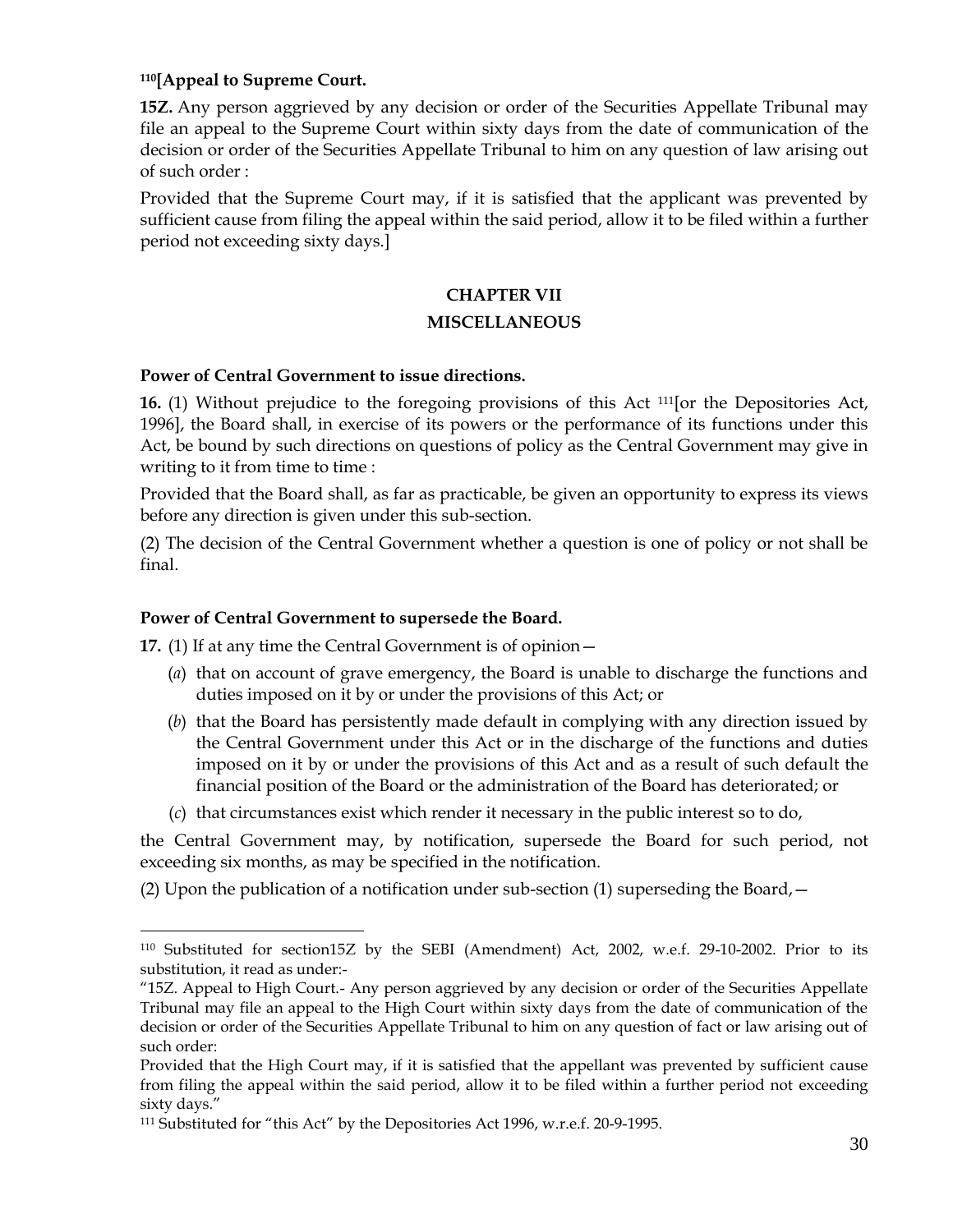[110][**Appeal to Supreme Court.**

**15Z.** Any person aggrieved by any decision or order of the Securities Appellate Tribunal may file an appeal to the Supreme Court within sixty days from the date of communication of the decision or order of the Securities Appellate Tribunal to him on any question of law arising out of such order :

Provided that the Supreme Court may, if it is satisfied that the applicant was prevented by sufficient cause from filing the appeal within the said period, allow it to be filed within a further period not exceeding sixty days.]

## CHAPTER VII

## MISCELLANEOUS

**Power of Central Government to issue directions.**

**16.** (1) Without prejudice to the foregoing provisions of this Act [111][or the Depositories Act, 1996], the Board shall, in exercise of its powers or the performance of its functions under this Act, be bound by such directions on questions of policy as the Central Government may give in writing to it from time to time :

Provided that the Board shall, as far as practicable, be given an opportunity to express its views before any direction is given under this sub-section.

(2) The decision of the Central Government whether a question is one of policy or not shall be final.

**Power of Central Government to supersede the Board.**

**17.** (1) If at any time the Central Government is of opinion—

(*a*) that on account of grave emergency, the Board is unable to discharge the functions and duties imposed on it by or under the provisions of this Act; or

(*b*) that the Board has persistently made default in complying with any direction issued by the Central Government under this Act or in the discharge of the functions and duties imposed on it by or under the provisions of this Act and as a result of such default the financial position of the Board or the administration of the Board has deteriorated; or

(*c*) that circumstances exist which render it necessary in the public interest so to do,

the Central Government may, by notification, supersede the Board for such period, not exceeding six months, as may be specified in the notification.

(2) Upon the publication of a notification under sub-section (1) superseding the Board,—

---

[110] Substituted for section15Z by the SEBI (Amendment) Act, 2002, w.e.f. 29-10-2002. Prior to its substitution, it read as under:-

"15Z. Appeal to High Court.- Any person aggrieved by any decision or order of the Securities Appellate Tribunal may file an appeal to the High Court within sixty days from the date of communication of the decision or order of the Securities Appellate Tribunal to him on any question of fact or law arising out of such order:

Provided that the High Court may, if it is satisfied that the appellant was prevented by sufficient cause from filing the appeal within the said period, allow it to be filed within a further period not exceeding sixty days."

[111] Substituted for "this Act" by the Depositories Act 1996, w.r.e.f. 20-9-1995.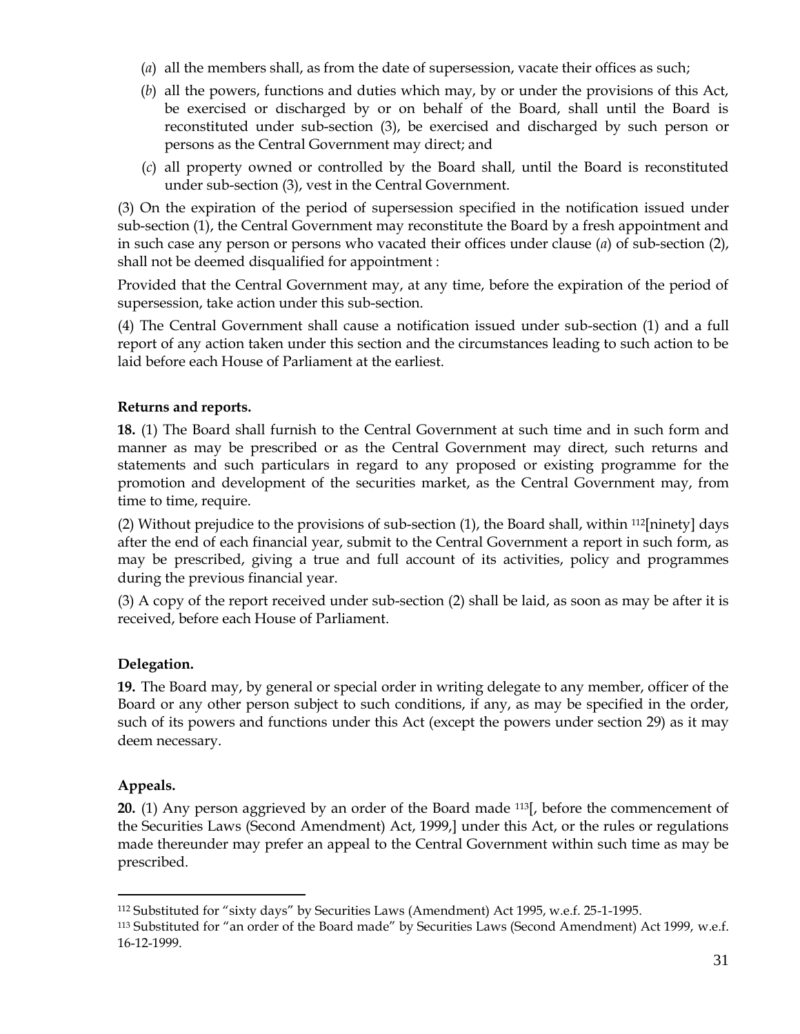(*a*) all the members shall, as from the date of supersession, vacate their offices as such;

(*b*) all the powers, functions and duties which may, by or under the provisions of this Act, be exercised or discharged by or on behalf of the Board, shall until the Board is reconstituted under sub-section (3), be exercised and discharged by such person or persons as the Central Government may direct; and

(*c*) all property owned or controlled by the Board shall, until the Board is reconstituted under sub-section (3), vest in the Central Government.

(3) On the expiration of the period of supersession specified in the notification issued under sub-section (1), the Central Government may reconstitute the Board by a fresh appointment and in such case any person or persons who vacated their offices under clause (*a*) of sub-section (2), shall not be deemed disqualified for appointment :

Provided that the Central Government may, at any time, before the expiration of the period of supersession, take action under this sub-section.

(4) The Central Government shall cause a notification issued under sub-section (1) and a full report of any action taken under this section and the circumstances leading to such action to be laid before each House of Parliament at the earliest.

**Returns and reports.**

**18.** (1) The Board shall furnish to the Central Government at such time and in such form and manner as may be prescribed or as the Central Government may direct, such returns and statements and such particulars in regard to any proposed or existing programme for the promotion and development of the securities market, as the Central Government may, from time to time, require.

(2) Without prejudice to the provisions of sub-section (1), the Board shall, within [112][ninety] days after the end of each financial year, submit to the Central Government a report in such form, as may be prescribed, giving a true and full account of its activities, policy and programmes during the previous financial year.

(3) A copy of the report received under sub-section (2) shall be laid, as soon as may be after it is received, before each House of Parliament.

**Delegation.**

**19.** The Board may, by general or special order in writing delegate to any member, officer of the Board or any other person subject to such conditions, if any, as may be specified in the order, such of its powers and functions under this Act (except the powers under section 29) as it may deem necessary.

**Appeals.**

**20.** (1) Any person aggrieved by an order of the Board made [113][, before the commencement of the Securities Laws (Second Amendment) Act, 1999,] under this Act, or the rules or regulations made thereunder may prefer an appeal to the Central Government within such time as may be prescribed.

---

[112] Substituted for "sixty days" by Securities Laws (Amendment) Act 1995, w.e.f. 25-1-1995.

[113] Substituted for "an order of the Board made" by Securities Laws (Second Amendment) Act 1999, w.e.f. 16-12-1999.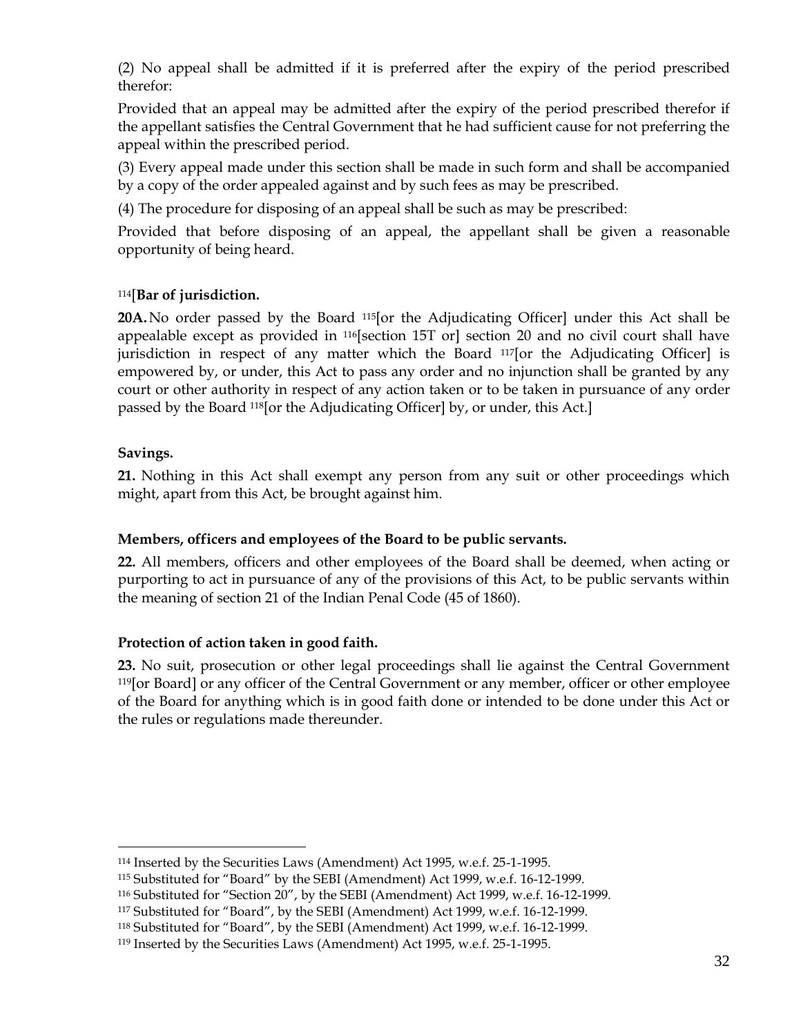(2) No appeal shall be admitted if it is preferred after the expiry of the period prescribed therefor:

Provided that an appeal may be admitted after the expiry of the period prescribed therefor if the appellant satisfies the Central Government that he had sufficient cause for not preferring the appeal within the prescribed period.

(3) Every appeal made under this section shall be made in such form and shall be accompanied by a copy of the order appealed against and by such fees as may be prescribed.

(4) The procedure for disposing of an appeal shall be such as may be prescribed:

Provided that before disposing of an appeal, the appellant shall be given a reasonable opportunity of being heard.

[114][**Bar of jurisdiction.**

**20A.** No order passed by the Board [115][or the Adjudicating Officer] under this Act shall be appealable except as provided in [116][section 15T or] section 20 and no civil court shall have jurisdiction in respect of any matter which the Board [117][or the Adjudicating Officer] is empowered by, or under, this Act to pass any order and no injunction shall be granted by any court or other authority in respect of any action taken or to be taken in pursuance of any order passed by the Board [118][or the Adjudicating Officer] by, or under, this Act.]

**Savings.**

**21.** Nothing in this Act shall exempt any person from any suit or other proceedings which might, apart from this Act, be brought against him.

**Members, officers and employees of the Board to be public servants.**

**22.** All members, officers and other employees of the Board shall be deemed, when acting or purporting to act in pursuance of any of the provisions of this Act, to be public servants within the meaning of section 21 of the Indian Penal Code (45 of 1860).

**Protection of action taken in good faith.**

**23.** No suit, prosecution or other legal proceedings shall lie against the Central Government [119][or Board] or any officer of the Central Government or any member, officer or other employee of the Board for anything which is in good faith done or intended to be done under this Act or the rules or regulations made thereunder.

---

[114] Inserted by the Securities Laws (Amendment) Act 1995, w.e.f. 25-1-1995.

[115] Substituted for "Board" by the SEBI (Amendment) Act 1999, w.e.f. 16-12-1999.

[116] Substituted for "Section 20", by the SEBI (Amendment) Act 1999, w.e.f. 16-12-1999.

[117] Substituted for "Board", by the SEBI (Amendment) Act 1999, w.e.f. 16-12-1999.

[118] Substituted for "Board", by the SEBI (Amendment) Act 1999, w.e.f. 16-12-1999.

[119] Inserted by the Securities Laws (Amendment) Act 1995, w.e.f. 25-1-1995.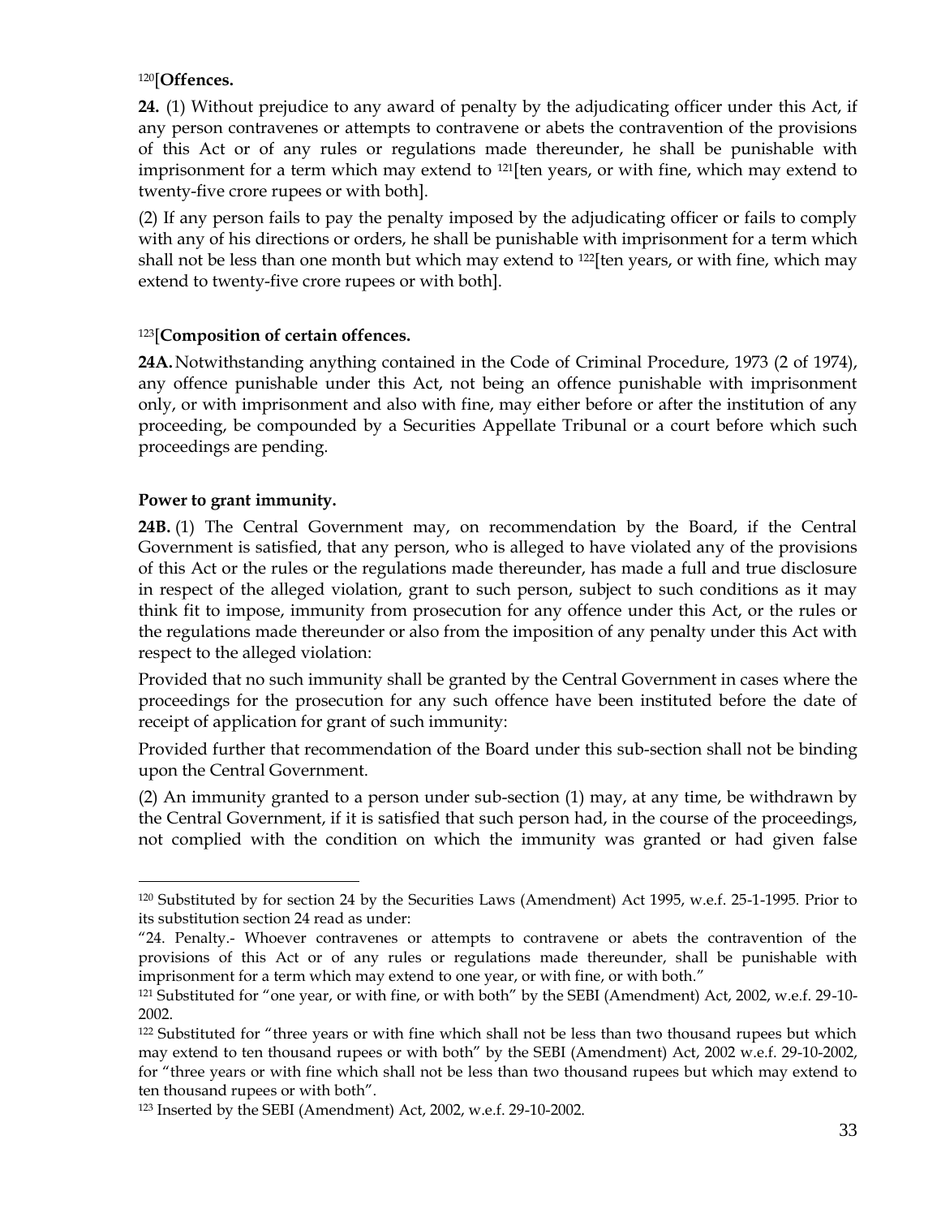[120][**Offences.**

**24.** (1) Without prejudice to any award of penalty by the adjudicating officer under this Act, if any person contravenes or attempts to contravene or abets the contravention of the provisions of this Act or of any rules or regulations made thereunder, he shall be punishable with imprisonment for a term which may extend to [121][ten years, or with fine, which may extend to twenty-five crore rupees or with both].

(2) If any person fails to pay the penalty imposed by the adjudicating officer or fails to comply with any of his directions or orders, he shall be punishable with imprisonment for a term which shall not be less than one month but which may extend to [122][ten years, or with fine, which may extend to twenty-five crore rupees or with both].

[123][**Composition of certain offences.**

**24A.** Notwithstanding anything contained in the Code of Criminal Procedure, 1973 (2 of 1974), any offence punishable under this Act, not being an offence punishable with imprisonment only, or with imprisonment and also with fine, may either before or after the institution of any proceeding, be compounded by a Securities Appellate Tribunal or a court before which such proceedings are pending.

**Power to grant immunity.**

**24B.** (1) The Central Government may, on recommendation by the Board, if the Central Government is satisfied, that any person, who is alleged to have violated any of the provisions of this Act or the rules or the regulations made thereunder, has made a full and true disclosure in respect of the alleged violation, grant to such person, subject to such conditions as it may think fit to impose, immunity from prosecution for any offence under this Act, or the rules or the regulations made thereunder or also from the imposition of any penalty under this Act with respect to the alleged violation:

Provided that no such immunity shall be granted by the Central Government in cases where the proceedings for the prosecution for any such offence have been instituted before the date of receipt of application for grant of such immunity:

Provided further that recommendation of the Board under this sub-section shall not be binding upon the Central Government.

(2) An immunity granted to a person under sub-section (1) may, at any time, be withdrawn by the Central Government, if it is satisfied that such person had, in the course of the proceedings, not complied with the condition on which the immunity was granted or had given false

---

[120] Substituted by for section 24 by the Securities Laws (Amendment) Act 1995, w.e.f. 25-1-1995. Prior to its substitution section 24 read as under:

"24. Penalty.- Whoever contravenes or attempts to contravene or abets the contravention of the provisions of this Act or of any rules or regulations made thereunder, shall be punishable with imprisonment for a term which may extend to one year, or with fine, or with both."

[121] Substituted for "one year, or with fine, or with both" by the SEBI (Amendment) Act, 2002, w.e.f. 29-10-2002.

[122] Substituted for "three years or with fine which shall not be less than two thousand rupees but which may extend to ten thousand rupees or with both" by the SEBI (Amendment) Act, 2002 w.e.f. 29-10-2002, for "three years or with fine which shall not be less than two thousand rupees but which may extend to ten thousand rupees or with both".

[123] Inserted by the SEBI (Amendment) Act, 2002, w.e.f. 29-10-2002.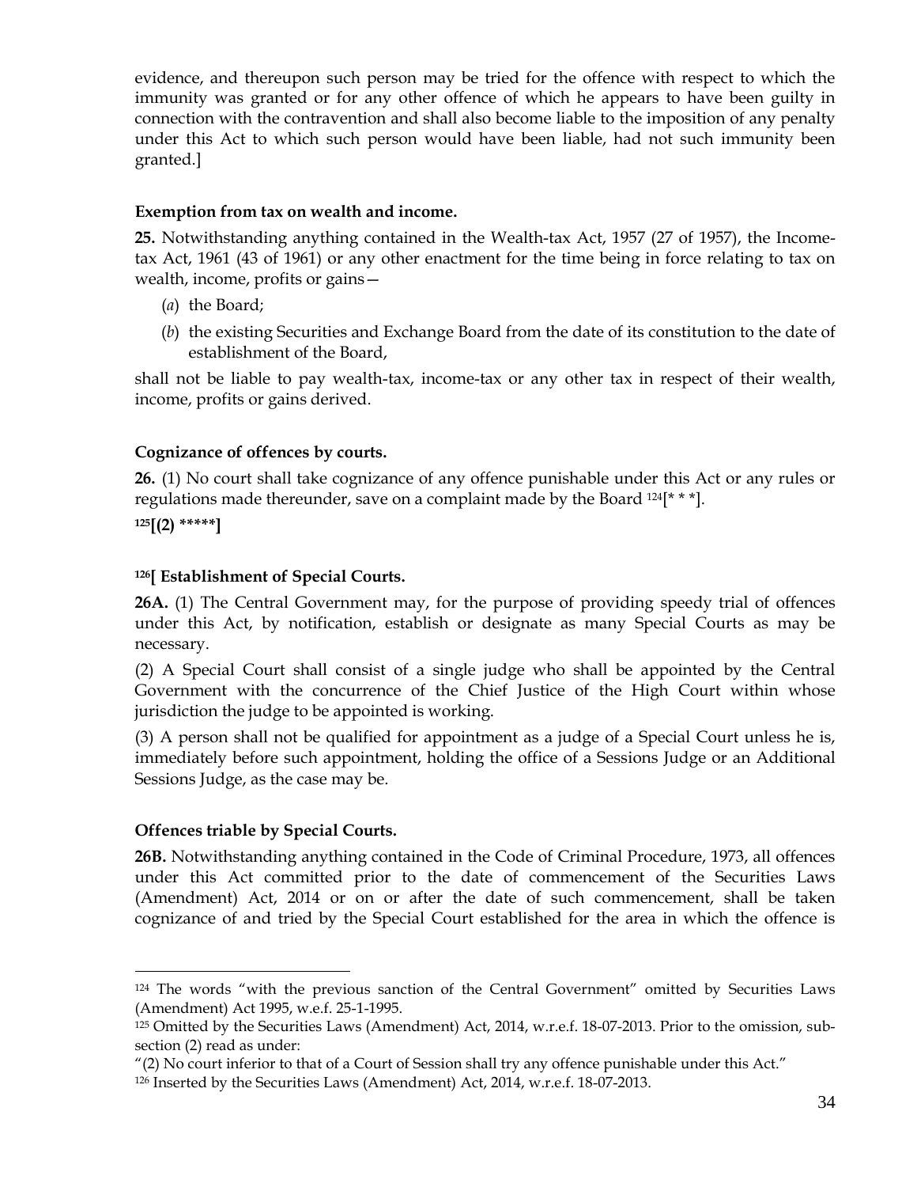evidence, and thereupon such person may be tried for the offence with respect to which the immunity was granted or for any other offence of which he appears to have been guilty in connection with the contravention and shall also become liable to the imposition of any penalty under this Act to which such person would have been liable, had not such immunity been granted.]

**Exemption from tax on wealth and income.**

**25.** Notwithstanding anything contained in the Wealth-tax Act, 1957 (27 of 1957), the Income-tax Act, 1961 (43 of 1961) or any other enactment for the time being in force relating to tax on wealth, income, profits or gains—

(*a*) the Board;

(*b*) the existing Securities and Exchange Board from the date of its constitution to the date of establishment of the Board,

shall not be liable to pay wealth-tax, income-tax or any other tax in respect of their wealth, income, profits or gains derived.

**Cognizance of offences by courts.**

**26.** (1) No court shall take cognizance of any offence punishable under this Act or any rules or regulations made thereunder, save on a complaint made by the Board [124][* * *].

**[125][(2) *****]**

**[126][ Establishment of Special Courts.**

**26A.** (1) The Central Government may, for the purpose of providing speedy trial of offences under this Act, by notification, establish or designate as many Special Courts as may be necessary.

(2) A Special Court shall consist of a single judge who shall be appointed by the Central Government with the concurrence of the Chief Justice of the High Court within whose jurisdiction the judge to be appointed is working.

(3) A person shall not be qualified for appointment as a judge of a Special Court unless he is, immediately before such appointment, holding the office of a Sessions Judge or an Additional Sessions Judge, as the case may be.

**Offences triable by Special Courts.**

**26B.** Notwithstanding anything contained in the Code of Criminal Procedure, 1973, all offences under this Act committed prior to the date of commencement of the Securities Laws (Amendment) Act, 2014 or on or after the date of such commencement, shall be taken cognizance of and tried by the Special Court established for the area in which the offence is

---

[124] The words "with the previous sanction of the Central Government" omitted by Securities Laws (Amendment) Act 1995, w.e.f. 25-1-1995.

[125] Omitted by the Securities Laws (Amendment) Act, 2014, w.r.e.f. 18-07-2013. Prior to the omission, sub-section (2) read as under:

"(2) No court inferior to that of a Court of Session shall try any offence punishable under this Act."

[126] Inserted by the Securities Laws (Amendment) Act, 2014, w.r.e.f. 18-07-2013.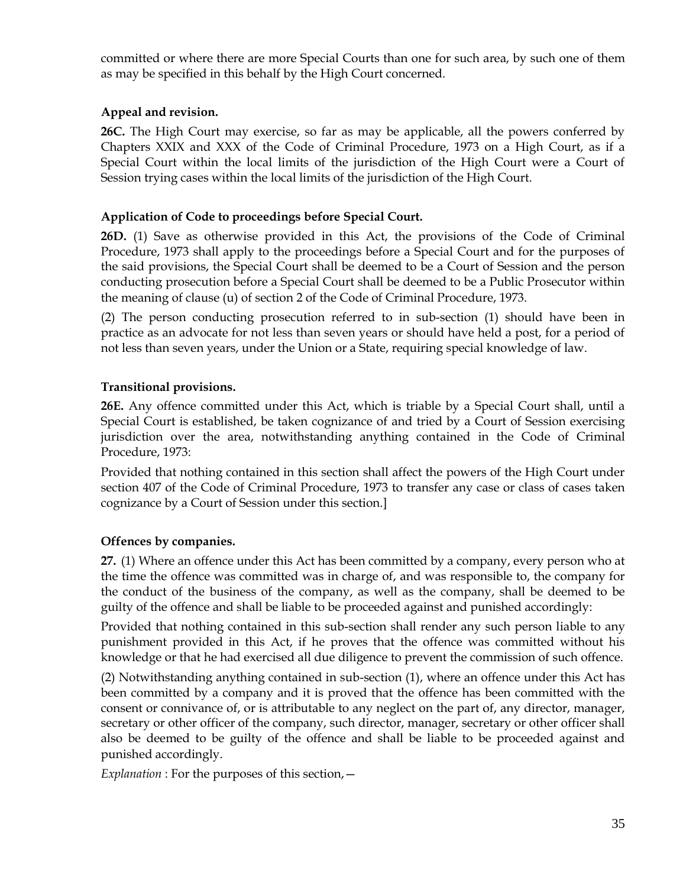committed or where there are more Special Courts than one for such area, by such one of them as may be specified in this behalf by the High Court concerned.

**Appeal and revision.**

**26C.** The High Court may exercise, so far as may be applicable, all the powers conferred by Chapters XXIX and XXX of the Code of Criminal Procedure, 1973 on a High Court, as if a Special Court within the local limits of the jurisdiction of the High Court were a Court of Session trying cases within the local limits of the jurisdiction of the High Court.

**Application of Code to proceedings before Special Court.**

**26D.** (1) Save as otherwise provided in this Act, the provisions of the Code of Criminal Procedure, 1973 shall apply to the proceedings before a Special Court and for the purposes of the said provisions, the Special Court shall be deemed to be a Court of Session and the person conducting prosecution before a Special Court shall be deemed to be a Public Prosecutor within the meaning of clause (u) of section 2 of the Code of Criminal Procedure, 1973.

(2) The person conducting prosecution referred to in sub-section (1) should have been in practice as an advocate for not less than seven years or should have held a post, for a period of not less than seven years, under the Union or a State, requiring special knowledge of law.

**Transitional provisions.**

**26E.** Any offence committed under this Act, which is triable by a Special Court shall, until a Special Court is established, be taken cognizance of and tried by a Court of Session exercising jurisdiction over the area, notwithstanding anything contained in the Code of Criminal Procedure, 1973:

Provided that nothing contained in this section shall affect the powers of the High Court under section 407 of the Code of Criminal Procedure, 1973 to transfer any case or class of cases taken cognizance by a Court of Session under this section.]

**Offences by companies.**

**27.** (1) Where an offence under this Act has been committed by a company, every person who at the time the offence was committed was in charge of, and was responsible to, the company for the conduct of the business of the company, as well as the company, shall be deemed to be guilty of the offence and shall be liable to be proceeded against and punished accordingly:

Provided that nothing contained in this sub-section shall render any such person liable to any punishment provided in this Act, if he proves that the offence was committed without his knowledge or that he had exercised all due diligence to prevent the commission of such offence.

(2) Notwithstanding anything contained in sub-section (1), where an offence under this Act has been committed by a company and it is proved that the offence has been committed with the consent or connivance of, or is attributable to any neglect on the part of, any director, manager, secretary or other officer of the company, such director, manager, secretary or other officer shall also be deemed to be guilty of the offence and shall be liable to be proceeded against and punished accordingly.

*Explanation* : For the purposes of this section,—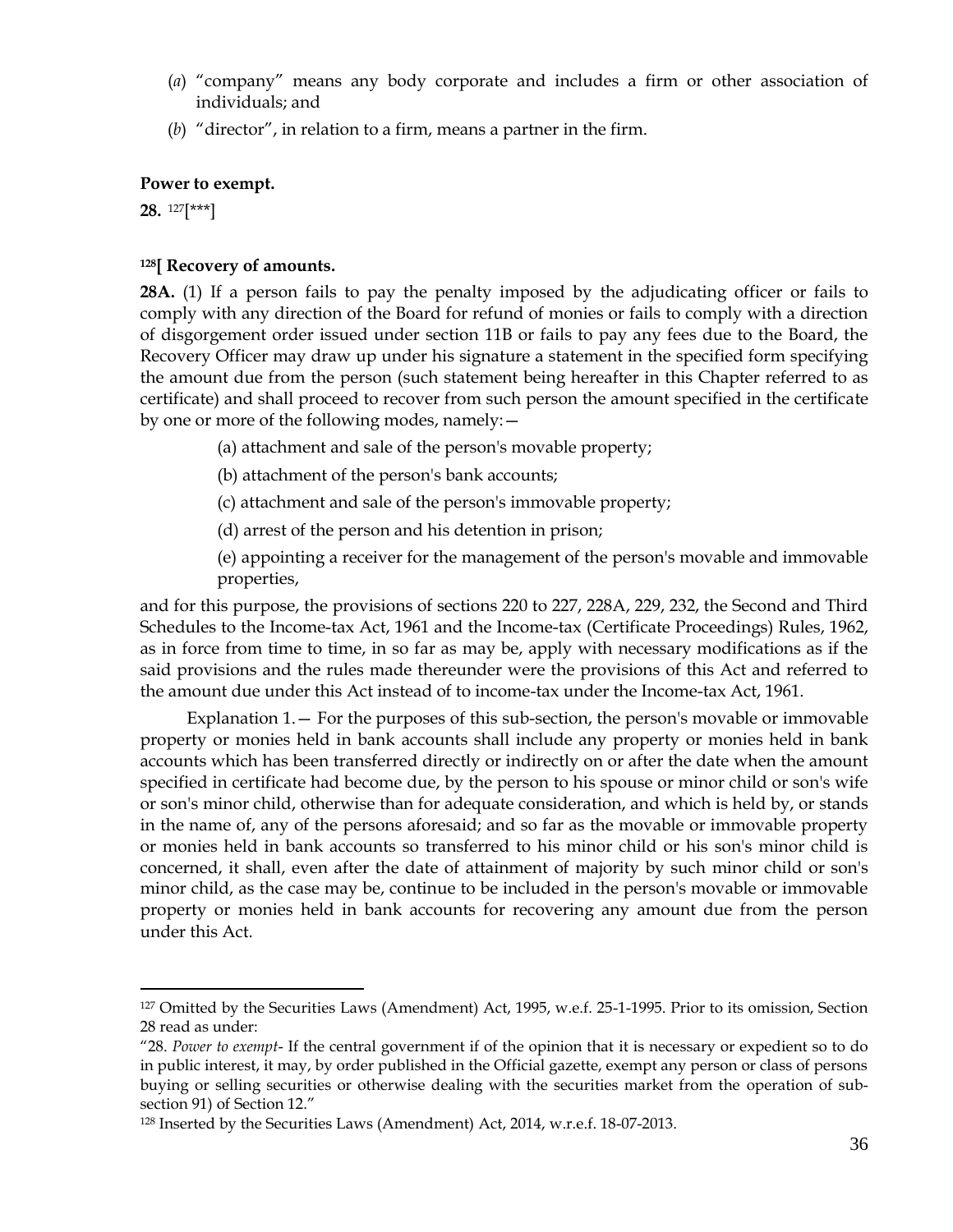(*a*) "company" means any body corporate and includes a firm or other association of individuals; and

(*b*) "director", in relation to a firm, means a partner in the firm.

**Power to exempt.**

**28.** [127][***]

**[128][ Recovery of amounts.**

**28A.** (1) If a person fails to pay the penalty imposed by the adjudicating officer or fails to comply with any direction of the Board for refund of monies or fails to comply with a direction of disgorgement order issued under section 11B or fails to pay any fees due to the Board, the Recovery Officer may draw up under his signature a statement in the specified form specifying the amount due from the person (such statement being hereafter in this Chapter referred to as certificate) and shall proceed to recover from such person the amount specified in the certificate by one or more of the following modes, namely:—

(a) attachment and sale of the person's movable property;

(b) attachment of the person's bank accounts;

(c) attachment and sale of the person's immovable property;

(d) arrest of the person and his detention in prison;

(e) appointing a receiver for the management of the person's movable and immovable properties,

and for this purpose, the provisions of sections 220 to 227, 228A, 229, 232, the Second and Third Schedules to the Income-tax Act, 1961 and the Income-tax (Certificate Proceedings) Rules, 1962, as in force from time to time, in so far as may be, apply with necessary modifications as if the said provisions and the rules made thereunder were the provisions of this Act and referred to the amount due under this Act instead of to income-tax under the Income-tax Act, 1961.

Explanation 1.— For the purposes of this sub-section, the person's movable or immovable property or monies held in bank accounts shall include any property or monies held in bank accounts which has been transferred directly or indirectly on or after the date when the amount specified in certificate had become due, by the person to his spouse or minor child or son's wife or son's minor child, otherwise than for adequate consideration, and which is held by, or stands in the name of, any of the persons aforesaid; and so far as the movable or immovable property or monies held in bank accounts so transferred to his minor child or his son's minor child is concerned, it shall, even after the date of attainment of majority by such minor child or son's minor child, as the case may be, continue to be included in the person's movable or immovable property or monies held in bank accounts for recovering any amount due from the person under this Act.

---

[127] Omitted by the Securities Laws (Amendment) Act, 1995, w.e.f. 25-1-1995. Prior to its omission, Section 28 read as under:

"28. *Power to exempt*- If the central government if of the opinion that it is necessary or expedient so to do in public interest, it may, by order published in the Official gazette, exempt any person or class of persons buying or selling securities or otherwise dealing with the securities market from the operation of sub-section 91) of Section 12."

[128] Inserted by the Securities Laws (Amendment) Act, 2014, w.r.e.f. 18-07-2013.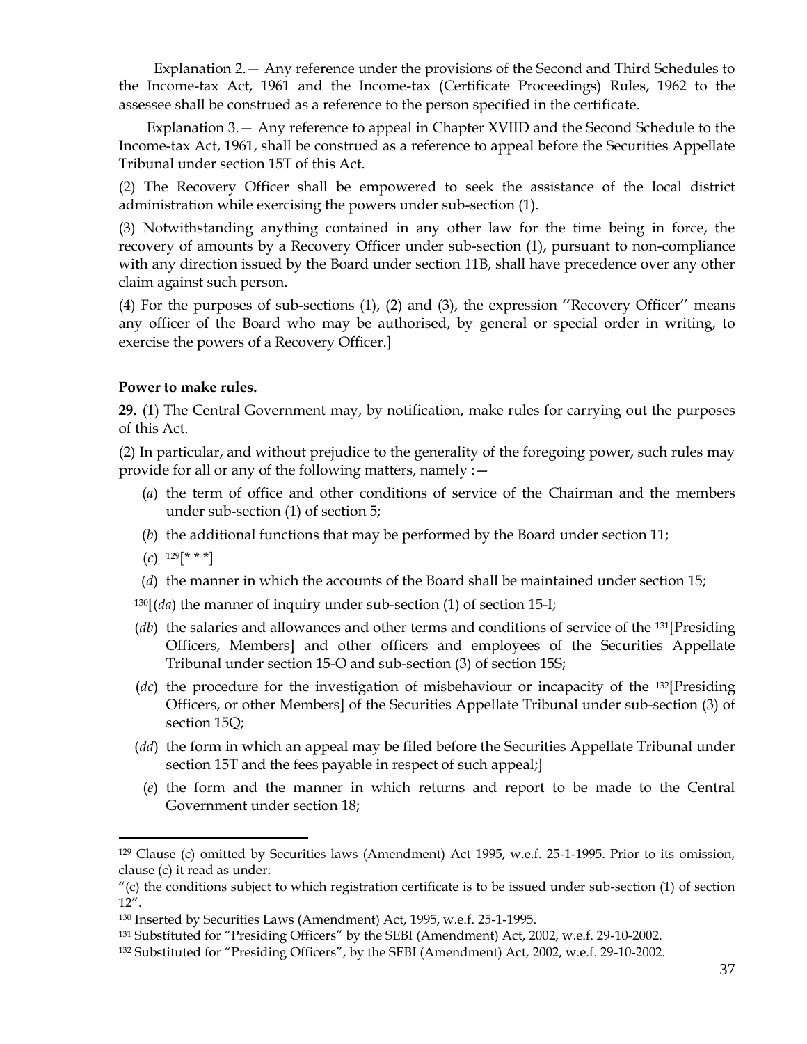Explanation 2.— Any reference under the provisions of the Second and Third Schedules to the Income-tax Act, 1961 and the Income-tax (Certificate Proceedings) Rules, 1962 to the assessee shall be construed as a reference to the person specified in the certificate.

Explanation 3.— Any reference to appeal in Chapter XVIID and the Second Schedule to the Income-tax Act, 1961, shall be construed as a reference to appeal before the Securities Appellate Tribunal under section 15T of this Act.

(2) The Recovery Officer shall be empowered to seek the assistance of the local district administration while exercising the powers under sub-section (1).

(3) Notwithstanding anything contained in any other law for the time being in force, the recovery of amounts by a Recovery Officer under sub-section (1), pursuant to non-compliance with any direction issued by the Board under section 11B, shall have precedence over any other claim against such person.

(4) For the purposes of sub-sections (1), (2) and (3), the expression ''Recovery Officer'' means any officer of the Board who may be authorised, by general or special order in writing, to exercise the powers of a Recovery Officer.]

**Power to make rules.**

**29.** (1) The Central Government may, by notification, make rules for carrying out the purposes of this Act.

(2) In particular, and without prejudice to the generality of the foregoing power, such rules may provide for all or any of the following matters, namely :—

(*a*) the term of office and other conditions of service of the Chairman and the members under sub-section (1) of section 5;

(*b*) the additional functions that may be performed by the Board under section 11;

(*c*) [129][* * *]

(*d*) the manner in which the accounts of the Board shall be maintained under section 15;

[130][(*da*) the manner of inquiry under sub-section (1) of section 15-I;

(*db*) the salaries and allowances and other terms and conditions of service of the [131][Presiding Officers, Members] and other officers and employees of the Securities Appellate Tribunal under section 15-O and sub-section (3) of section 15S;

(*dc*) the procedure for the investigation of misbehaviour or incapacity of the [132][Presiding Officers, or other Members] of the Securities Appellate Tribunal under sub-section (3) of section 15Q;

(*dd*) the form in which an appeal may be filed before the Securities Appellate Tribunal under section 15T and the fees payable in respect of such appeal;]

(*e*) the form and the manner in which returns and report to be made to the Central Government under section 18;

---

[129] Clause (c) omitted by Securities laws (Amendment) Act 1995, w.e.f. 25-1-1995. Prior to its omission, clause (c) it read as under:

"(c) the conditions subject to which registration certificate is to be issued under sub-section (1) of section 12".

[130] Inserted by Securities Laws (Amendment) Act, 1995, w.e.f. 25-1-1995.

[131] Substituted for "Presiding Officers" by the SEBI (Amendment) Act, 2002, w.e.f. 29-10-2002.

[132] Substituted for "Presiding Officers", by the SEBI (Amendment) Act, 2002, w.e.f. 29-10-2002.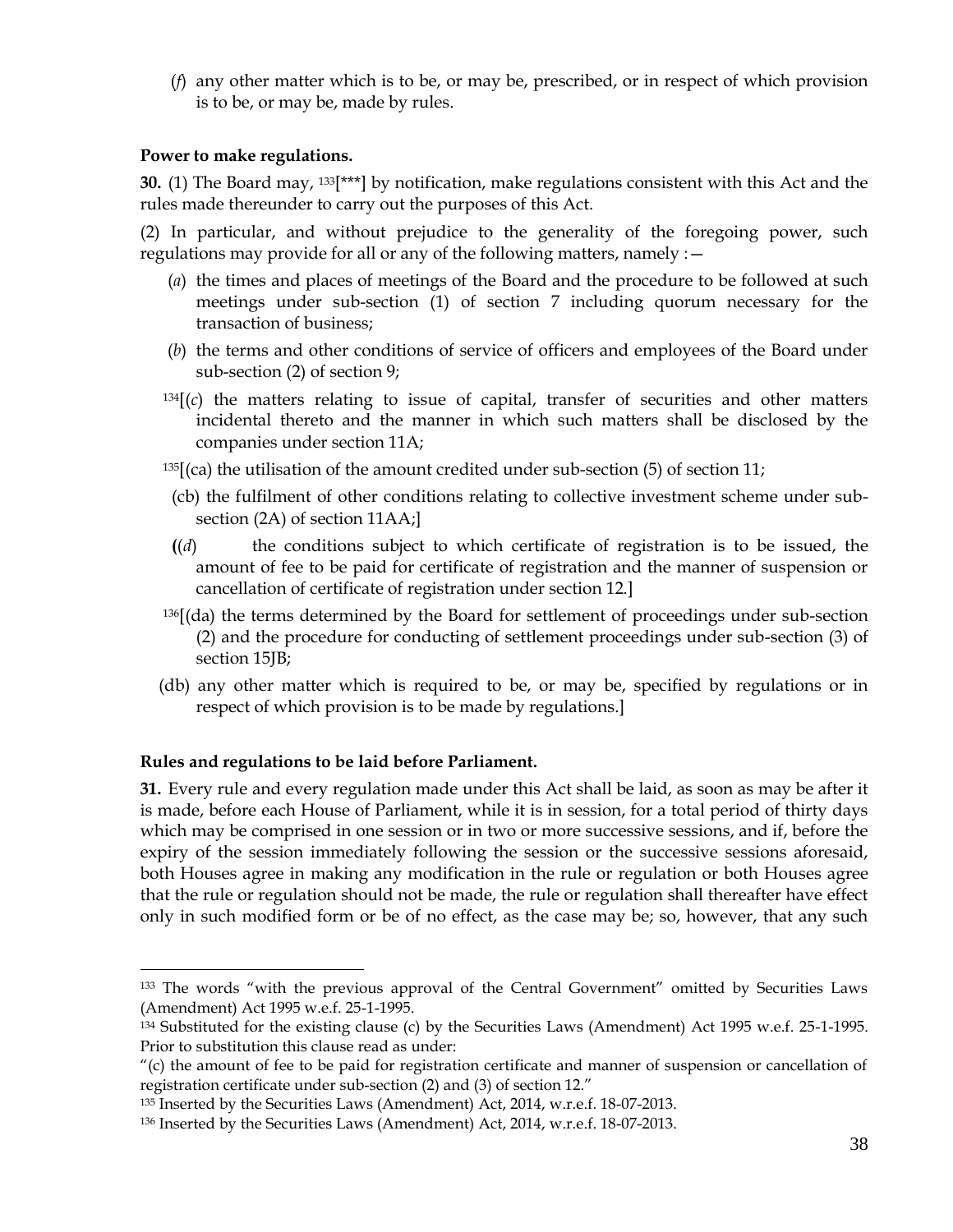(*f*) any other matter which is to be, or may be, prescribed, or in respect of which provision is to be, or may be, made by rules.

**Power to make regulations.**

**30.** (1) The Board may, [133][***] by notification, make regulations consistent with this Act and the rules made thereunder to carry out the purposes of this Act.

(2) In particular, and without prejudice to the generality of the foregoing power, such regulations may provide for all or any of the following matters, namely :—

(*a*) the times and places of meetings of the Board and the procedure to be followed at such meetings under sub-section (1) of section 7 including quorum necessary for the transaction of business;

(*b*) the terms and other conditions of service of officers and employees of the Board under sub-section (2) of section 9;

[134][(*c*) the matters relating to issue of capital, transfer of securities and other matters incidental thereto and the manner in which such matters shall be disclosed by the companies under section 11A;

[135][(ca) the utilisation of the amount credited under sub-section (5) of section 11;

(cb) the fulfilment of other conditions relating to collective investment scheme under sub-section (2A) of section 11AA;]

((*d*) the conditions subject to which certificate of registration is to be issued, the amount of fee to be paid for certificate of registration and the manner of suspension or cancellation of certificate of registration under section 12.]

[136][(da) the terms determined by the Board for settlement of proceedings under sub-section (2) and the procedure for conducting of settlement proceedings under sub-section (3) of section 15JB;

(db) any other matter which is required to be, or may be, specified by regulations or in respect of which provision is to be made by regulations.]

**Rules and regulations to be laid before Parliament.**

**31.** Every rule and every regulation made under this Act shall be laid, as soon as may be after it is made, before each House of Parliament, while it is in session, for a total period of thirty days which may be comprised in one session or in two or more successive sessions, and if, before the expiry of the session immediately following the session or the successive sessions aforesaid, both Houses agree in making any modification in the rule or regulation or both Houses agree that the rule or regulation should not be made, the rule or regulation shall thereafter have effect only in such modified form or be of no effect, as the case may be; so, however, that any such

---

[133] The words "with the previous approval of the Central Government" omitted by Securities Laws (Amendment) Act 1995 w.e.f. 25-1-1995.

[134] Substituted for the existing clause (c) by the Securities Laws (Amendment) Act 1995 w.e.f. 25-1-1995. Prior to substitution this clause read as under:

"(c) the amount of fee to be paid for registration certificate and manner of suspension or cancellation of registration certificate under sub-section (2) and (3) of section 12."

[135] Inserted by the Securities Laws (Amendment) Act, 2014, w.r.e.f. 18-07-2013.

[136] Inserted by the Securities Laws (Amendment) Act, 2014, w.r.e.f. 18-07-2013.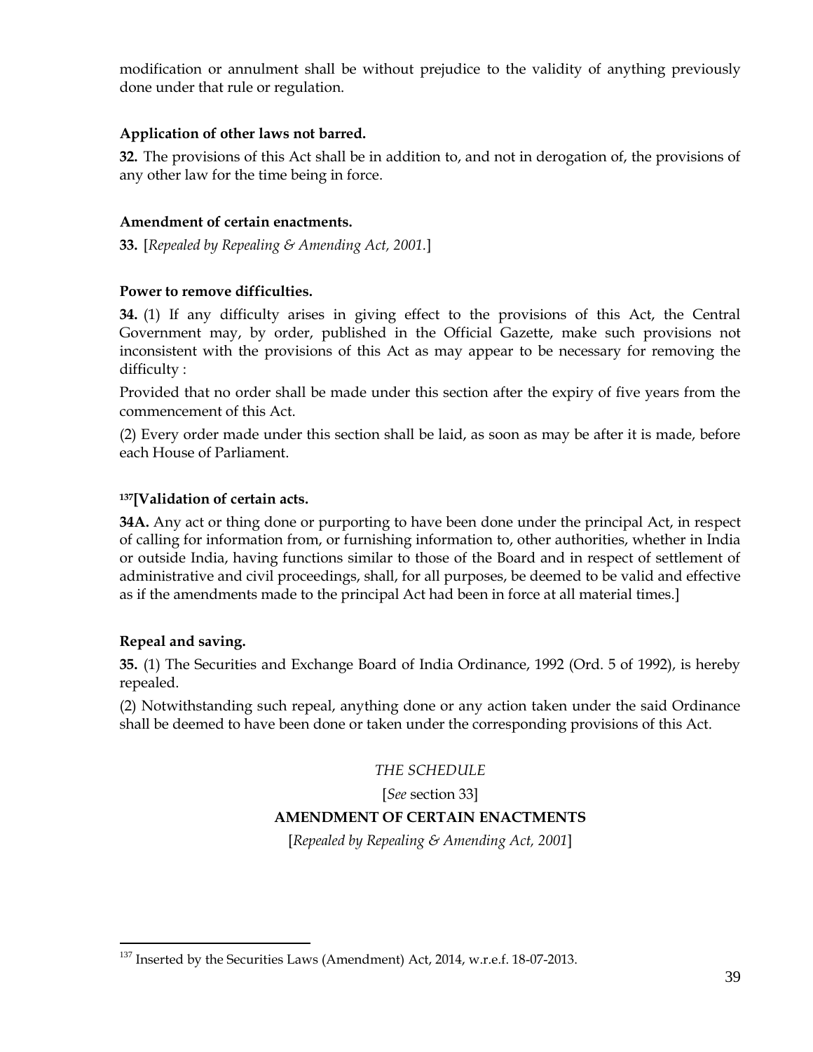modification or annulment shall be without prejudice to the validity of anything previously done under that rule or regulation.

**Application of other laws not barred.**

**32.** The provisions of this Act shall be in addition to, and not in derogation of, the provisions of any other law for the time being in force.

**Amendment of certain enactments.**

**33.** [*Repealed by Repealing & Amending Act, 2001.*]

**Power to remove difficulties.**

**34.** (1) If any difficulty arises in giving effect to the provisions of this Act, the Central Government may, by order, published in the Official Gazette, make such provisions not inconsistent with the provisions of this Act as may appear to be necessary for removing the difficulty :

Provided that no order shall be made under this section after the expiry of five years from the commencement of this Act.

(2) Every order made under this section shall be laid, as soon as may be after it is made, before each House of Parliament.

[137]**[Validation of certain acts.**

**34A.** Any act or thing done or purporting to have been done under the principal Act, in respect of calling for information from, or furnishing information to, other authorities, whether in India or outside India, having functions similar to those of the Board and in respect of settlement of administrative and civil proceedings, shall, for all purposes, be deemed to be valid and effective as if the amendments made to the principal Act had been in force at all material times.]

**Repeal and saving.**

**35.** (1) The Securities and Exchange Board of India Ordinance, 1992 (Ord. 5 of 1992), is hereby repealed.

(2) Notwithstanding such repeal, anything done or any action taken under the said Ordinance shall be deemed to have been done or taken under the corresponding provisions of this Act.

*THE SCHEDULE*

[*See* section 33]

**AMENDMENT OF CERTAIN ENACTMENTS**

[*Repealed by Repealing & Amending Act, 2001*]

---

[137] Inserted by the Securities Laws (Amendment) Act, 2014, w.r.e.f. 18-07-2013.